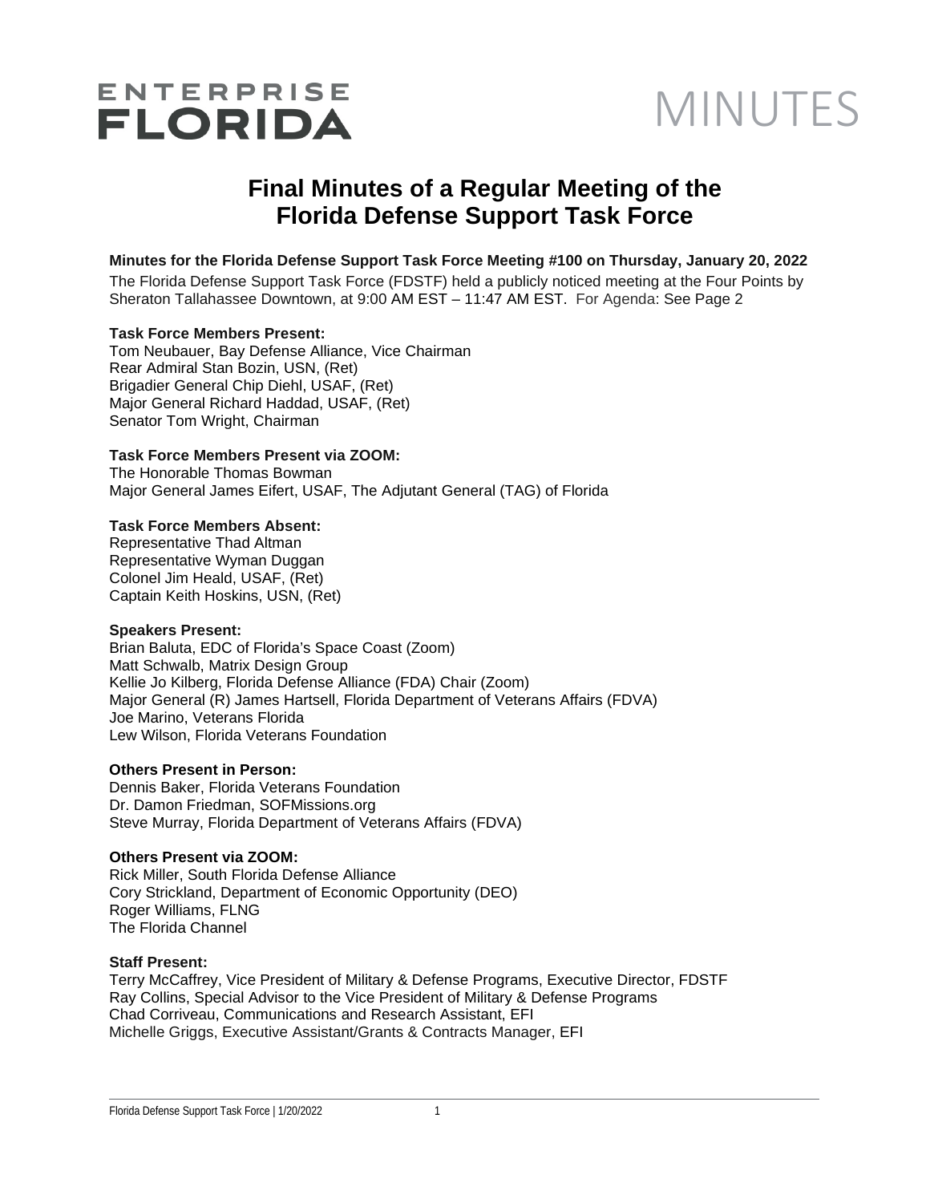ENTERPRISE FLORIDA

MINUTES

# Final Minutes of a Regular Meeting of the Florida Defense Support Task Force

**Minutes for the Florida Defense Support Task Force Meeting #100 on Thursday, January 20, 2022**

The Florida Defense Support Task Force (FDSTF) held a publicly noticed meeting at the Four Points by Sheraton Tallahassee Downtown, at 9:00 AM EST – 11:47 AM EST. For Agenda: See Page 2

**Task Force Members Present:**

Tom Neubauer, Bay Defense Alliance, Vice Chairman
Rear Admiral Stan Bozin, USN, (Ret)
Brigadier General Chip Diehl, USAF, (Ret)
Major General Richard Haddad, USAF, (Ret)
Senator Tom Wright, Chairman

**Task Force Members Present via ZOOM:**

The Honorable Thomas Bowman
Major General James Eifert, USAF, The Adjutant General (TAG) of Florida

**Task Force Members Absent:**

Representative Thad Altman
Representative Wyman Duggan
Colonel Jim Heald, USAF, (Ret)
Captain Keith Hoskins, USN, (Ret)

**Speakers Present:**

Brian Baluta, EDC of Florida's Space Coast (Zoom)
Matt Schwalb, Matrix Design Group
Kellie Jo Kilberg, Florida Defense Alliance (FDA) Chair (Zoom)
Major General (R) James Hartsell, Florida Department of Veterans Affairs (FDVA)
Joe Marino, Veterans Florida
Lew Wilson, Florida Veterans Foundation

**Others Present in Person:**

Dennis Baker, Florida Veterans Foundation
Dr. Damon Friedman, SOFMissions.org
Steve Murray, Florida Department of Veterans Affairs (FDVA)

**Others Present via ZOOM:**

Rick Miller, South Florida Defense Alliance
Cory Strickland, Department of Economic Opportunity (DEO)
Roger Williams, FLNG
The Florida Channel

**Staff Present:**

Terry McCaffrey, Vice President of Military & Defense Programs, Executive Director, FDSTF
Ray Collins, Special Advisor to the Vice President of Military & Defense Programs
Chad Corriveau, Communications and Research Assistant, EFI
Michelle Griggs, Executive Assistant/Grants & Contracts Manager, EFI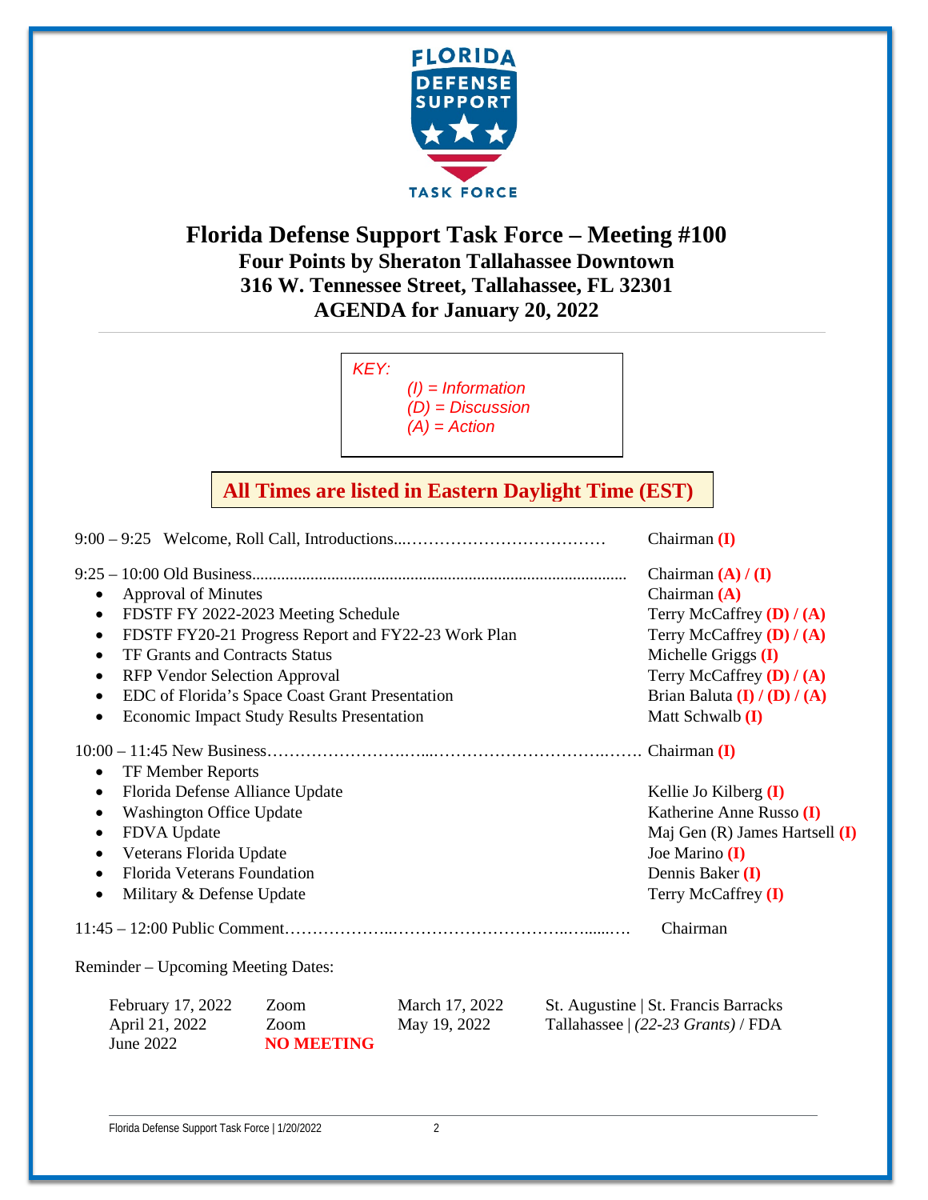# Florida Defense Support Task Force – Meeting #100

**Four Points by Sheraton Tallahassee Downtown**
**316 W. Tennessee Street, Tallahassee, FL 32301**
**AGENDA for January 20, 2022**

*KEY:*
*(I) = Information*
*(D) = Discussion*
*(A) = Action*

**All Times are listed in Eastern Daylight Time (EST)**

9:00 – 9:25 Welcome, Roll Call, Introductions... Chairman **(I)**

9:25 – 10:00 Old Business... Chairman **(A) / (I)**

- Approval of Minutes — Chairman **(A)**
- FDSTF FY 2022-2023 Meeting Schedule — Terry McCaffrey **(D) / (A)**
- FDSTF FY20-21 Progress Report and FY22-23 Work Plan — Terry McCaffrey **(D) / (A)**
- TF Grants and Contracts Status — Michelle Griggs **(I)**
- RFP Vendor Selection Approval — Terry McCaffrey **(D) / (A)**
- EDC of Florida's Space Coast Grant Presentation — Brian Baluta **(I) / (D) / (A)**
- Economic Impact Study Results Presentation — Matt Schwalb **(I)**

10:00 – 11:45 New Business... Chairman **(I)**

- TF Member Reports
- Florida Defense Alliance Update — Kellie Jo Kilberg **(I)**
- Washington Office Update — Katherine Anne Russo **(I)**
- FDVA Update — Maj Gen (R) James Hartsell **(I)**
- Veterans Florida Update — Joe Marino **(I)**
- Florida Veterans Foundation — Dennis Baker **(I)**
- Military & Defense Update — Terry McCaffrey **(I)**

11:45 – 12:00 Public Comment... Chairman

Reminder – Upcoming Meeting Dates:

| | | | |
|---|---|---|---|
| February 17, 2022 | Zoom | March 17, 2022 | St. Augustine \| St. Francis Barracks |
| April 21, 2022 | Zoom | May 19, 2022 | Tallahassee \| *(22-23 Grants)* / FDA |
| June 2022 | **NO MEETING** | | |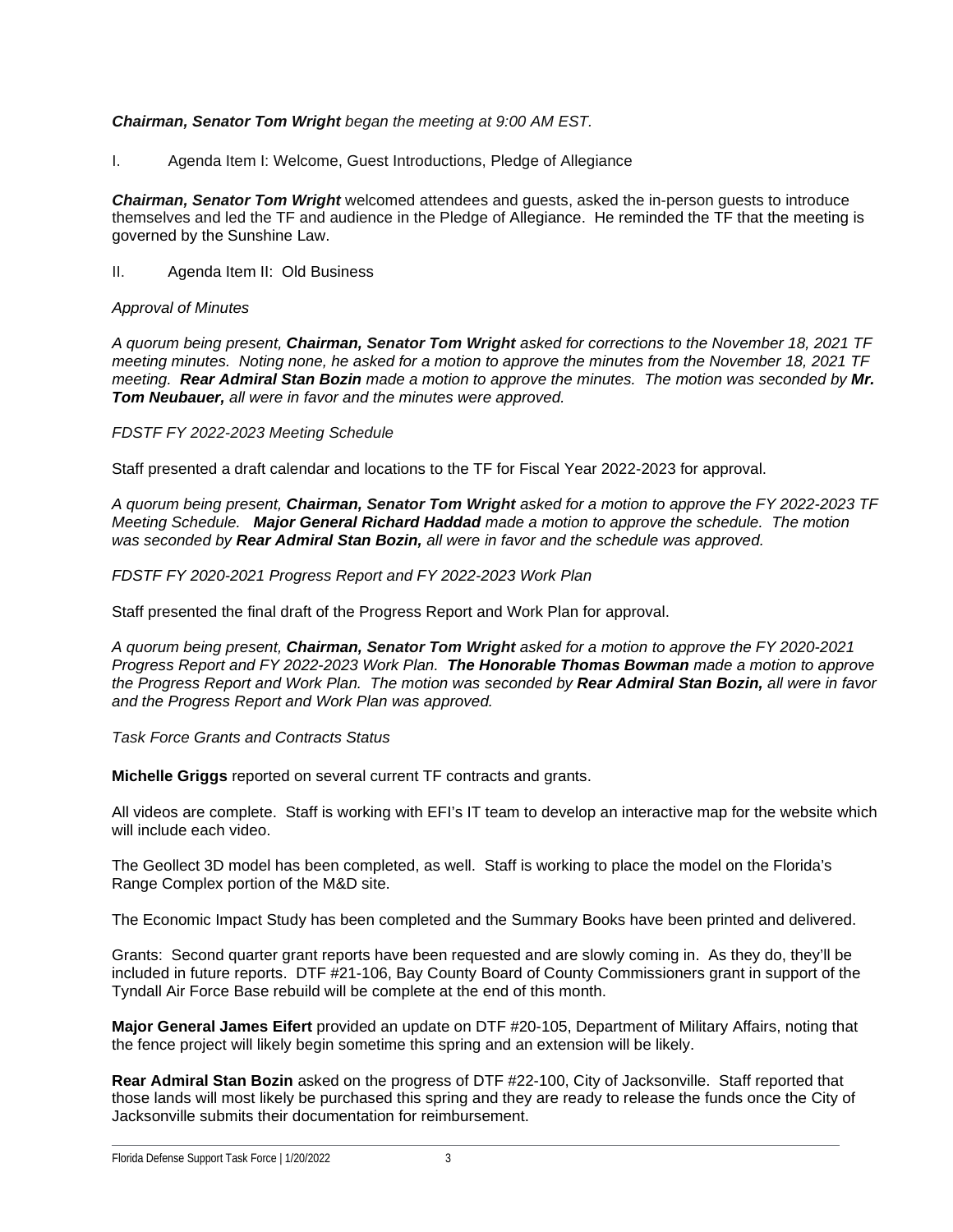***Chairman, Senator Tom Wright** began the meeting at 9:00 AM EST.*

I. Agenda Item I: Welcome, Guest Introductions, Pledge of Allegiance

***Chairman, Senator Tom Wright*** welcomed attendees and guests, asked the in-person guests to introduce themselves and led the TF and audience in the Pledge of Allegiance. He reminded the TF that the meeting is governed by the Sunshine Law.

II. Agenda Item II: Old Business

*Approval of Minutes*

*A quorum being present, **Chairman, Senator Tom Wright** asked for corrections to the November 18, 2021 TF meeting minutes. Noting none, he asked for a motion to approve the minutes from the November 18, 2021 TF meeting. **Rear Admiral Stan Bozin** made a motion to approve the minutes. The motion was seconded by **Mr. Tom Neubauer,** all were in favor and the minutes were approved.*

*FDSTF FY 2022-2023 Meeting Schedule*

Staff presented a draft calendar and locations to the TF for Fiscal Year 2022-2023 for approval.

*A quorum being present, **Chairman, Senator Tom Wright** asked for a motion to approve the FY 2022-2023 TF Meeting Schedule. **Major General Richard Haddad** made a motion to approve the schedule. The motion was seconded by **Rear Admiral Stan Bozin,** all were in favor and the schedule was approved.*

*FDSTF FY 2020-2021 Progress Report and FY 2022-2023 Work Plan*

Staff presented the final draft of the Progress Report and Work Plan for approval.

*A quorum being present, **Chairman, Senator Tom Wright** asked for a motion to approve the FY 2020-2021 Progress Report and FY 2022-2023 Work Plan. **The Honorable Thomas Bowman** made a motion to approve the Progress Report and Work Plan. The motion was seconded by **Rear Admiral Stan Bozin,** all were in favor and the Progress Report and Work Plan was approved.*

*Task Force Grants and Contracts Status*

**Michelle Griggs** reported on several current TF contracts and grants.

All videos are complete. Staff is working with EFI's IT team to develop an interactive map for the website which will include each video.

The Geollect 3D model has been completed, as well. Staff is working to place the model on the Florida's Range Complex portion of the M&D site.

The Economic Impact Study has been completed and the Summary Books have been printed and delivered.

Grants: Second quarter grant reports have been requested and are slowly coming in. As they do, they'll be included in future reports. DTF #21-106, Bay County Board of County Commissioners grant in support of the Tyndall Air Force Base rebuild will be complete at the end of this month.

**Major General James Eifert** provided an update on DTF #20-105, Department of Military Affairs, noting that the fence project will likely begin sometime this spring and an extension will be likely.

**Rear Admiral Stan Bozin** asked on the progress of DTF #22-100, City of Jacksonville. Staff reported that those lands will most likely be purchased this spring and they are ready to release the funds once the City of Jacksonville submits their documentation for reimbursement.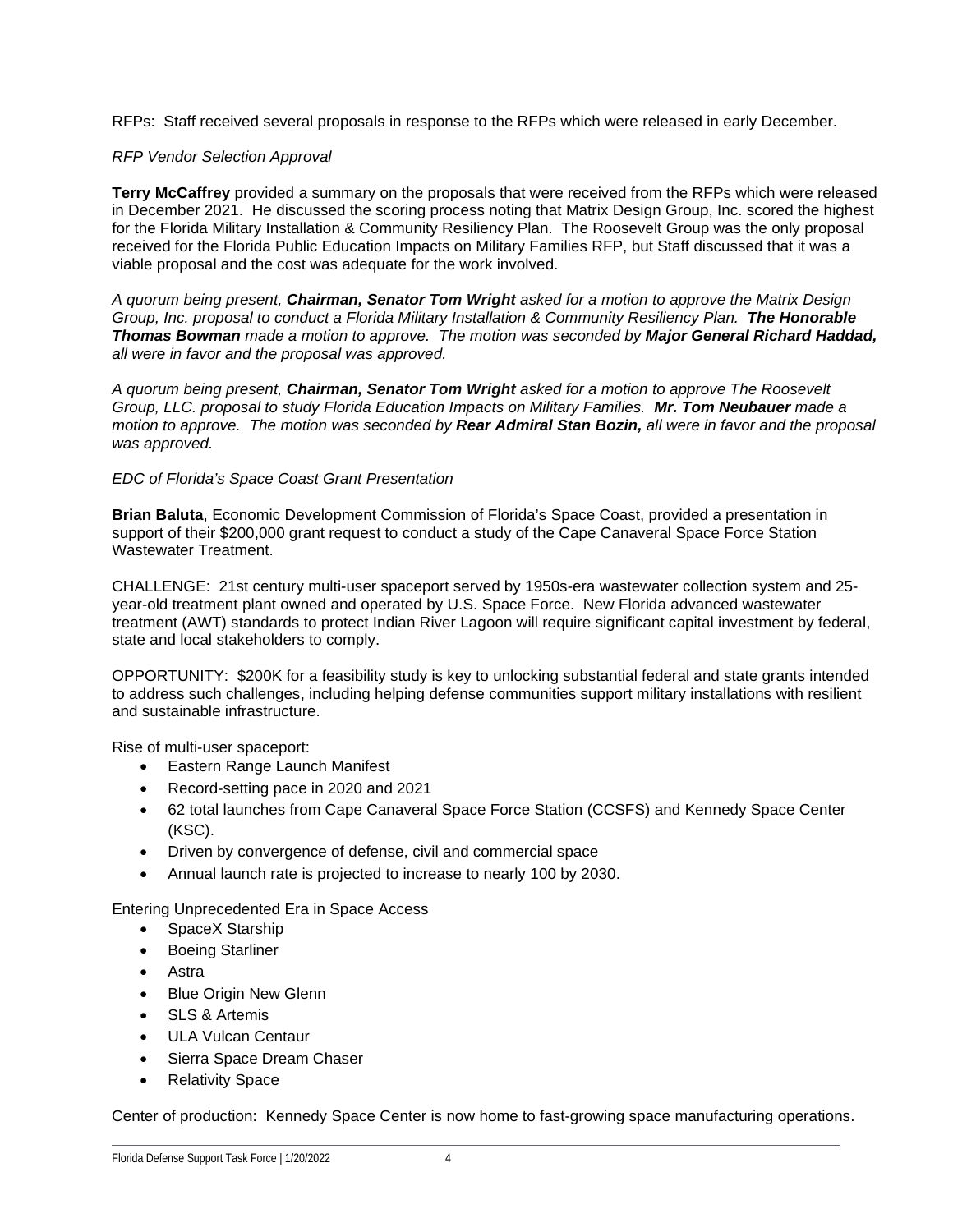RFPs: Staff received several proposals in response to the RFPs which were released in early December.

*RFP Vendor Selection Approval*

**Terry McCaffrey** provided a summary on the proposals that were received from the RFPs which were released in December 2021. He discussed the scoring process noting that Matrix Design Group, Inc. scored the highest for the Florida Military Installation & Community Resiliency Plan. The Roosevelt Group was the only proposal received for the Florida Public Education Impacts on Military Families RFP, but Staff discussed that it was a viable proposal and the cost was adequate for the work involved.

*A quorum being present, **Chairman, Senator Tom Wright** asked for a motion to approve the Matrix Design Group, Inc. proposal to conduct a Florida Military Installation & Community Resiliency Plan. **The Honorable Thomas Bowman** made a motion to approve. The motion was seconded by **Major General Richard Haddad,** all were in favor and the proposal was approved.*

*A quorum being present, **Chairman, Senator Tom Wright** asked for a motion to approve The Roosevelt Group, LLC. proposal to study Florida Education Impacts on Military Families. **Mr. Tom Neubauer** made a motion to approve. The motion was seconded by **Rear Admiral Stan Bozin,** all were in favor and the proposal was approved.*

*EDC of Florida's Space Coast Grant Presentation*

**Brian Baluta**, Economic Development Commission of Florida's Space Coast, provided a presentation in support of their $200,000 grant request to conduct a study of the Cape Canaveral Space Force Station Wastewater Treatment.

CHALLENGE: 21st century multi-user spaceport served by 1950s-era wastewater collection system and 25-year-old treatment plant owned and operated by U.S. Space Force. New Florida advanced wastewater treatment (AWT) standards to protect Indian River Lagoon will require significant capital investment by federal, state and local stakeholders to comply.

OPPORTUNITY: $200K for a feasibility study is key to unlocking substantial federal and state grants intended to address such challenges, including helping defense communities support military installations with resilient and sustainable infrastructure.

Rise of multi-user spaceport:

- Eastern Range Launch Manifest
- Record-setting pace in 2020 and 2021
- 62 total launches from Cape Canaveral Space Force Station (CCSFS) and Kennedy Space Center (KSC).
- Driven by convergence of defense, civil and commercial space
- Annual launch rate is projected to increase to nearly 100 by 2030.

Entering Unprecedented Era in Space Access

- SpaceX Starship
- Boeing Starliner
- Astra
- Blue Origin New Glenn
- SLS & Artemis
- ULA Vulcan Centaur
- Sierra Space Dream Chaser
- Relativity Space

Center of production: Kennedy Space Center is now home to fast-growing space manufacturing operations.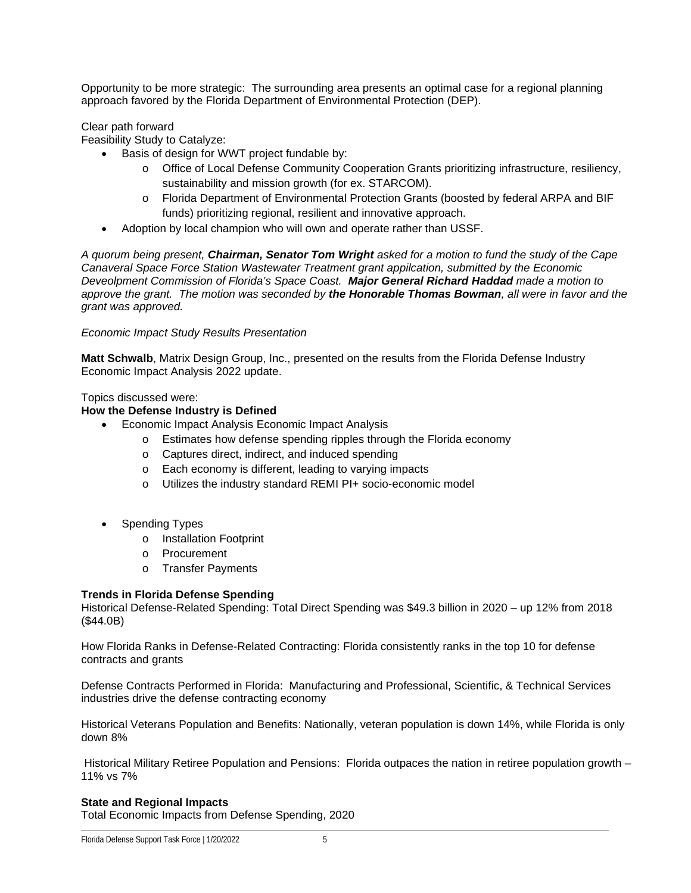Opportunity to be more strategic: The surrounding area presents an optimal case for a regional planning approach favored by the Florida Department of Environmental Protection (DEP).

Clear path forward
Feasibility Study to Catalyze:

- Basis of design for WWT project fundable by:
  - Office of Local Defense Community Cooperation Grants prioritizing infrastructure, resiliency, sustainability and mission growth (for ex. STARCOM).
  - Florida Department of Environmental Protection Grants (boosted by federal ARPA and BIF funds) prioritizing regional, resilient and innovative approach.
- Adoption by local champion who will own and operate rather than USSF.

*A quorum being present, **Chairman, Senator Tom Wright** asked for a motion to fund the study of the Cape Canaveral Space Force Station Wastewater Treatment grant appilcation, submitted by the Economic Deveolpment Commission of Florida's Space Coast. **Major General Richard Haddad** made a motion to approve the grant. The motion was seconded by **the Honorable Thomas Bowman**, all were in favor and the grant was approved.*

*Economic Impact Study Results Presentation*

**Matt Schwalb**, Matrix Design Group, Inc., presented on the results from the Florida Defense Industry Economic Impact Analysis 2022 update.

Topics discussed were:

**How the Defense Industry is Defined**

- Economic Impact Analysis Economic Impact Analysis
  - Estimates how defense spending ripples through the Florida economy
  - Captures direct, indirect, and induced spending
  - Each economy is different, leading to varying impacts
  - Utilizes the industry standard REMI PI+ socio-economic model

- Spending Types
  - Installation Footprint
  - Procurement
  - Transfer Payments

**Trends in Florida Defense Spending**

Historical Defense-Related Spending: Total Direct Spending was $49.3 billion in 2020 – up 12% from 2018 ($44.0B)

How Florida Ranks in Defense-Related Contracting: Florida consistently ranks in the top 10 for defense contracts and grants

Defense Contracts Performed in Florida: Manufacturing and Professional, Scientific, & Technical Services industries drive the defense contracting economy

Historical Veterans Population and Benefits: Nationally, veteran population is down 14%, while Florida is only down 8%

Historical Military Retiree Population and Pensions: Florida outpaces the nation in retiree population growth – 11% vs 7%

**State and Regional Impacts**

Total Economic Impacts from Defense Spending, 2020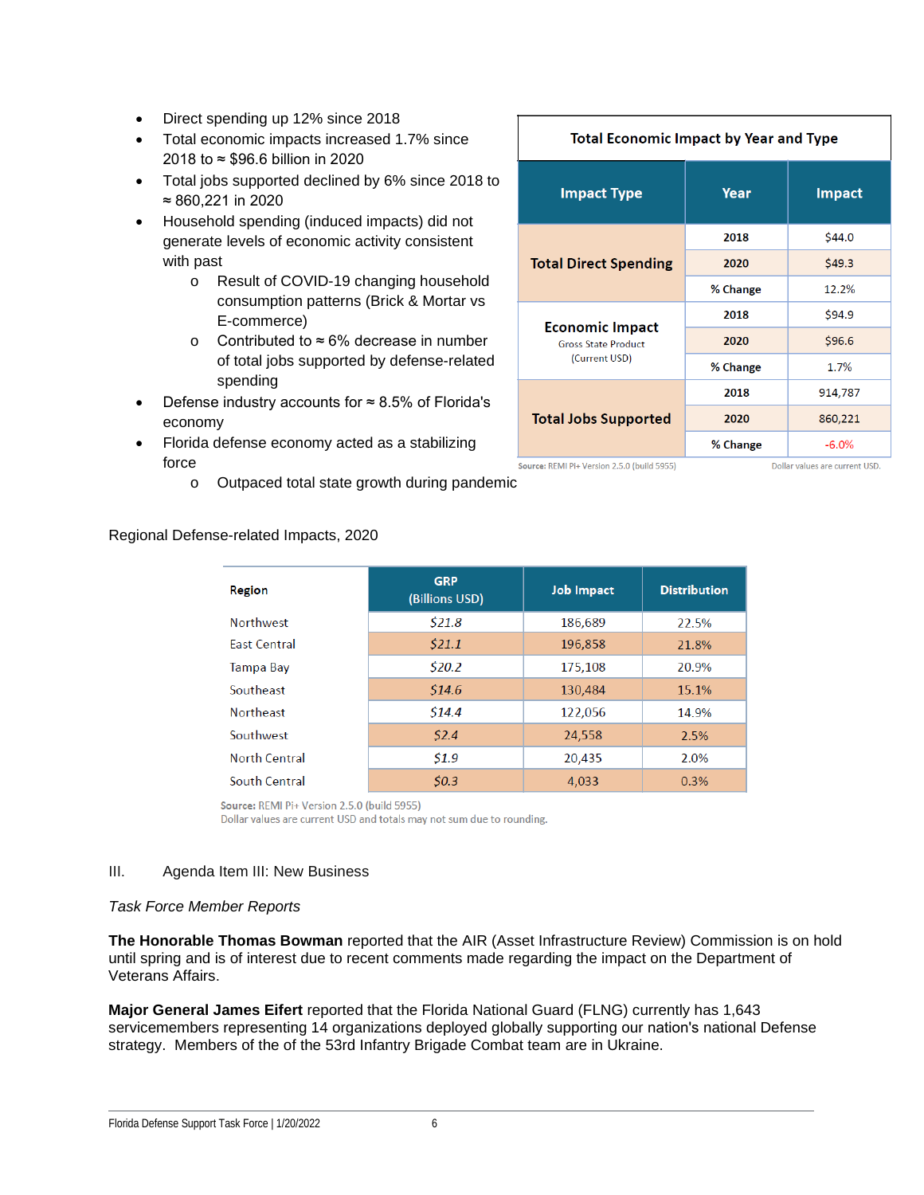- Direct spending up 12% since 2018
- Total economic impacts increased 1.7% since 2018 to ≈ $96.6 billion in 2020
- Total jobs supported declined by 6% since 2018 to ≈ 860,221 in 2020
- Household spending (induced impacts) did not generate levels of economic activity consistent with past
    - Result of COVID-19 changing household consumption patterns (Brick & Mortar vs E-commerce)
    - Contributed to ≈ 6% decrease in number of total jobs supported by defense-related spending
- Defense industry accounts for ≈ 8.5% of Florida's economy
- Florida defense economy acted as a stabilizing force
    - Outpaced total state growth during pandemic

**Total Economic Impact by Year and Type**

| Impact Type | Year | Impact |
|---|---|---|
| Total Direct Spending | 2018 | $44.0 |
| | 2020 | $49.3 |
| | % Change | 12.2% |
| Economic Impact Gross State Product (Current USD) | 2018 | $94.9 |
| | 2020 | $96.6 |
| | % Change | 1.7% |
| Total Jobs Supported | 2018 | 914,787 |
| | 2020 | 860,221 |
| | % Change | -6.0% |

**Source:** REMI PI+ Version 2.5.0 (build 5955) Dollar values are current USD.

Regional Defense-related Impacts, 2020

| Region | GRP (Billions USD) | Job Impact | Distribution |
|---|---|---|---|
| Northwest | $21.8 | 186,689 | 22.5% |
| East Central | $21.1 | 196,858 | 21.8% |
| Tampa Bay | $20.2 | 175,108 | 20.9% |
| Southeast | $14.6 | 130,484 | 15.1% |
| Northeast | $14.4 | 122,056 | 14.9% |
| Southwest | $2.4 | 24,558 | 2.5% |
| North Central | $1.9 | 20,435 | 2.0% |
| South Central | $0.3 | 4,033 | 0.3% |

**Source:** REMI PI+ Version 2.5.0 (build 5955)
Dollar values are current USD and totals may not sum due to rounding.

III. Agenda Item III: New Business

*Task Force Member Reports*

**The Honorable Thomas Bowman** reported that the AIR (Asset Infrastructure Review) Commission is on hold until spring and is of interest due to recent comments made regarding the impact on the Department of Veterans Affairs.

**Major General James Eifert** reported that the Florida National Guard (FLNG) currently has 1,643 servicemembers representing 14 organizations deployed globally supporting our nation's national Defense strategy. Members of the of the 53rd Infantry Brigade Combat team are in Ukraine.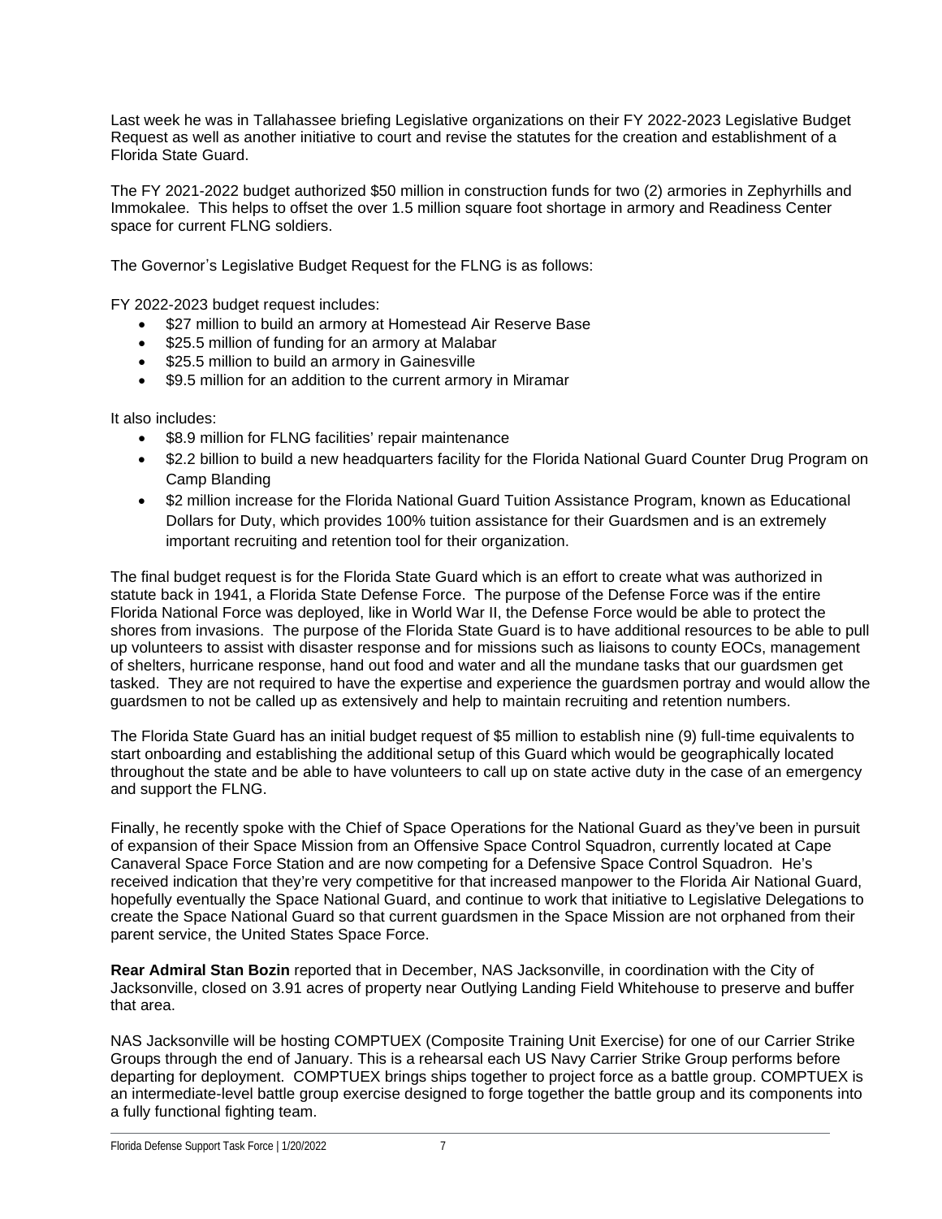Last week he was in Tallahassee briefing Legislative organizations on their FY 2022-2023 Legislative Budget Request as well as another initiative to court and revise the statutes for the creation and establishment of a Florida State Guard.

The FY 2021-2022 budget authorized $50 million in construction funds for two (2) armories in Zephyrhills and Immokalee. This helps to offset the over 1.5 million square foot shortage in armory and Readiness Center space for current FLNG soldiers.

The Governor's Legislative Budget Request for the FLNG is as follows:

FY 2022-2023 budget request includes:

- $27 million to build an armory at Homestead Air Reserve Base
- $25.5 million of funding for an armory at Malabar
- $25.5 million to build an armory in Gainesville
- $9.5 million for an addition to the current armory in Miramar

It also includes:

- $8.9 million for FLNG facilities' repair maintenance
- $2.2 billion to build a new headquarters facility for the Florida National Guard Counter Drug Program on Camp Blanding
- $2 million increase for the Florida National Guard Tuition Assistance Program, known as Educational Dollars for Duty, which provides 100% tuition assistance for their Guardsmen and is an extremely important recruiting and retention tool for their organization.

The final budget request is for the Florida State Guard which is an effort to create what was authorized in statute back in 1941, a Florida State Defense Force. The purpose of the Defense Force was if the entire Florida National Force was deployed, like in World War II, the Defense Force would be able to protect the shores from invasions. The purpose of the Florida State Guard is to have additional resources to be able to pull up volunteers to assist with disaster response and for missions such as liaisons to county EOCs, management of shelters, hurricane response, hand out food and water and all the mundane tasks that our guardsmen get tasked. They are not required to have the expertise and experience the guardsmen portray and would allow the guardsmen to not be called up as extensively and help to maintain recruiting and retention numbers.

The Florida State Guard has an initial budget request of $5 million to establish nine (9) full-time equivalents to start onboarding and establishing the additional setup of this Guard which would be geographically located throughout the state and be able to have volunteers to call up on state active duty in the case of an emergency and support the FLNG.

Finally, he recently spoke with the Chief of Space Operations for the National Guard as they've been in pursuit of expansion of their Space Mission from an Offensive Space Control Squadron, currently located at Cape Canaveral Space Force Station and are now competing for a Defensive Space Control Squadron. He's received indication that they're very competitive for that increased manpower to the Florida Air National Guard, hopefully eventually the Space National Guard, and continue to work that initiative to Legislative Delegations to create the Space National Guard so that current guardsmen in the Space Mission are not orphaned from their parent service, the United States Space Force.

**Rear Admiral Stan Bozin** reported that in December, NAS Jacksonville, in coordination with the City of Jacksonville, closed on 3.91 acres of property near Outlying Landing Field Whitehouse to preserve and buffer that area.

NAS Jacksonville will be hosting COMPTUEX (Composite Training Unit Exercise) for one of our Carrier Strike Groups through the end of January. This is a rehearsal each US Navy Carrier Strike Group performs before departing for deployment. COMPTUEX brings ships together to project force as a battle group. COMPTUEX is an intermediate-level battle group exercise designed to forge together the battle group and its components into a fully functional fighting team.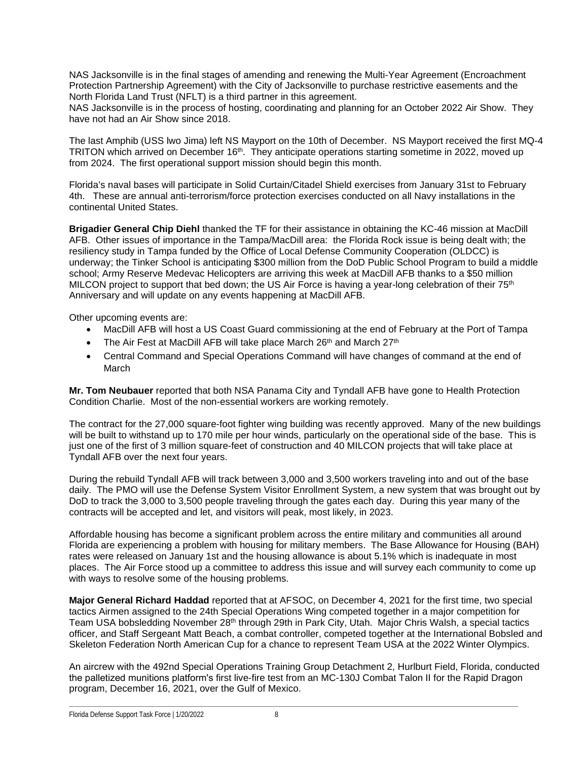NAS Jacksonville is in the final stages of amending and renewing the Multi-Year Agreement (Encroachment Protection Partnership Agreement) with the City of Jacksonville to purchase restrictive easements and the North Florida Land Trust (NFLT) is a third partner in this agreement.
NAS Jacksonville is in the process of hosting, coordinating and planning for an October 2022 Air Show. They have not had an Air Show since 2018.

The last Amphib (USS lwo Jima) left NS Mayport on the 10th of December. NS Mayport received the first MQ-4 TRITON which arrived on December 16th. They anticipate operations starting sometime in 2022, moved up from 2024. The first operational support mission should begin this month.

Florida's naval bases will participate in Solid Curtain/Citadel Shield exercises from January 31st to February 4th. These are annual anti-terrorism/force protection exercises conducted on all Navy installations in the continental United States.

**Brigadier General Chip Diehl** thanked the TF for their assistance in obtaining the KC-46 mission at MacDill AFB. Other issues of importance in the Tampa/MacDill area: the Florida Rock issue is being dealt with; the resiliency study in Tampa funded by the Office of Local Defense Community Cooperation (OLDCC) is underway; the Tinker School is anticipating $300 million from the DoD Public School Program to build a middle school; Army Reserve Medevac Helicopters are arriving this week at MacDill AFB thanks to a $50 million MILCON project to support that bed down; the US Air Force is having a year-long celebration of their 75th Anniversary and will update on any events happening at MacDill AFB.

Other upcoming events are:

- MacDill AFB will host a US Coast Guard commissioning at the end of February at the Port of Tampa
- The Air Fest at MacDill AFB will take place March 26th and March 27th
- Central Command and Special Operations Command will have changes of command at the end of March

**Mr. Tom Neubauer** reported that both NSA Panama City and Tyndall AFB have gone to Health Protection Condition Charlie. Most of the non-essential workers are working remotely.

The contract for the 27,000 square-foot fighter wing building was recently approved. Many of the new buildings will be built to withstand up to 170 mile per hour winds, particularly on the operational side of the base. This is just one of the first of 3 million square-feet of construction and 40 MILCON projects that will take place at Tyndall AFB over the next four years.

During the rebuild Tyndall AFB will track between 3,000 and 3,500 workers traveling into and out of the base daily. The PMO will use the Defense System Visitor Enrollment System, a new system that was brought out by DoD to track the 3,000 to 3,500 people traveling through the gates each day. During this year many of the contracts will be accepted and let, and visitors will peak, most likely, in 2023.

Affordable housing has become a significant problem across the entire military and communities all around Florida are experiencing a problem with housing for military members. The Base Allowance for Housing (BAH) rates were released on January 1st and the housing allowance is about 5.1% which is inadequate in most places. The Air Force stood up a committee to address this issue and will survey each community to come up with ways to resolve some of the housing problems.

**Major General Richard Haddad** reported that at AFSOC, on December 4, 2021 for the first time, two special tactics Airmen assigned to the 24th Special Operations Wing competed together in a major competition for Team USA bobsledding November 28th through 29th in Park City, Utah. Major Chris Walsh, a special tactics officer, and Staff Sergeant Matt Beach, a combat controller, competed together at the International Bobsled and Skeleton Federation North American Cup for a chance to represent Team USA at the 2022 Winter Olympics.

An aircrew with the 492nd Special Operations Training Group Detachment 2, Hurlburt Field, Florida, conducted the palletized munitions platform's first live-fire test from an MC-130J Combat Talon II for the Rapid Dragon program, December 16, 2021, over the Gulf of Mexico.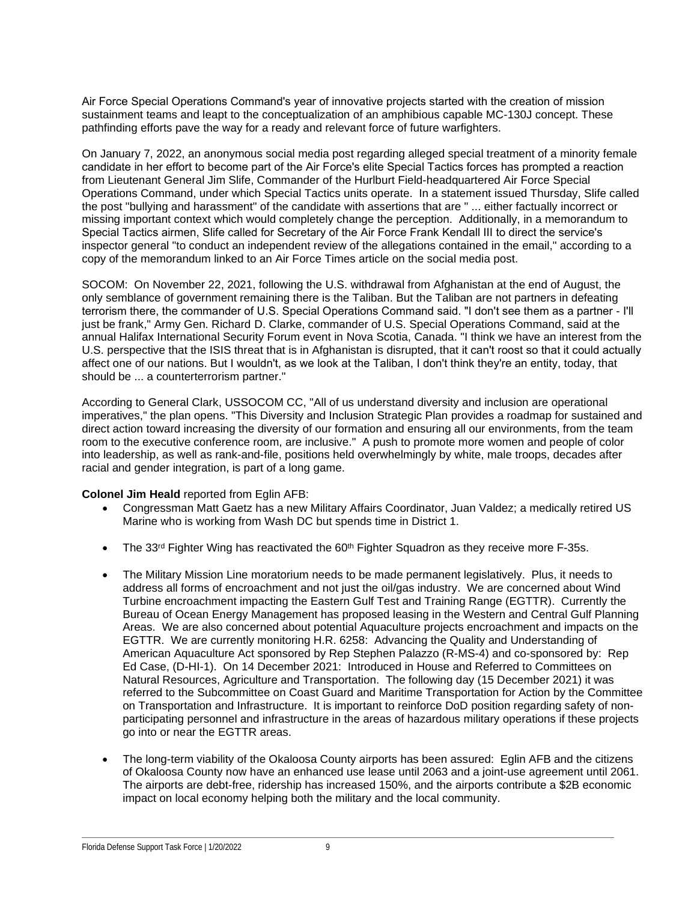Air Force Special Operations Command's year of innovative projects started with the creation of mission sustainment teams and leapt to the conceptualization of an amphibious capable MC-130J concept. These pathfinding efforts pave the way for a ready and relevant force of future warfighters.

On January 7, 2022, an anonymous social media post regarding alleged special treatment of a minority female candidate in her effort to become part of the Air Force's elite Special Tactics forces has prompted a reaction from Lieutenant General Jim Slife, Commander of the Hurlburt Field-headquartered Air Force Special Operations Command, under which Special Tactics units operate. In a statement issued Thursday, Slife called the post "bullying and harassment" of the candidate with assertions that are " ... either factually incorrect or missing important context which would completely change the perception. Additionally, in a memorandum to Special Tactics airmen, Slife called for Secretary of the Air Force Frank Kendall III to direct the service's inspector general "to conduct an independent review of the allegations contained in the email," according to a copy of the memorandum linked to an Air Force Times article on the social media post.

SOCOM: On November 22, 2021, following the U.S. withdrawal from Afghanistan at the end of August, the only semblance of government remaining there is the Taliban. But the Taliban are not partners in defeating terrorism there, the commander of U.S. Special Operations Command said. "I don't see them as a partner - I'll just be frank," Army Gen. Richard D. Clarke, commander of U.S. Special Operations Command, said at the annual Halifax International Security Forum event in Nova Scotia, Canada. "I think we have an interest from the U.S. perspective that the ISIS threat that is in Afghanistan is disrupted, that it can't roost so that it could actually affect one of our nations. But I wouldn't, as we look at the Taliban, I don't think they're an entity, today, that should be ... a counterterrorism partner."

According to General Clark, USSOCOM CC, "All of us understand diversity and inclusion are operational imperatives," the plan opens. "This Diversity and Inclusion Strategic Plan provides a roadmap for sustained and direct action toward increasing the diversity of our formation and ensuring all our environments, from the team room to the executive conference room, are inclusive." A push to promote more women and people of color into leadership, as well as rank-and-file, positions held overwhelmingly by white, male troops, decades after racial and gender integration, is part of a long game.

**Colonel Jim Heald** reported from Eglin AFB:

- Congressman Matt Gaetz has a new Military Affairs Coordinator, Juan Valdez; a medically retired US Marine who is working from Wash DC but spends time in District 1.
- The 33rd Fighter Wing has reactivated the 60th Fighter Squadron as they receive more F-35s.
- The Military Mission Line moratorium needs to be made permanent legislatively. Plus, it needs to address all forms of encroachment and not just the oil/gas industry. We are concerned about Wind Turbine encroachment impacting the Eastern Gulf Test and Training Range (EGTTR). Currently the Bureau of Ocean Energy Management has proposed leasing in the Western and Central Gulf Planning Areas. We are also concerned about potential Aquaculture projects encroachment and impacts on the EGTTR. We are currently monitoring H.R. 6258: Advancing the Quality and Understanding of American Aquaculture Act sponsored by Rep Stephen Palazzo (R-MS-4) and co-sponsored by: Rep Ed Case, (D-HI-1). On 14 December 2021: Introduced in House and Referred to Committees on Natural Resources, Agriculture and Transportation. The following day (15 December 2021) it was referred to the Subcommittee on Coast Guard and Maritime Transportation for Action by the Committee on Transportation and Infrastructure. It is important to reinforce DoD position regarding safety of non-participating personnel and infrastructure in the areas of hazardous military operations if these projects go into or near the EGTTR areas.
- The long-term viability of the Okaloosa County airports has been assured: Eglin AFB and the citizens of Okaloosa County now have an enhanced use lease until 2063 and a joint-use agreement until 2061. The airports are debt-free, ridership has increased 150%, and the airports contribute a $2B economic impact on local economy helping both the military and the local community.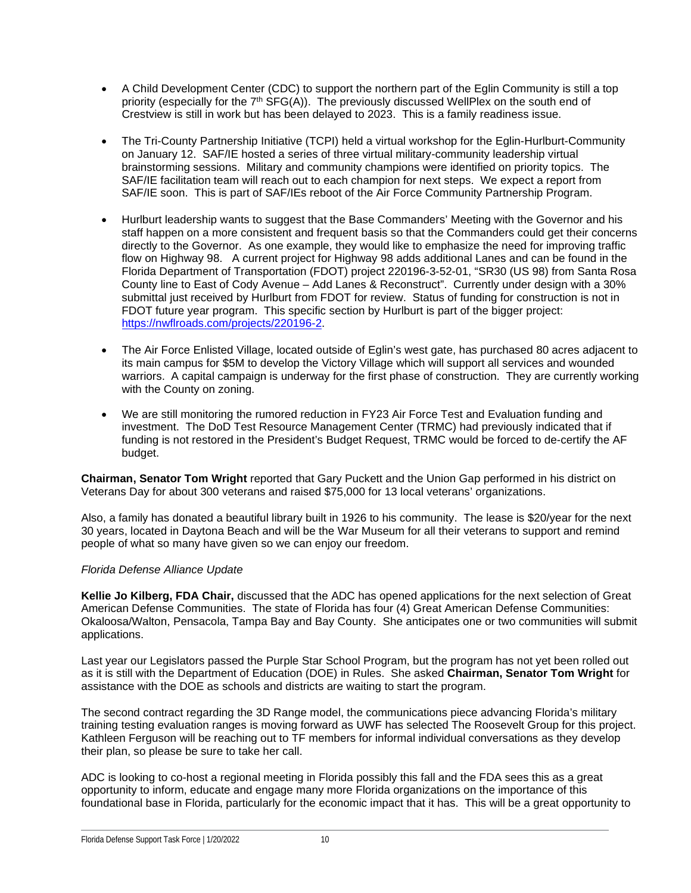- A Child Development Center (CDC) to support the northern part of the Eglin Community is still a top priority (especially for the 7th SFG(A)). The previously discussed WellPlex on the south end of Crestview is still in work but has been delayed to 2023. This is a family readiness issue.

- The Tri-County Partnership Initiative (TCPI) held a virtual workshop for the Eglin-Hurlburt-Community on January 12. SAF/IE hosted a series of three virtual military-community leadership virtual brainstorming sessions. Military and community champions were identified on priority topics. The SAF/IE facilitation team will reach out to each champion for next steps. We expect a report from SAF/IE soon. This is part of SAF/IEs reboot of the Air Force Community Partnership Program.

- Hurlburt leadership wants to suggest that the Base Commanders' Meeting with the Governor and his staff happen on a more consistent and frequent basis so that the Commanders could get their concerns directly to the Governor. As one example, they would like to emphasize the need for improving traffic flow on Highway 98. A current project for Highway 98 adds additional Lanes and can be found in the Florida Department of Transportation (FDOT) project 220196-3-52-01, "SR30 (US 98) from Santa Rosa County line to East of Cody Avenue – Add Lanes & Reconstruct". Currently under design with a 30% submittal just received by Hurlburt from FDOT for review. Status of funding for construction is not in FDOT future year program. This specific section by Hurlburt is part of the bigger project: [https://nwflroads.com/projects/220196-2](https://nwflroads.com/projects/220196-2).

- The Air Force Enlisted Village, located outside of Eglin's west gate, has purchased 80 acres adjacent to its main campus for $5M to develop the Victory Village which will support all services and wounded warriors. A capital campaign is underway for the first phase of construction. They are currently working with the County on zoning.

- We are still monitoring the rumored reduction in FY23 Air Force Test and Evaluation funding and investment. The DoD Test Resource Management Center (TRMC) had previously indicated that if funding is not restored in the President's Budget Request, TRMC would be forced to de-certify the AF budget.

**Chairman, Senator Tom Wright** reported that Gary Puckett and the Union Gap performed in his district on Veterans Day for about 300 veterans and raised $75,000 for 13 local veterans' organizations.

Also, a family has donated a beautiful library built in 1926 to his community. The lease is $20/year for the next 30 years, located in Daytona Beach and will be the War Museum for all their veterans to support and remind people of what so many have given so we can enjoy our freedom.

*Florida Defense Alliance Update*

**Kellie Jo Kilberg, FDA Chair,** discussed that the ADC has opened applications for the next selection of Great American Defense Communities. The state of Florida has four (4) Great American Defense Communities: Okaloosa/Walton, Pensacola, Tampa Bay and Bay County. She anticipates one or two communities will submit applications.

Last year our Legislators passed the Purple Star School Program, but the program has not yet been rolled out as it is still with the Department of Education (DOE) in Rules. She asked **Chairman, Senator Tom Wright** for assistance with the DOE as schools and districts are waiting to start the program.

The second contract regarding the 3D Range model, the communications piece advancing Florida's military training testing evaluation ranges is moving forward as UWF has selected The Roosevelt Group for this project. Kathleen Ferguson will be reaching out to TF members for informal individual conversations as they develop their plan, so please be sure to take her call.

ADC is looking to co-host a regional meeting in Florida possibly this fall and the FDA sees this as a great opportunity to inform, educate and engage many more Florida organizations on the importance of this foundational base in Florida, particularly for the economic impact that it has. This will be a great opportunity to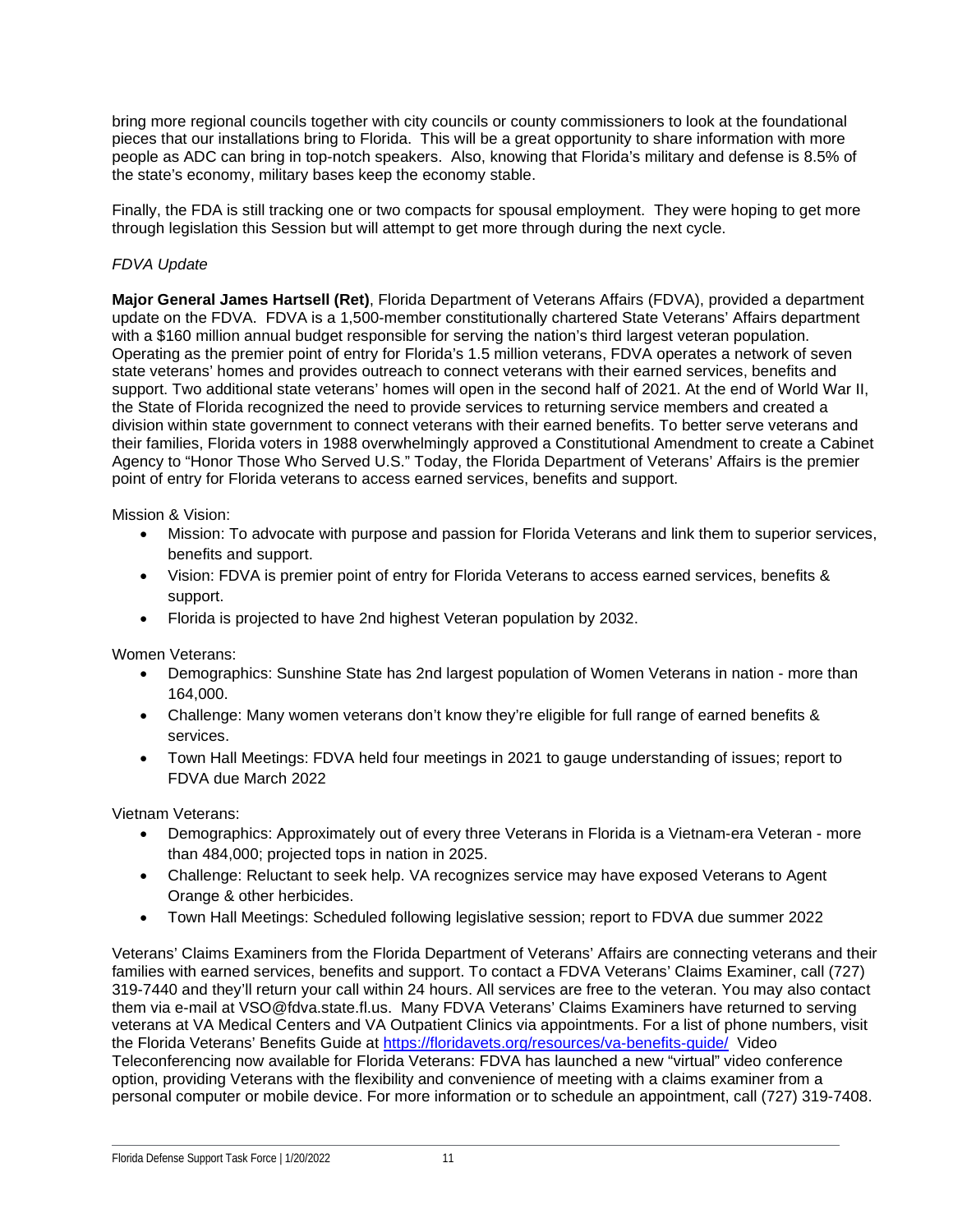bring more regional councils together with city councils or county commissioners to look at the foundational pieces that our installations bring to Florida. This will be a great opportunity to share information with more people as ADC can bring in top-notch speakers. Also, knowing that Florida's military and defense is 8.5% of the state's economy, military bases keep the economy stable.

Finally, the FDA is still tracking one or two compacts for spousal employment. They were hoping to get more through legislation this Session but will attempt to get more through during the next cycle.

*FDVA Update*

**Major General James Hartsell (Ret)**, Florida Department of Veterans Affairs (FDVA), provided a department update on the FDVA. FDVA is a 1,500-member constitutionally chartered State Veterans' Affairs department with a $160 million annual budget responsible for serving the nation's third largest veteran population. Operating as the premier point of entry for Florida's 1.5 million veterans, FDVA operates a network of seven state veterans' homes and provides outreach to connect veterans with their earned services, benefits and support. Two additional state veterans' homes will open in the second half of 2021. At the end of World War II, the State of Florida recognized the need to provide services to returning service members and created a division within state government to connect veterans with their earned benefits. To better serve veterans and their families, Florida voters in 1988 overwhelmingly approved a Constitutional Amendment to create a Cabinet Agency to "Honor Those Who Served U.S." Today, the Florida Department of Veterans' Affairs is the premier point of entry for Florida veterans to access earned services, benefits and support.

Mission & Vision:

- Mission: To advocate with purpose and passion for Florida Veterans and link them to superior services, benefits and support.
- Vision: FDVA is premier point of entry for Florida Veterans to access earned services, benefits & support.
- Florida is projected to have 2nd highest Veteran population by 2032.

Women Veterans:

- Demographics: Sunshine State has 2nd largest population of Women Veterans in nation - more than 164,000.
- Challenge: Many women veterans don't know they're eligible for full range of earned benefits & services.
- Town Hall Meetings: FDVA held four meetings in 2021 to gauge understanding of issues; report to FDVA due March 2022

Vietnam Veterans:

- Demographics: Approximately out of every three Veterans in Florida is a Vietnam-era Veteran - more than 484,000; projected tops in nation in 2025.
- Challenge: Reluctant to seek help. VA recognizes service may have exposed Veterans to Agent Orange & other herbicides.
- Town Hall Meetings: Scheduled following legislative session; report to FDVA due summer 2022

Veterans' Claims Examiners from the Florida Department of Veterans' Affairs are connecting veterans and their families with earned services, benefits and support. To contact a FDVA Veterans' Claims Examiner, call (727) 319-7440 and they'll return your call within 24 hours. All services are free to the veteran. You may also contact them via e-mail at VSO@fdva.state.fl.us. Many FDVA Veterans' Claims Examiners have returned to serving veterans at VA Medical Centers and VA Outpatient Clinics via appointments. For a list of phone numbers, visit the Florida Veterans' Benefits Guide at https://floridavets.org/resources/va-benefits-guide/ Video Teleconferencing now available for Florida Veterans: FDVA has launched a new "virtual" video conference option, providing Veterans with the flexibility and convenience of meeting with a claims examiner from a personal computer or mobile device. For more information or to schedule an appointment, call (727) 319-7408.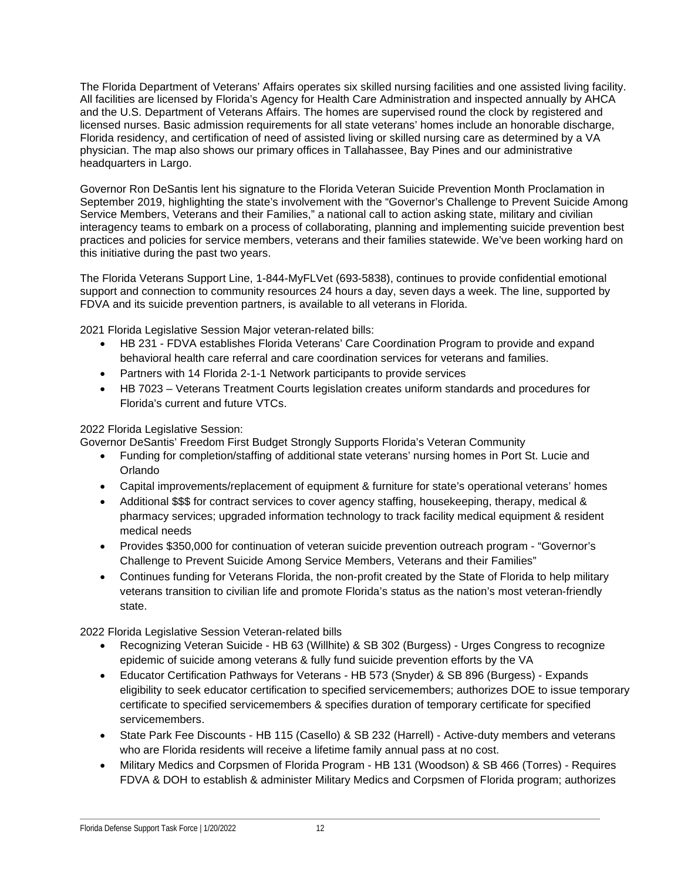The Florida Department of Veterans' Affairs operates six skilled nursing facilities and one assisted living facility. All facilities are licensed by Florida's Agency for Health Care Administration and inspected annually by AHCA and the U.S. Department of Veterans Affairs. The homes are supervised round the clock by registered and licensed nurses. Basic admission requirements for all state veterans' homes include an honorable discharge, Florida residency, and certification of need of assisted living or skilled nursing care as determined by a VA physician. The map also shows our primary offices in Tallahassee, Bay Pines and our administrative headquarters in Largo.

Governor Ron DeSantis lent his signature to the Florida Veteran Suicide Prevention Month Proclamation in September 2019, highlighting the state's involvement with the "Governor's Challenge to Prevent Suicide Among Service Members, Veterans and their Families," a national call to action asking state, military and civilian interagency teams to embark on a process of collaborating, planning and implementing suicide prevention best practices and policies for service members, veterans and their families statewide. We've been working hard on this initiative during the past two years.

The Florida Veterans Support Line, 1-844-MyFLVet (693-5838), continues to provide confidential emotional support and connection to community resources 24 hours a day, seven days a week. The line, supported by FDVA and its suicide prevention partners, is available to all veterans in Florida.

2021 Florida Legislative Session Major veteran-related bills:

- HB 231 - FDVA establishes Florida Veterans' Care Coordination Program to provide and expand behavioral health care referral and care coordination services for veterans and families.
- Partners with 14 Florida 2-1-1 Network participants to provide services
- HB 7023 – Veterans Treatment Courts legislation creates uniform standards and procedures for Florida's current and future VTCs.

2022 Florida Legislative Session:
Governor DeSantis' Freedom First Budget Strongly Supports Florida's Veteran Community

- Funding for completion/staffing of additional state veterans' nursing homes in Port St. Lucie and Orlando
- Capital improvements/replacement of equipment & furniture for state's operational veterans' homes
- Additional $$$ for contract services to cover agency staffing, housekeeping, therapy, medical & pharmacy services; upgraded information technology to track facility medical equipment & resident medical needs
- Provides $350,000 for continuation of veteran suicide prevention outreach program - "Governor's Challenge to Prevent Suicide Among Service Members, Veterans and their Families"
- Continues funding for Veterans Florida, the non-profit created by the State of Florida to help military veterans transition to civilian life and promote Florida's status as the nation's most veteran-friendly state.

2022 Florida Legislative Session Veteran-related bills

- Recognizing Veteran Suicide - HB 63 (Willhite) & SB 302 (Burgess) - Urges Congress to recognize epidemic of suicide among veterans & fully fund suicide prevention efforts by the VA
- Educator Certification Pathways for Veterans - HB 573 (Snyder) & SB 896 (Burgess) - Expands eligibility to seek educator certification to specified servicemembers; authorizes DOE to issue temporary certificate to specified servicemembers & specifies duration of temporary certificate for specified servicemembers.
- State Park Fee Discounts - HB 115 (Casello) & SB 232 (Harrell) - Active-duty members and veterans who are Florida residents will receive a lifetime family annual pass at no cost.
- Military Medics and Corpsmen of Florida Program - HB 131 (Woodson) & SB 466 (Torres) - Requires FDVA & DOH to establish & administer Military Medics and Corpsmen of Florida program; authorizes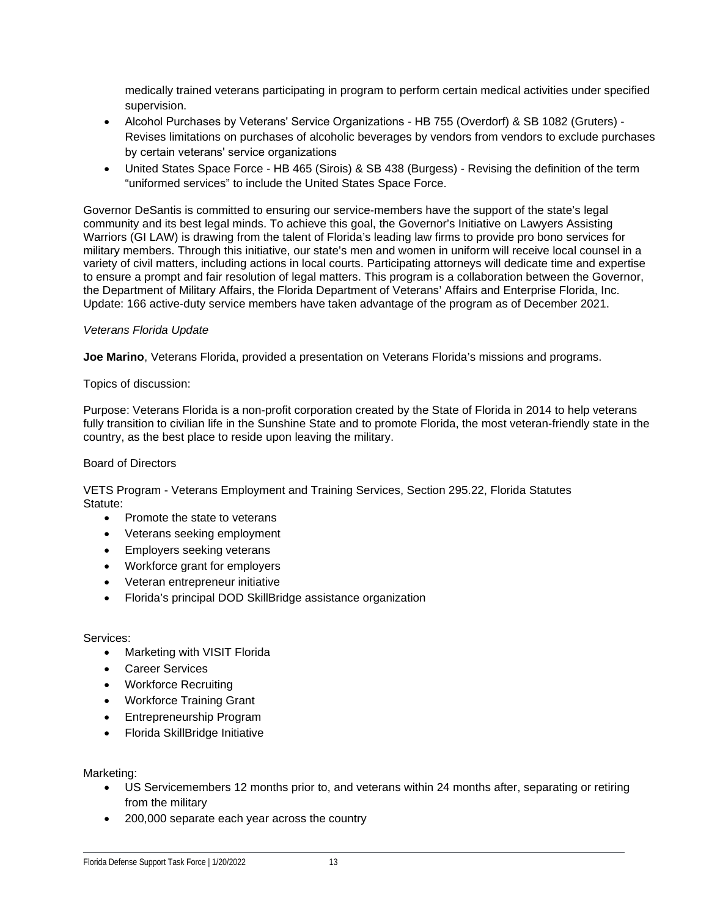medically trained veterans participating in program to perform certain medical activities under specified supervision.

- Alcohol Purchases by Veterans' Service Organizations - HB 755 (Overdorf) & SB 1082 (Gruters) - Revises limitations on purchases of alcoholic beverages by vendors from vendors to exclude purchases by certain veterans' service organizations
- United States Space Force - HB 465 (Sirois) & SB 438 (Burgess) - Revising the definition of the term "uniformed services" to include the United States Space Force.

Governor DeSantis is committed to ensuring our service-members have the support of the state's legal community and its best legal minds. To achieve this goal, the Governor's Initiative on Lawyers Assisting Warriors (GI LAW) is drawing from the talent of Florida's leading law firms to provide pro bono services for military members. Through this initiative, our state's men and women in uniform will receive local counsel in a variety of civil matters, including actions in local courts. Participating attorneys will dedicate time and expertise to ensure a prompt and fair resolution of legal matters. This program is a collaboration between the Governor, the Department of Military Affairs, the Florida Department of Veterans' Affairs and Enterprise Florida, Inc. Update: 166 active-duty service members have taken advantage of the program as of December 2021.

*Veterans Florida Update*

**Joe Marino**, Veterans Florida, provided a presentation on Veterans Florida's missions and programs.

Topics of discussion:

Purpose: Veterans Florida is a non-profit corporation created by the State of Florida in 2014 to help veterans fully transition to civilian life in the Sunshine State and to promote Florida, the most veteran-friendly state in the country, as the best place to reside upon leaving the military.

Board of Directors

VETS Program - Veterans Employment and Training Services, Section 295.22, Florida Statutes
Statute:

- Promote the state to veterans
- Veterans seeking employment
- Employers seeking veterans
- Workforce grant for employers
- Veteran entrepreneur initiative
- Florida's principal DOD SkillBridge assistance organization

Services:

- Marketing with VISIT Florida
- Career Services
- Workforce Recruiting
- Workforce Training Grant
- Entrepreneurship Program
- Florida SkillBridge Initiative

Marketing:

- US Servicemembers 12 months prior to, and veterans within 24 months after, separating or retiring from the military
- 200,000 separate each year across the country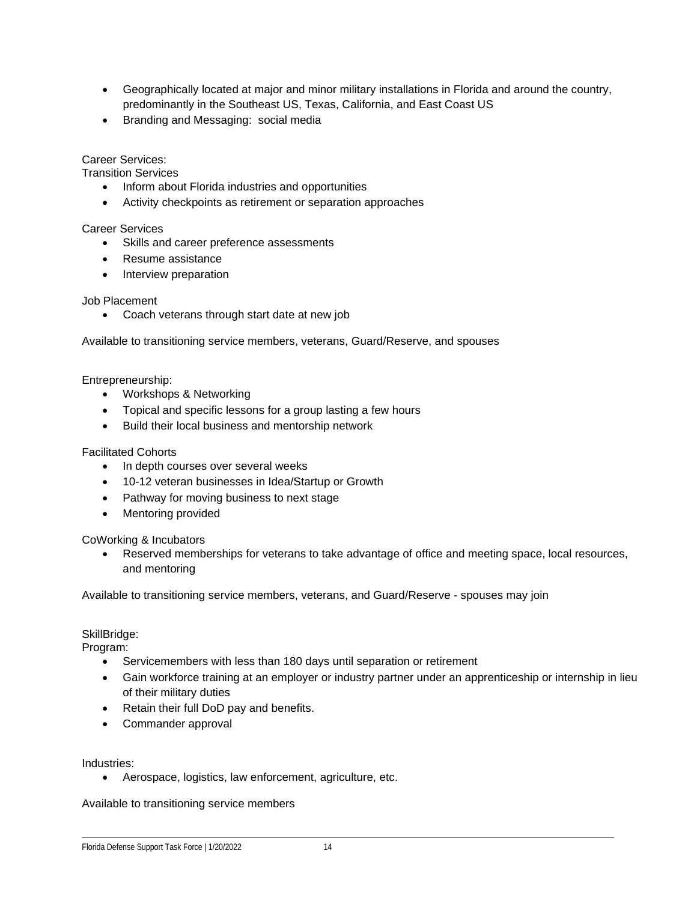- Geographically located at major and minor military installations in Florida and around the country, predominantly in the Southeast US, Texas, California, and East Coast US
- Branding and Messaging: social media

Career Services:

Transition Services

- Inform about Florida industries and opportunities
- Activity checkpoints as retirement or separation approaches

Career Services

- Skills and career preference assessments
- Resume assistance
- Interview preparation

Job Placement

- Coach veterans through start date at new job

Available to transitioning service members, veterans, Guard/Reserve, and spouses

Entrepreneurship:

- Workshops & Networking
- Topical and specific lessons for a group lasting a few hours
- Build their local business and mentorship network

Facilitated Cohorts

- In depth courses over several weeks
- 10-12 veteran businesses in Idea/Startup or Growth
- Pathway for moving business to next stage
- Mentoring provided

CoWorking & Incubators

- Reserved memberships for veterans to take advantage of office and meeting space, local resources, and mentoring

Available to transitioning service members, veterans, and Guard/Reserve - spouses may join

SkillBridge:

Program:

- Servicemembers with less than 180 days until separation or retirement
- Gain workforce training at an employer or industry partner under an apprenticeship or internship in lieu of their military duties
- Retain their full DoD pay and benefits.
- Commander approval

Industries:

- Aerospace, logistics, law enforcement, agriculture, etc.

Available to transitioning service members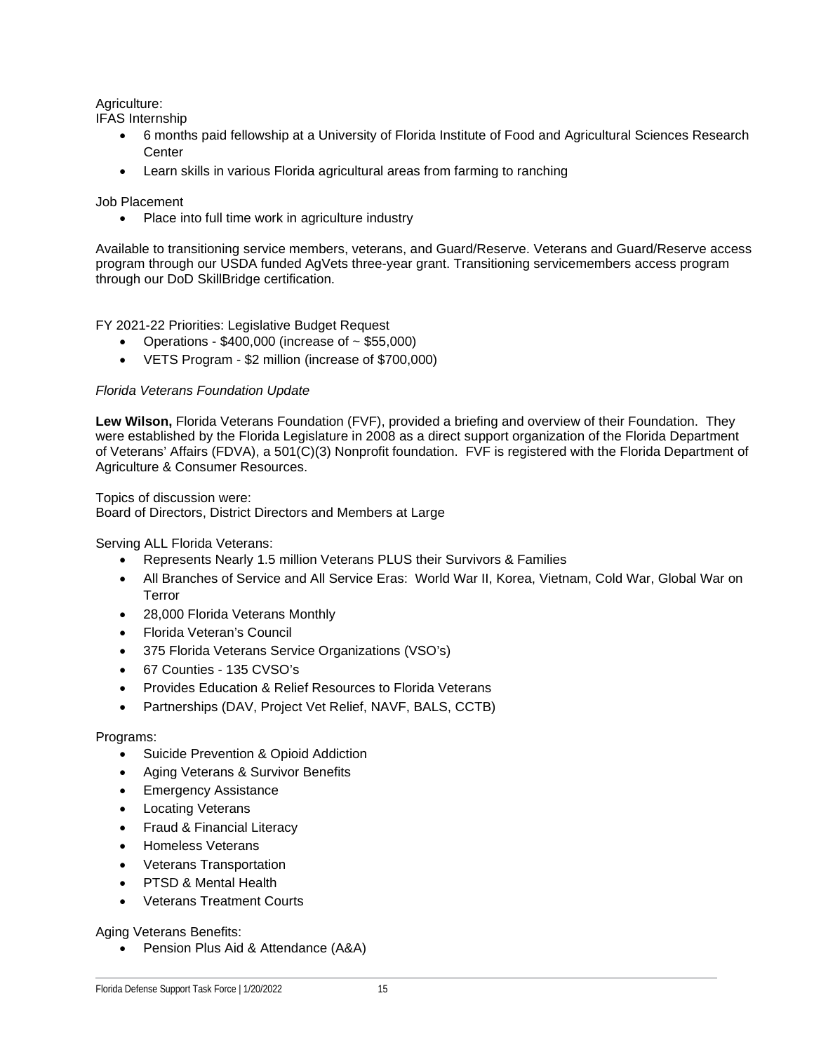Agriculture:
IFAS Internship

- 6 months paid fellowship at a University of Florida Institute of Food and Agricultural Sciences Research Center
- Learn skills in various Florida agricultural areas from farming to ranching

Job Placement

- Place into full time work in agriculture industry

Available to transitioning service members, veterans, and Guard/Reserve. Veterans and Guard/Reserve access program through our USDA funded AgVets three-year grant. Transitioning servicemembers access program through our DoD SkillBridge certification.

FY 2021-22 Priorities: Legislative Budget Request

- Operations - $400,000 (increase of ~ $55,000)
- VETS Program - $2 million (increase of $700,000)

*Florida Veterans Foundation Update*

**Lew Wilson,** Florida Veterans Foundation (FVF), provided a briefing and overview of their Foundation. They were established by the Florida Legislature in 2008 as a direct support organization of the Florida Department of Veterans' Affairs (FDVA), a 501(C)(3) Nonprofit foundation. FVF is registered with the Florida Department of Agriculture & Consumer Resources.

Topics of discussion were:
Board of Directors, District Directors and Members at Large

Serving ALL Florida Veterans:

- Represents Nearly 1.5 million Veterans PLUS their Survivors & Families
- All Branches of Service and All Service Eras: World War II, Korea, Vietnam, Cold War, Global War on Terror
- 28,000 Florida Veterans Monthly
- Florida Veteran's Council
- 375 Florida Veterans Service Organizations (VSO's)
- 67 Counties - 135 CVSO's
- Provides Education & Relief Resources to Florida Veterans
- Partnerships (DAV, Project Vet Relief, NAVF, BALS, CCTB)

Programs:

- Suicide Prevention & Opioid Addiction
- Aging Veterans & Survivor Benefits
- Emergency Assistance
- Locating Veterans
- Fraud & Financial Literacy
- Homeless Veterans
- Veterans Transportation
- PTSD & Mental Health
- Veterans Treatment Courts

Aging Veterans Benefits:

- Pension Plus Aid & Attendance (A&A)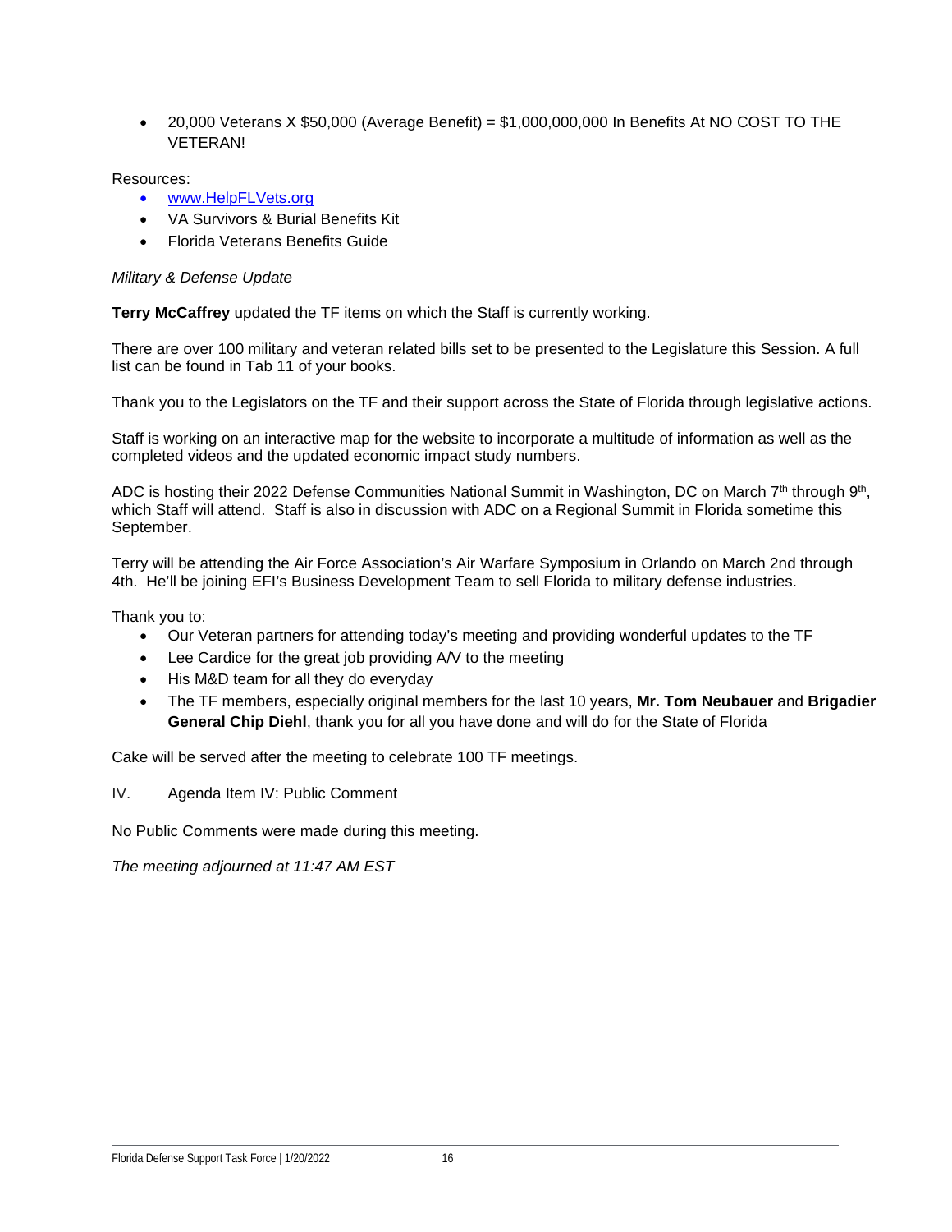- 20,000 Veterans X $50,000 (Average Benefit) = $1,000,000,000 In Benefits At NO COST TO THE VETERAN!

Resources:

- www.HelpFLVets.org
- VA Survivors & Burial Benefits Kit
- Florida Veterans Benefits Guide

*Military & Defense Update*

**Terry McCaffrey** updated the TF items on which the Staff is currently working.

There are over 100 military and veteran related bills set to be presented to the Legislature this Session. A full list can be found in Tab 11 of your books.

Thank you to the Legislators on the TF and their support across the State of Florida through legislative actions.

Staff is working on an interactive map for the website to incorporate a multitude of information as well as the completed videos and the updated economic impact study numbers.

ADC is hosting their 2022 Defense Communities National Summit in Washington, DC on March 7th through 9th, which Staff will attend. Staff is also in discussion with ADC on a Regional Summit in Florida sometime this September.

Terry will be attending the Air Force Association's Air Warfare Symposium in Orlando on March 2nd through 4th. He'll be joining EFI's Business Development Team to sell Florida to military defense industries.

Thank you to:

- Our Veteran partners for attending today's meeting and providing wonderful updates to the TF
- Lee Cardice for the great job providing A/V to the meeting
- His M&D team for all they do everyday
- The TF members, especially original members for the last 10 years, **Mr. Tom Neubauer** and **Brigadier General Chip Diehl**, thank you for all you have done and will do for the State of Florida

Cake will be served after the meeting to celebrate 100 TF meetings.

IV. Agenda Item IV: Public Comment

No Public Comments were made during this meeting.

*The meeting adjourned at 11:47 AM EST*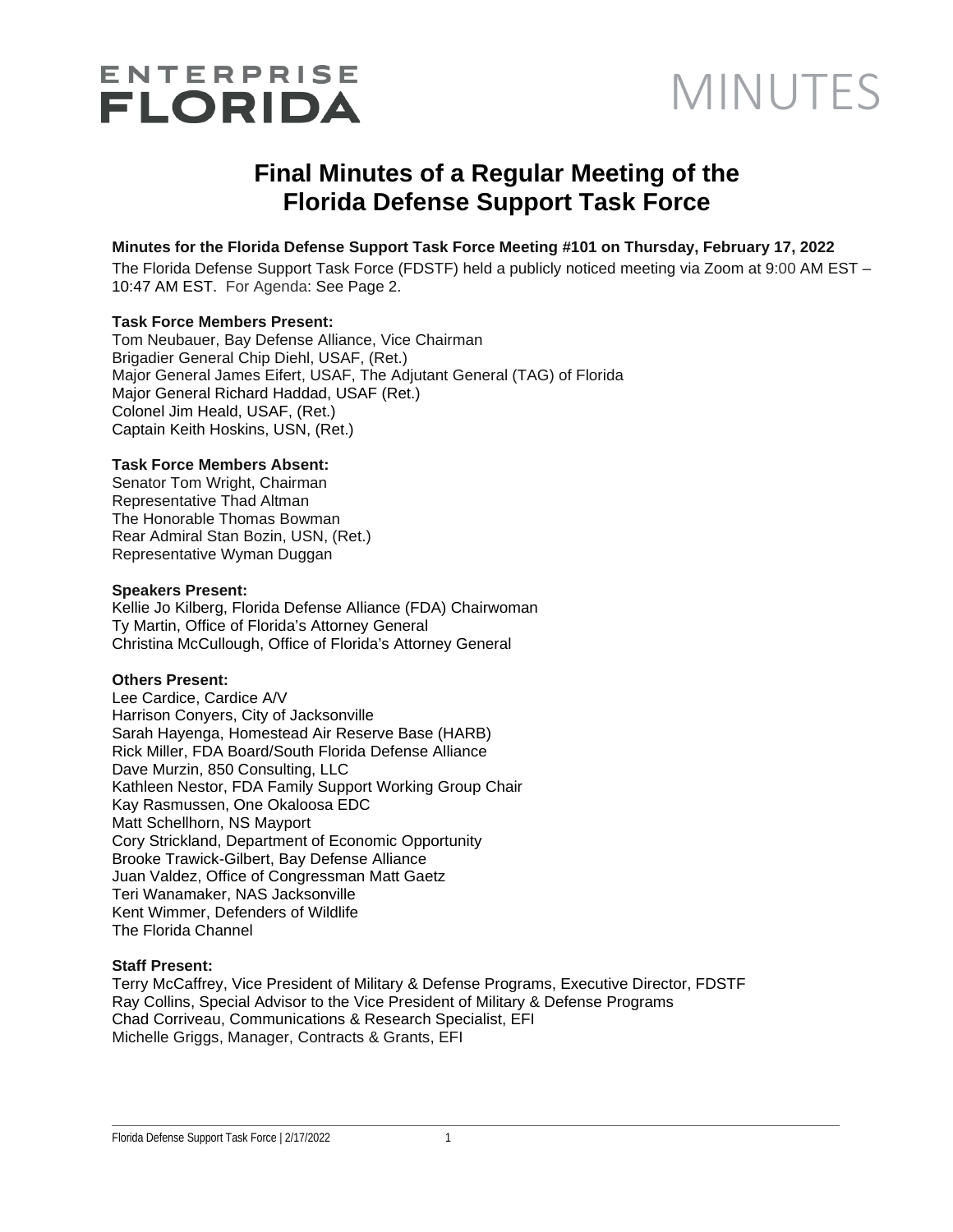ENTERPRISE FLORIDA

MINUTES

# Final Minutes of a Regular Meeting of the Florida Defense Support Task Force

**Minutes for the Florida Defense Support Task Force Meeting #101 on Thursday, February 17, 2022**

The Florida Defense Support Task Force (FDSTF) held a publicly noticed meeting via Zoom at 9:00 AM EST – 10:47 AM EST. For Agenda: See Page 2.

**Task Force Members Present:**

Tom Neubauer, Bay Defense Alliance, Vice Chairman
Brigadier General Chip Diehl, USAF, (Ret.)
Major General James Eifert, USAF, The Adjutant General (TAG) of Florida
Major General Richard Haddad, USAF (Ret.)
Colonel Jim Heald, USAF, (Ret.)
Captain Keith Hoskins, USN, (Ret.)

**Task Force Members Absent:**

Senator Tom Wright, Chairman
Representative Thad Altman
The Honorable Thomas Bowman
Rear Admiral Stan Bozin, USN, (Ret.)
Representative Wyman Duggan

**Speakers Present:**

Kellie Jo Kilberg, Florida Defense Alliance (FDA) Chairwoman
Ty Martin, Office of Florida's Attorney General
Christina McCullough, Office of Florida's Attorney General

**Others Present:**

Lee Cardice, Cardice A/V
Harrison Conyers, City of Jacksonville
Sarah Hayenga, Homestead Air Reserve Base (HARB)
Rick Miller, FDA Board/South Florida Defense Alliance
Dave Murzin, 850 Consulting, LLC
Kathleen Nestor, FDA Family Support Working Group Chair
Kay Rasmussen, One Okaloosa EDC
Matt Schellhorn, NS Mayport
Cory Strickland, Department of Economic Opportunity
Brooke Trawick-Gilbert, Bay Defense Alliance
Juan Valdez, Office of Congressman Matt Gaetz
Teri Wanamaker, NAS Jacksonville
Kent Wimmer, Defenders of Wildlife
The Florida Channel

**Staff Present:**

Terry McCaffrey, Vice President of Military & Defense Programs, Executive Director, FDSTF
Ray Collins, Special Advisor to the Vice President of Military & Defense Programs
Chad Corriveau, Communications & Research Specialist, EFI
Michelle Griggs, Manager, Contracts & Grants, EFI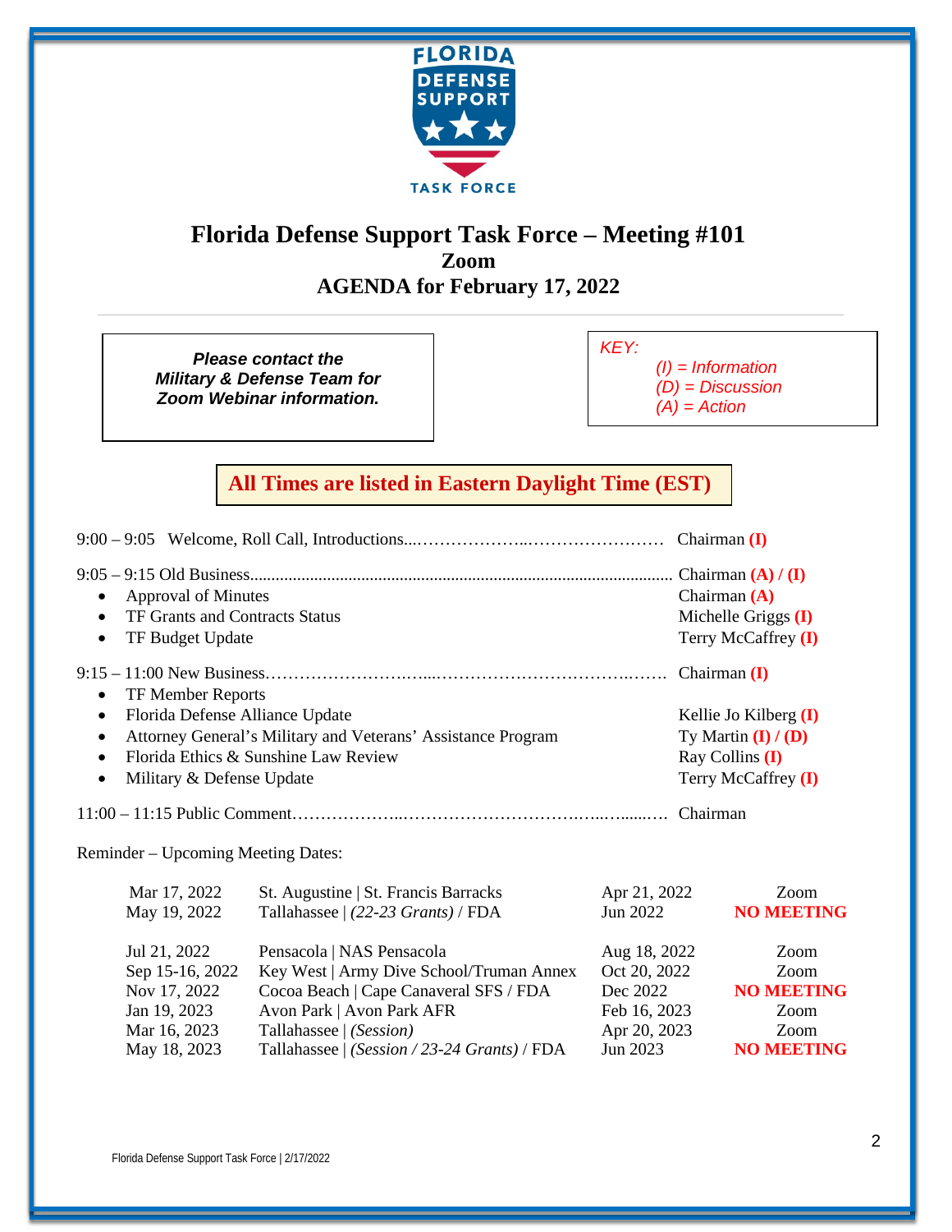FLORIDA DEFENSE SUPPORT TASK FORCE

# Florida Defense Support Task Force – Meeting #101

**Zoom**

**AGENDA for February 17, 2022**

***Please contact the Military & Defense Team for Zoom Webinar information.***

*KEY:*
*(I) = Information*
*(D) = Discussion*
*(A) = Action*

**All Times are listed in Eastern Daylight Time (EST)**

9:00 – 9:05 Welcome, Roll Call, Introductions........................................ Chairman **(I)**

9:05 – 9:15 Old Business........................................................................ Chairman **(A)** / **(I)**

- Approval of Minutes — Chairman **(A)**
- TF Grants and Contracts Status — Michelle Griggs **(I)**
- TF Budget Update — Terry McCaffrey **(I)**

9:15 – 11:00 New Business........................................................................ Chairman **(I)**

- TF Member Reports
- Florida Defense Alliance Update — Kellie Jo Kilberg **(I)**
- Attorney General's Military and Veterans' Assistance Program — Ty Martin **(I)** / **(D)**
- Florida Ethics & Sunshine Law Review — Ray Collins **(I)**
- Military & Defense Update — Terry McCaffrey **(I)**

11:00 – 11:15 Public Comment........................................................................ Chairman

Reminder – Upcoming Meeting Dates:

| | | | |
|---|---|---|---|
| Mar 17, 2022 | St. Augustine \| St. Francis Barracks | Apr 21, 2022 | Zoom |
| May 19, 2022 | Tallahassee \| *(22-23 Grants)* / FDA | Jun 2022 | **NO MEETING** |
| Jul 21, 2022 | Pensacola \| NAS Pensacola | Aug 18, 2022 | Zoom |
| Sep 15-16, 2022 | Key West \| Army Dive School/Truman Annex | Oct 20, 2022 | Zoom |
| Nov 17, 2022 | Cocoa Beach \| Cape Canaveral SFS / FDA | Dec 2022 | **NO MEETING** |
| Jan 19, 2023 | Avon Park \| Avon Park AFR | Feb 16, 2023 | Zoom |
| Mar 16, 2023 | Tallahassee \| *(Session)* | Apr 20, 2023 | Zoom |
| May 18, 2023 | Tallahassee \| *(Session / 23-24 Grants)* / FDA | Jun 2023 | **NO MEETING** |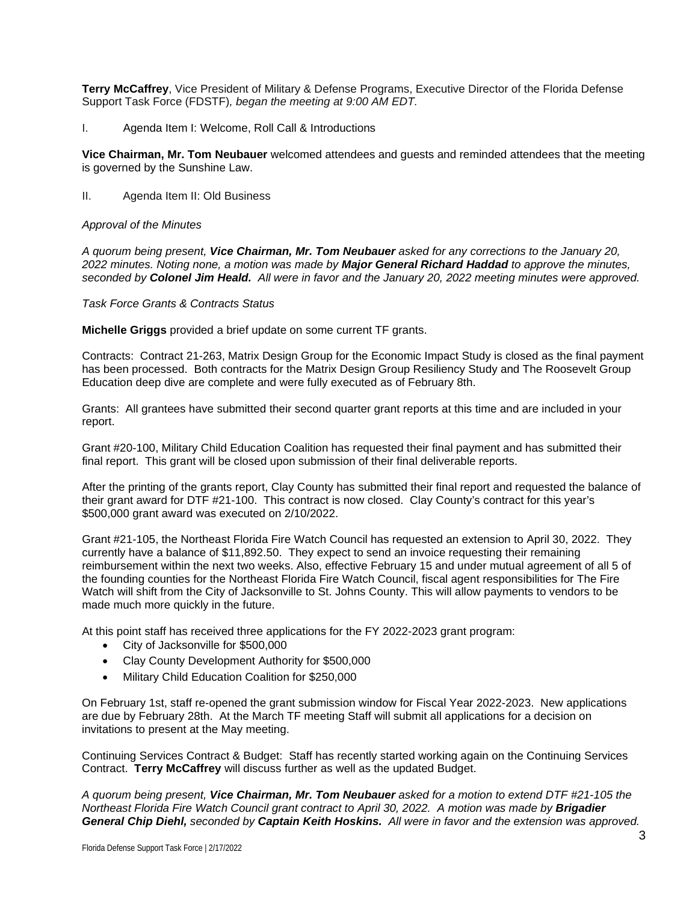**Terry McCaffrey**, Vice President of Military & Defense Programs, Executive Director of the Florida Defense Support Task Force (FDSTF)*, began the meeting at 9:00 AM EDT.*

I. Agenda Item I: Welcome, Roll Call & Introductions

**Vice Chairman, Mr. Tom Neubauer** welcomed attendees and guests and reminded attendees that the meeting is governed by the Sunshine Law.

II. Agenda Item II: Old Business

*Approval of the Minutes*

*A quorum being present, **Vice Chairman, Mr. Tom Neubauer** asked for any corrections to the January 20, 2022 minutes. Noting none, a motion was made by **Major General Richard Haddad** to approve the minutes, seconded by **Colonel Jim Heald.** All were in favor and the January 20, 2022 meeting minutes were approved.*

*Task Force Grants & Contracts Status*

**Michelle Griggs** provided a brief update on some current TF grants.

Contracts: Contract 21-263, Matrix Design Group for the Economic Impact Study is closed as the final payment has been processed. Both contracts for the Matrix Design Group Resiliency Study and The Roosevelt Group Education deep dive are complete and were fully executed as of February 8th.

Grants: All grantees have submitted their second quarter grant reports at this time and are included in your report.

Grant #20-100, Military Child Education Coalition has requested their final payment and has submitted their final report. This grant will be closed upon submission of their final deliverable reports.

After the printing of the grants report, Clay County has submitted their final report and requested the balance of their grant award for DTF #21-100. This contract is now closed. Clay County's contract for this year's $500,000 grant award was executed on 2/10/2022.

Grant #21-105, the Northeast Florida Fire Watch Council has requested an extension to April 30, 2022. They currently have a balance of $11,892.50. They expect to send an invoice requesting their remaining reimbursement within the next two weeks. Also, effective February 15 and under mutual agreement of all 5 of the founding counties for the Northeast Florida Fire Watch Council, fiscal agent responsibilities for The Fire Watch will shift from the City of Jacksonville to St. Johns County. This will allow payments to vendors to be made much more quickly in the future.

At this point staff has received three applications for the FY 2022-2023 grant program:

- City of Jacksonville for $500,000
- Clay County Development Authority for $500,000
- Military Child Education Coalition for $250,000

On February 1st, staff re-opened the grant submission window for Fiscal Year 2022-2023. New applications are due by February 28th. At the March TF meeting Staff will submit all applications for a decision on invitations to present at the May meeting.

Continuing Services Contract & Budget: Staff has recently started working again on the Continuing Services Contract. **Terry McCaffrey** will discuss further as well as the updated Budget.

*A quorum being present, **Vice Chairman, Mr. Tom Neubauer** asked for a motion to extend DTF #21-105 the Northeast Florida Fire Watch Council grant contract to April 30, 2022. A motion was made by **Brigadier General Chip Diehl,** seconded by **Captain Keith Hoskins.** All were in favor and the extension was approved.*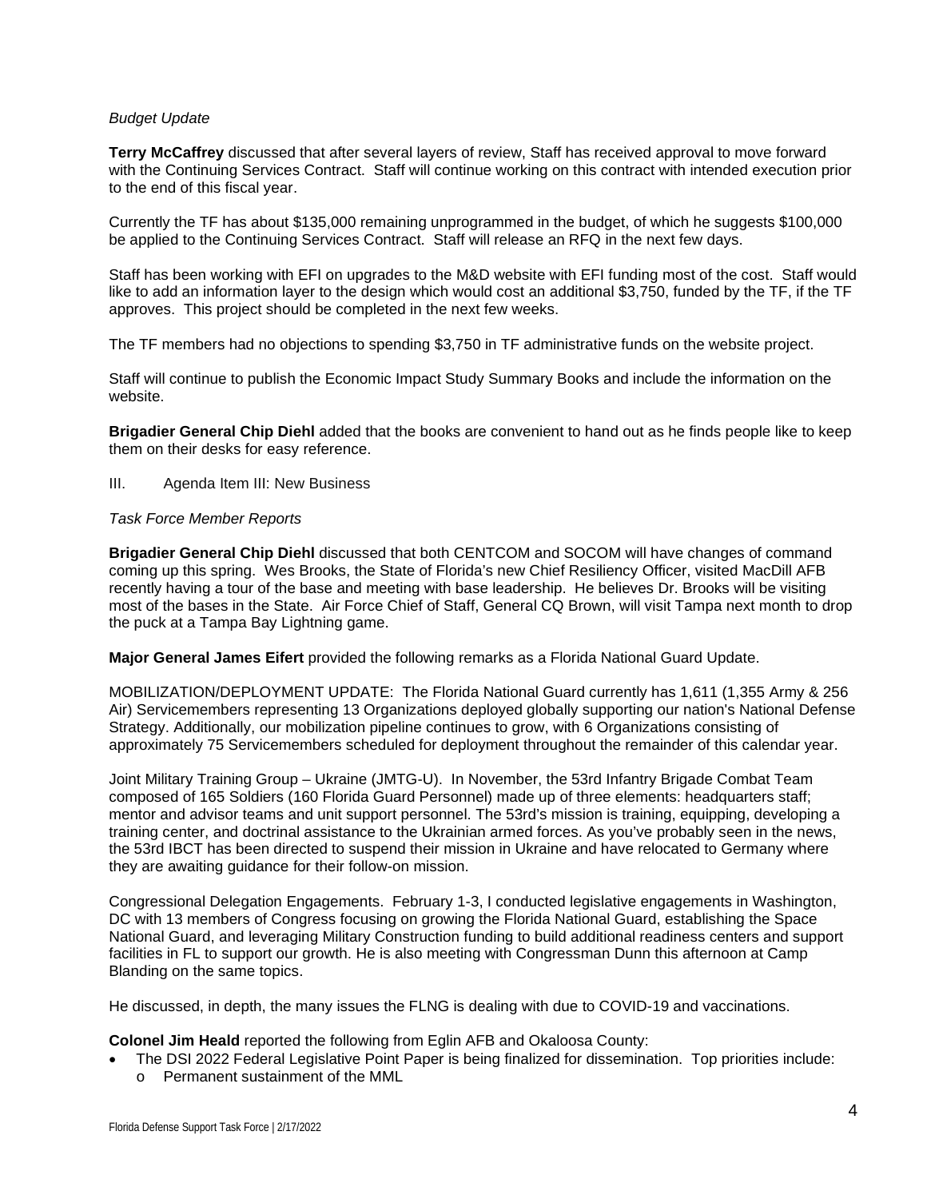*Budget Update*

**Terry McCaffrey** discussed that after several layers of review, Staff has received approval to move forward with the Continuing Services Contract. Staff will continue working on this contract with intended execution prior to the end of this fiscal year.

Currently the TF has about $135,000 remaining unprogrammed in the budget, of which he suggests $100,000 be applied to the Continuing Services Contract. Staff will release an RFQ in the next few days.

Staff has been working with EFI on upgrades to the M&D website with EFI funding most of the cost. Staff would like to add an information layer to the design which would cost an additional $3,750, funded by the TF, if the TF approves. This project should be completed in the next few weeks.

The TF members had no objections to spending $3,750 in TF administrative funds on the website project.

Staff will continue to publish the Economic Impact Study Summary Books and include the information on the website.

**Brigadier General Chip Diehl** added that the books are convenient to hand out as he finds people like to keep them on their desks for easy reference.

III. Agenda Item III: New Business

*Task Force Member Reports*

**Brigadier General Chip Diehl** discussed that both CENTCOM and SOCOM will have changes of command coming up this spring. Wes Brooks, the State of Florida's new Chief Resiliency Officer, visited MacDill AFB recently having a tour of the base and meeting with base leadership. He believes Dr. Brooks will be visiting most of the bases in the State. Air Force Chief of Staff, General CQ Brown, will visit Tampa next month to drop the puck at a Tampa Bay Lightning game.

**Major General James Eifert** provided the following remarks as a Florida National Guard Update.

MOBILIZATION/DEPLOYMENT UPDATE: The Florida National Guard currently has 1,611 (1,355 Army & 256 Air) Servicemembers representing 13 Organizations deployed globally supporting our nation's National Defense Strategy. Additionally, our mobilization pipeline continues to grow, with 6 Organizations consisting of approximately 75 Servicemembers scheduled for deployment throughout the remainder of this calendar year.

Joint Military Training Group – Ukraine (JMTG-U). In November, the 53rd Infantry Brigade Combat Team composed of 165 Soldiers (160 Florida Guard Personnel) made up of three elements: headquarters staff; mentor and advisor teams and unit support personnel. The 53rd's mission is training, equipping, developing a training center, and doctrinal assistance to the Ukrainian armed forces. As you've probably seen in the news, the 53rd IBCT has been directed to suspend their mission in Ukraine and have relocated to Germany where they are awaiting guidance for their follow-on mission.

Congressional Delegation Engagements. February 1-3, I conducted legislative engagements in Washington, DC with 13 members of Congress focusing on growing the Florida National Guard, establishing the Space National Guard, and leveraging Military Construction funding to build additional readiness centers and support facilities in FL to support our growth. He is also meeting with Congressman Dunn this afternoon at Camp Blanding on the same topics.

He discussed, in depth, the many issues the FLNG is dealing with due to COVID-19 and vaccinations.

**Colonel Jim Heald** reported the following from Eglin AFB and Okaloosa County:

- The DSI 2022 Federal Legislative Point Paper is being finalized for dissemination. Top priorities include:
  - Permanent sustainment of the MML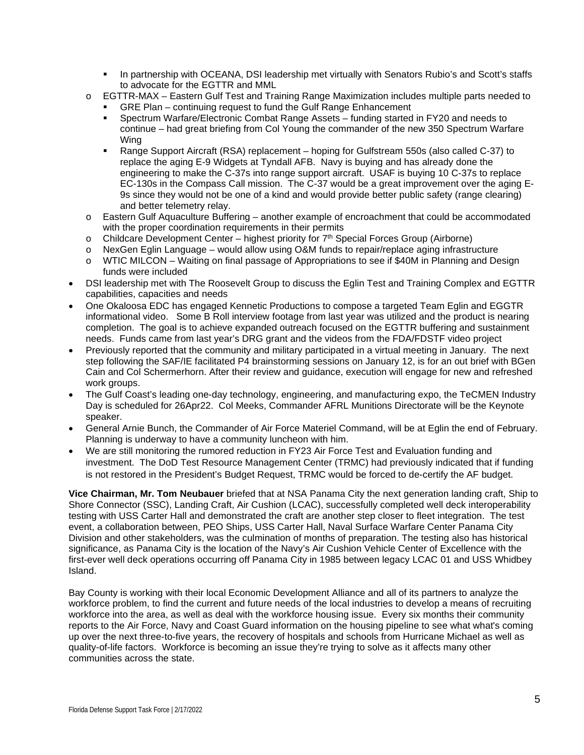- In partnership with OCEANA, DSI leadership met virtually with Senators Rubio's and Scott's staffs to advocate for the EGTTR and MML
    - EGTTR-MAX – Eastern Gulf Test and Training Range Maximization includes multiple parts needed to
        - GRE Plan – continuing request to fund the Gulf Range Enhancement
        - Spectrum Warfare/Electronic Combat Range Assets – funding started in FY20 and needs to continue – had great briefing from Col Young the commander of the new 350 Spectrum Warfare Wing
        - Range Support Aircraft (RSA) replacement – hoping for Gulfstream 550s (also called C-37) to replace the aging E-9 Widgets at Tyndall AFB. Navy is buying and has already done the engineering to make the C-37s into range support aircraft. USAF is buying 10 C-37s to replace EC-130s in the Compass Call mission. The C-37 would be a great improvement over the aging E-9s since they would not be one of a kind and would provide better public safety (range clearing) and better telemetry relay.
    - Eastern Gulf Aquaculture Buffering – another example of encroachment that could be accommodated with the proper coordination requirements in their permits
    - Childcare Development Center – highest priority for 7th Special Forces Group (Airborne)
    - NexGen Eglin Language – would allow using O&M funds to repair/replace aging infrastructure
    - WTIC MILCON – Waiting on final passage of Appropriations to see if $40M in Planning and Design funds were included
- DSI leadership met with The Roosevelt Group to discuss the Eglin Test and Training Complex and EGTTR capabilities, capacities and needs
- One Okaloosa EDC has engaged Kennetic Productions to compose a targeted Team Eglin and EGGTR informational video. Some B Roll interview footage from last year was utilized and the product is nearing completion. The goal is to achieve expanded outreach focused on the EGTTR buffering and sustainment needs. Funds came from last year's DRG grant and the videos from the FDA/FDSTF video project
- Previously reported that the community and military participated in a virtual meeting in January. The next step following the SAF/IE facilitated P4 brainstorming sessions on January 12, is for an out brief with BGen Cain and Col Schermerhorn. After their review and guidance, execution will engage for new and refreshed work groups.
- The Gulf Coast's leading one-day technology, engineering, and manufacturing expo, the TeCMEN Industry Day is scheduled for 26Apr22. Col Meeks, Commander AFRL Munitions Directorate will be the Keynote speaker.
- General Arnie Bunch, the Commander of Air Force Materiel Command, will be at Eglin the end of February. Planning is underway to have a community luncheon with him.
- We are still monitoring the rumored reduction in FY23 Air Force Test and Evaluation funding and investment. The DoD Test Resource Management Center (TRMC) had previously indicated that if funding is not restored in the President's Budget Request, TRMC would be forced to de-certify the AF budget.

**Vice Chairman, Mr. Tom Neubauer** briefed that at NSA Panama City the next generation landing craft, Ship to Shore Connector (SSC), Landing Craft, Air Cushion (LCAC), successfully completed well deck interoperability testing with USS Carter Hall and demonstrated the craft are another step closer to fleet integration. The test event, a collaboration between, PEO Ships, USS Carter Hall, Naval Surface Warfare Center Panama City Division and other stakeholders, was the culmination of months of preparation. The testing also has historical significance, as Panama City is the location of the Navy's Air Cushion Vehicle Center of Excellence with the first-ever well deck operations occurring off Panama City in 1985 between legacy LCAC 01 and USS Whidbey Island.

Bay County is working with their local Economic Development Alliance and all of its partners to analyze the workforce problem, to find the current and future needs of the local industries to develop a means of recruiting workforce into the area, as well as deal with the workforce housing issue. Every six months their community reports to the Air Force, Navy and Coast Guard information on the housing pipeline to see what what's coming up over the next three-to-five years, the recovery of hospitals and schools from Hurricane Michael as well as quality-of-life factors. Workforce is becoming an issue they're trying to solve as it affects many other communities across the state.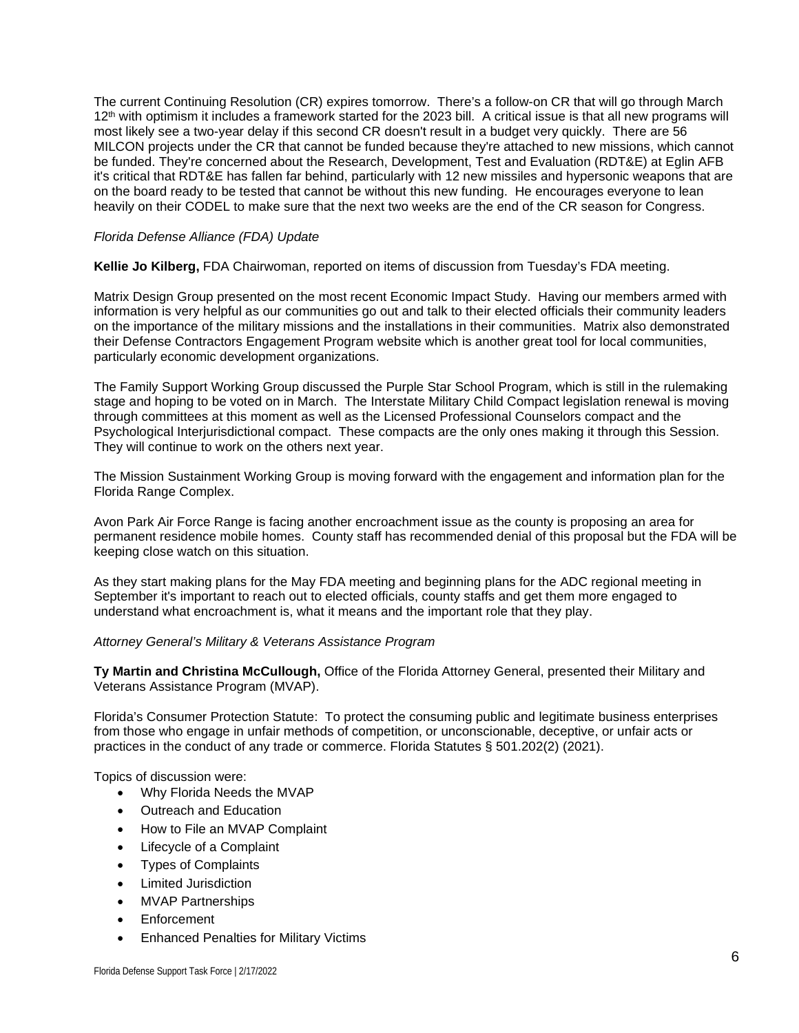The current Continuing Resolution (CR) expires tomorrow. There's a follow-on CR that will go through March 12th with optimism it includes a framework started for the 2023 bill. A critical issue is that all new programs will most likely see a two-year delay if this second CR doesn't result in a budget very quickly. There are 56 MILCON projects under the CR that cannot be funded because they're attached to new missions, which cannot be funded. They're concerned about the Research, Development, Test and Evaluation (RDT&E) at Eglin AFB it's critical that RDT&E has fallen far behind, particularly with 12 new missiles and hypersonic weapons that are on the board ready to be tested that cannot be without this new funding. He encourages everyone to lean heavily on their CODEL to make sure that the next two weeks are the end of the CR season for Congress.

*Florida Defense Alliance (FDA) Update*

**Kellie Jo Kilberg,** FDA Chairwoman, reported on items of discussion from Tuesday's FDA meeting.

Matrix Design Group presented on the most recent Economic Impact Study. Having our members armed with information is very helpful as our communities go out and talk to their elected officials their community leaders on the importance of the military missions and the installations in their communities. Matrix also demonstrated their Defense Contractors Engagement Program website which is another great tool for local communities, particularly economic development organizations.

The Family Support Working Group discussed the Purple Star School Program, which is still in the rulemaking stage and hoping to be voted on in March. The Interstate Military Child Compact legislation renewal is moving through committees at this moment as well as the Licensed Professional Counselors compact and the Psychological Interjurisdictional compact. These compacts are the only ones making it through this Session. They will continue to work on the others next year.

The Mission Sustainment Working Group is moving forward with the engagement and information plan for the Florida Range Complex.

Avon Park Air Force Range is facing another encroachment issue as the county is proposing an area for permanent residence mobile homes. County staff has recommended denial of this proposal but the FDA will be keeping close watch on this situation.

As they start making plans for the May FDA meeting and beginning plans for the ADC regional meeting in September it's important to reach out to elected officials, county staffs and get them more engaged to understand what encroachment is, what it means and the important role that they play.

*Attorney General's Military & Veterans Assistance Program*

**Ty Martin and Christina McCullough,** Office of the Florida Attorney General, presented their Military and Veterans Assistance Program (MVAP).

Florida's Consumer Protection Statute: To protect the consuming public and legitimate business enterprises from those who engage in unfair methods of competition, or unconscionable, deceptive, or unfair acts or practices in the conduct of any trade or commerce. Florida Statutes § 501.202(2) (2021).

Topics of discussion were:

- Why Florida Needs the MVAP
- Outreach and Education
- How to File an MVAP Complaint
- Lifecycle of a Complaint
- Types of Complaints
- Limited Jurisdiction
- MVAP Partnerships
- Enforcement
- Enhanced Penalties for Military Victims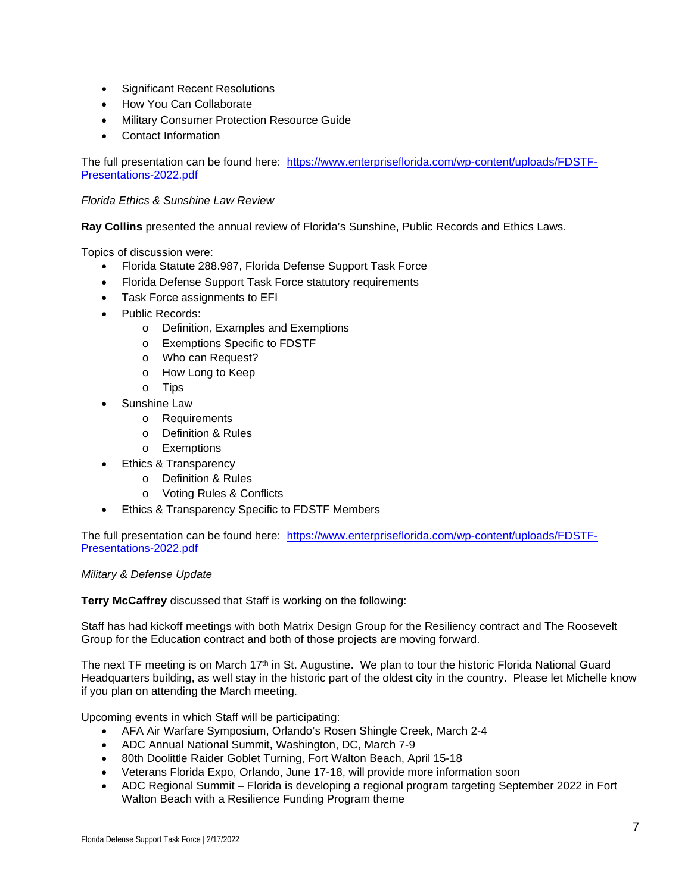- Significant Recent Resolutions
- How You Can Collaborate
- Military Consumer Protection Resource Guide
- Contact Information

The full presentation can be found here: [https://www.enterpriseflorida.com/wp-content/uploads/FDSTF-Presentations-2022.pdf](https://www.enterpriseflorida.com/wp-content/uploads/FDSTF-Presentations-2022.pdf)

*Florida Ethics & Sunshine Law Review*

**Ray Collins** presented the annual review of Florida's Sunshine, Public Records and Ethics Laws.

Topics of discussion were:

- Florida Statute 288.987, Florida Defense Support Task Force
- Florida Defense Support Task Force statutory requirements
- Task Force assignments to EFI
- Public Records:
  - Definition, Examples and Exemptions
  - Exemptions Specific to FDSTF
  - Who can Request?
  - How Long to Keep
  - Tips
- Sunshine Law
  - Requirements
  - Definition & Rules
  - Exemptions
- Ethics & Transparency
  - Definition & Rules
  - Voting Rules & Conflicts
- Ethics & Transparency Specific to FDSTF Members

The full presentation can be found here: [https://www.enterpriseflorida.com/wp-content/uploads/FDSTF-Presentations-2022.pdf](https://www.enterpriseflorida.com/wp-content/uploads/FDSTF-Presentations-2022.pdf)

*Military & Defense Update*

**Terry McCaffrey** discussed that Staff is working on the following:

Staff has had kickoff meetings with both Matrix Design Group for the Resiliency contract and The Roosevelt Group for the Education contract and both of those projects are moving forward.

The next TF meeting is on March 17th in St. Augustine. We plan to tour the historic Florida National Guard Headquarters building, as well stay in the historic part of the oldest city in the country. Please let Michelle know if you plan on attending the March meeting.

Upcoming events in which Staff will be participating:

- AFA Air Warfare Symposium, Orlando's Rosen Shingle Creek, March 2-4
- ADC Annual National Summit, Washington, DC, March 7-9
- 80th Doolittle Raider Goblet Turning, Fort Walton Beach, April 15-18
- Veterans Florida Expo, Orlando, June 17-18, will provide more information soon
- ADC Regional Summit – Florida is developing a regional program targeting September 2022 in Fort Walton Beach with a Resilience Funding Program theme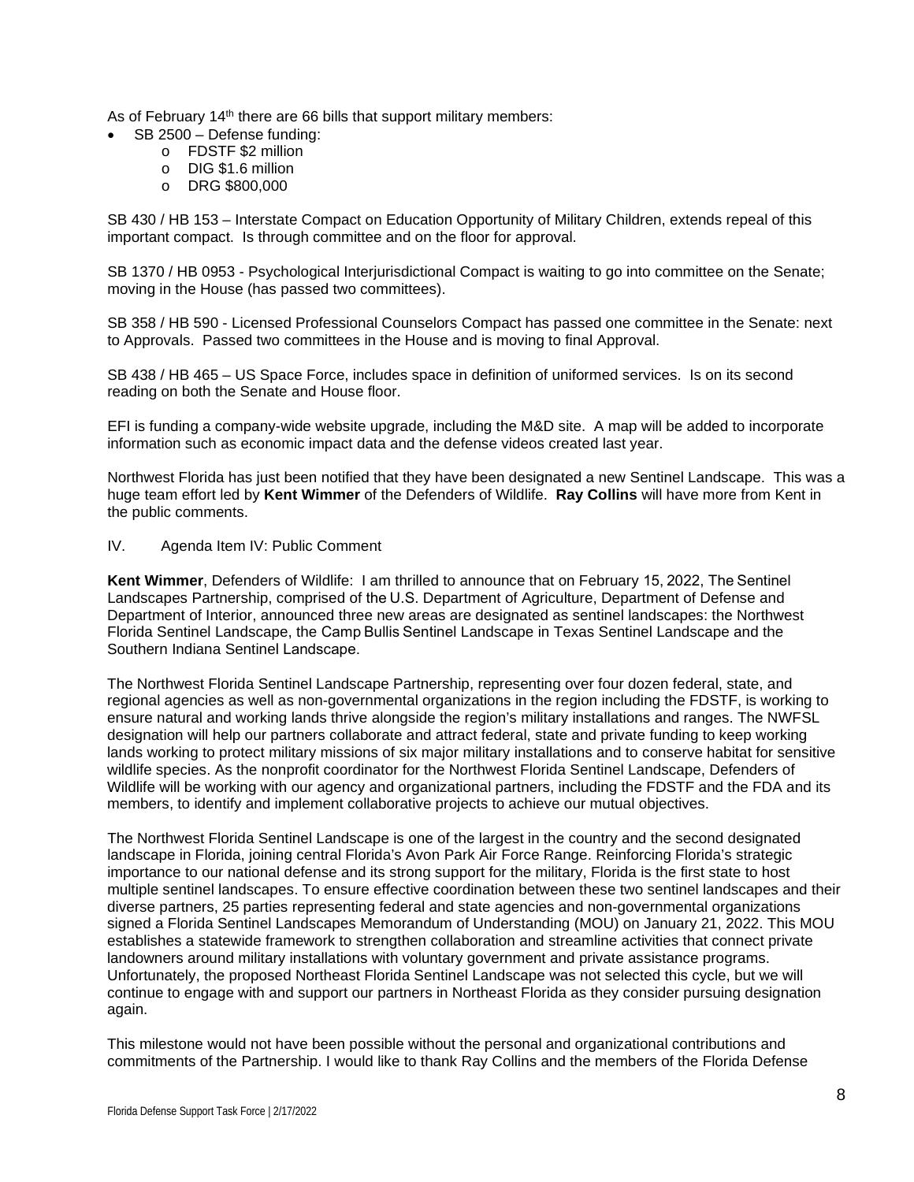As of February 14th there are 66 bills that support military members:

- SB 2500 – Defense funding:
  - FDSTF $2 million
  - DIG $1.6 million
  - DRG $800,000

SB 430 / HB 153 – Interstate Compact on Education Opportunity of Military Children, extends repeal of this important compact. Is through committee and on the floor for approval.

SB 1370 / HB 0953 - Psychological Interjurisdictional Compact is waiting to go into committee on the Senate; moving in the House (has passed two committees).

SB 358 / HB 590 - Licensed Professional Counselors Compact has passed one committee in the Senate: next to Approvals. Passed two committees in the House and is moving to final Approval.

SB 438 / HB 465 – US Space Force, includes space in definition of uniformed services. Is on its second reading on both the Senate and House floor.

EFI is funding a company-wide website upgrade, including the M&D site. A map will be added to incorporate information such as economic impact data and the defense videos created last year.

Northwest Florida has just been notified that they have been designated a new Sentinel Landscape. This was a huge team effort led by **Kent Wimmer** of the Defenders of Wildlife. **Ray Collins** will have more from Kent in the public comments.

IV. Agenda Item IV: Public Comment

**Kent Wimmer**, Defenders of Wildlife: I am thrilled to announce that on February 15, 2022, The Sentinel Landscapes Partnership, comprised of the U.S. Department of Agriculture, Department of Defense and Department of Interior, announced three new areas are designated as sentinel landscapes: the Northwest Florida Sentinel Landscape, the Camp Bullis Sentinel Landscape in Texas Sentinel Landscape and the Southern Indiana Sentinel Landscape.

The Northwest Florida Sentinel Landscape Partnership, representing over four dozen federal, state, and regional agencies as well as non-governmental organizations in the region including the FDSTF, is working to ensure natural and working lands thrive alongside the region's military installations and ranges. The NWFSL designation will help our partners collaborate and attract federal, state and private funding to keep working lands working to protect military missions of six major military installations and to conserve habitat for sensitive wildlife species. As the nonprofit coordinator for the Northwest Florida Sentinel Landscape, Defenders of Wildlife will be working with our agency and organizational partners, including the FDSTF and the FDA and its members, to identify and implement collaborative projects to achieve our mutual objectives.

The Northwest Florida Sentinel Landscape is one of the largest in the country and the second designated landscape in Florida, joining central Florida's Avon Park Air Force Range. Reinforcing Florida's strategic importance to our national defense and its strong support for the military, Florida is the first state to host multiple sentinel landscapes. To ensure effective coordination between these two sentinel landscapes and their diverse partners, 25 parties representing federal and state agencies and non-governmental organizations signed a Florida Sentinel Landscapes Memorandum of Understanding (MOU) on January 21, 2022. This MOU establishes a statewide framework to strengthen collaboration and streamline activities that connect private landowners around military installations with voluntary government and private assistance programs. Unfortunately, the proposed Northeast Florida Sentinel Landscape was not selected this cycle, but we will continue to engage with and support our partners in Northeast Florida as they consider pursuing designation again.

This milestone would not have been possible without the personal and organizational contributions and commitments of the Partnership. I would like to thank Ray Collins and the members of the Florida Defense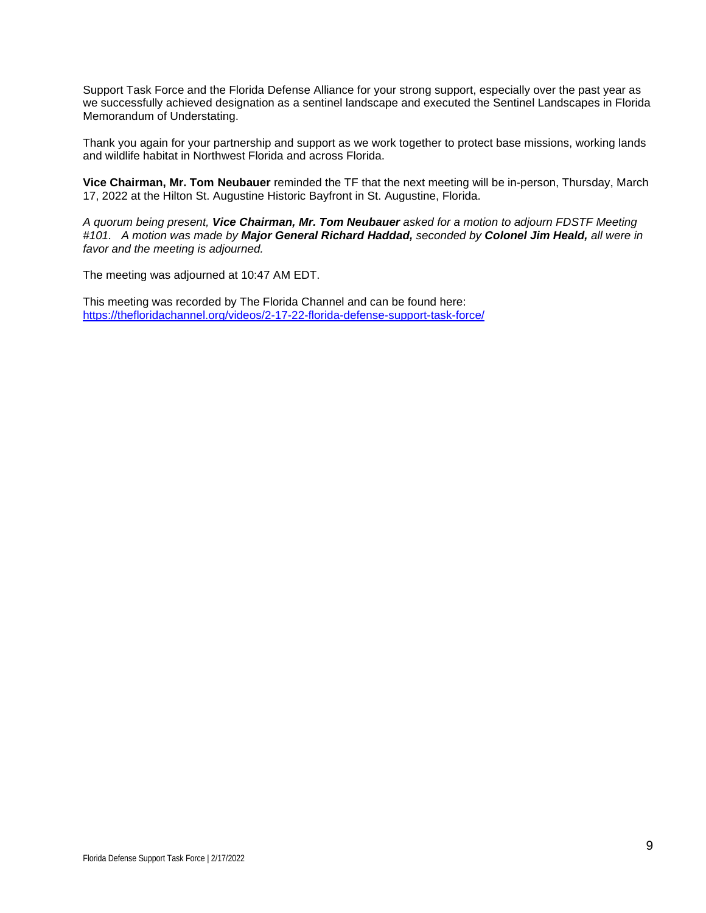Support Task Force and the Florida Defense Alliance for your strong support, especially over the past year as we successfully achieved designation as a sentinel landscape and executed the Sentinel Landscapes in Florida Memorandum of Understating.

Thank you again for your partnership and support as we work together to protect base missions, working lands and wildlife habitat in Northwest Florida and across Florida.

**Vice Chairman, Mr. Tom Neubauer** reminded the TF that the next meeting will be in-person, Thursday, March 17, 2022 at the Hilton St. Augustine Historic Bayfront in St. Augustine, Florida.

*A quorum being present, **Vice Chairman, Mr. Tom Neubauer** asked for a motion to adjourn FDSTF Meeting #101. A motion was made by **Major General Richard Haddad,** seconded by **Colonel Jim Heald,** all were in favor and the meeting is adjourned.*

The meeting was adjourned at 10:47 AM EDT.

This meeting was recorded by The Florida Channel and can be found here: [https://thefloridachannel.org/videos/2-17-22-florida-defense-support-task-force/](https://thefloridachannel.org/videos/2-17-22-florida-defense-support-task-force/)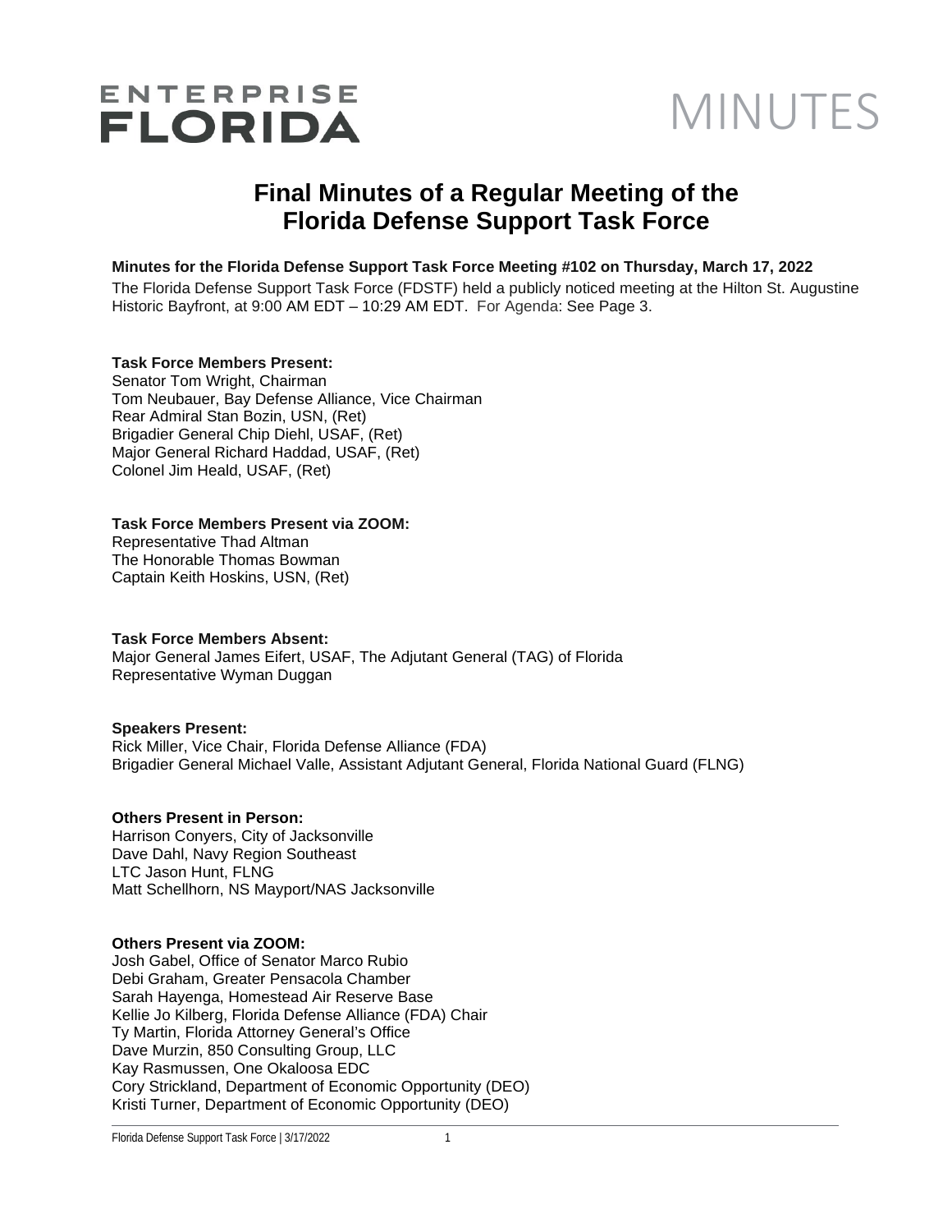# ENTERPRISE FLORIDA

# MINUTES

## Final Minutes of a Regular Meeting of the Florida Defense Support Task Force

**Minutes for the Florida Defense Support Task Force Meeting #102 on Thursday, March 17, 2022**

The Florida Defense Support Task Force (FDSTF) held a publicly noticed meeting at the Hilton St. Augustine Historic Bayfront, at 9:00 AM EDT – 10:29 AM EDT. For Agenda: See Page 3.

**Task Force Members Present:**
Senator Tom Wright, Chairman
Tom Neubauer, Bay Defense Alliance, Vice Chairman
Rear Admiral Stan Bozin, USN, (Ret)
Brigadier General Chip Diehl, USAF, (Ret)
Major General Richard Haddad, USAF, (Ret)
Colonel Jim Heald, USAF, (Ret)

**Task Force Members Present via ZOOM:**
Representative Thad Altman
The Honorable Thomas Bowman
Captain Keith Hoskins, USN, (Ret)

**Task Force Members Absent:**
Major General James Eifert, USAF, The Adjutant General (TAG) of Florida
Representative Wyman Duggan

**Speakers Present:**
Rick Miller, Vice Chair, Florida Defense Alliance (FDA)
Brigadier General Michael Valle, Assistant Adjutant General, Florida National Guard (FLNG)

**Others Present in Person:**
Harrison Conyers, City of Jacksonville
Dave Dahl, Navy Region Southeast
LTC Jason Hunt, FLNG
Matt Schellhorn, NS Mayport/NAS Jacksonville

**Others Present via ZOOM:**
Josh Gabel, Office of Senator Marco Rubio
Debi Graham, Greater Pensacola Chamber
Sarah Hayenga, Homestead Air Reserve Base
Kellie Jo Kilberg, Florida Defense Alliance (FDA) Chair
Ty Martin, Florida Attorney General's Office
Dave Murzin, 850 Consulting Group, LLC
Kay Rasmussen, One Okaloosa EDC
Cory Strickland, Department of Economic Opportunity (DEO)
Kristi Turner, Department of Economic Opportunity (DEO)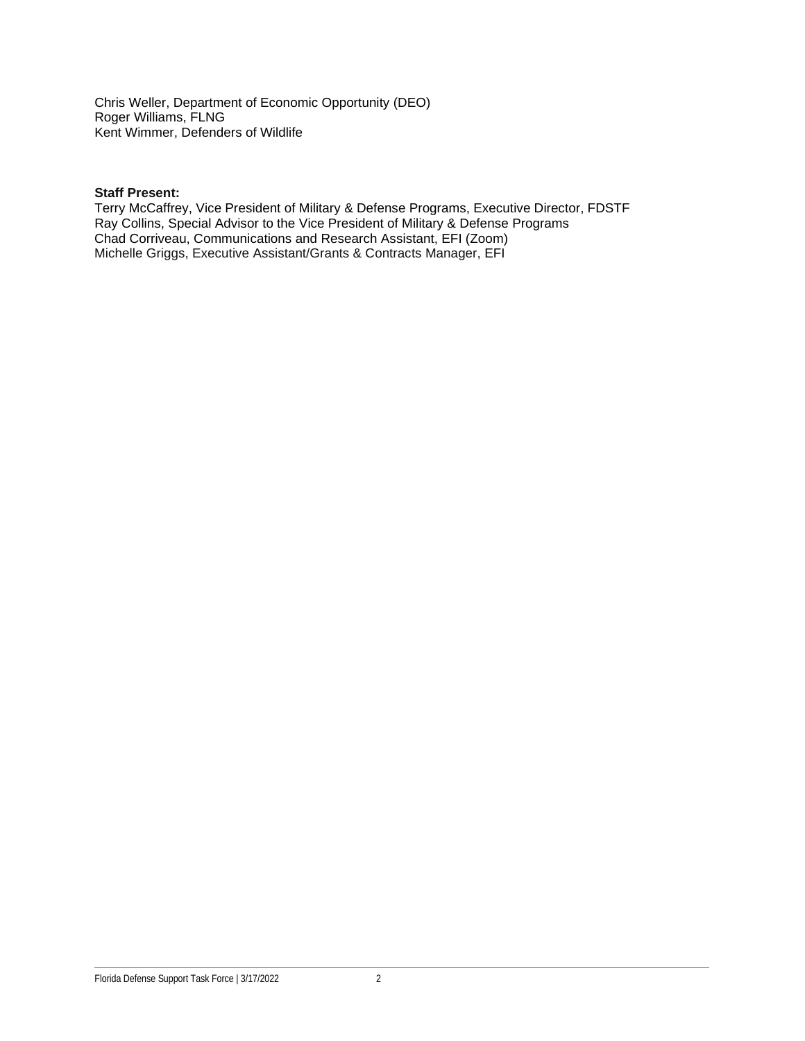Chris Weller, Department of Economic Opportunity (DEO)
Roger Williams, FLNG
Kent Wimmer, Defenders of Wildlife

**Staff Present:**
Terry McCaffrey, Vice President of Military & Defense Programs, Executive Director, FDSTF
Ray Collins, Special Advisor to the Vice President of Military & Defense Programs
Chad Corriveau, Communications and Research Assistant, EFI (Zoom)
Michelle Griggs, Executive Assistant/Grants & Contracts Manager, EFI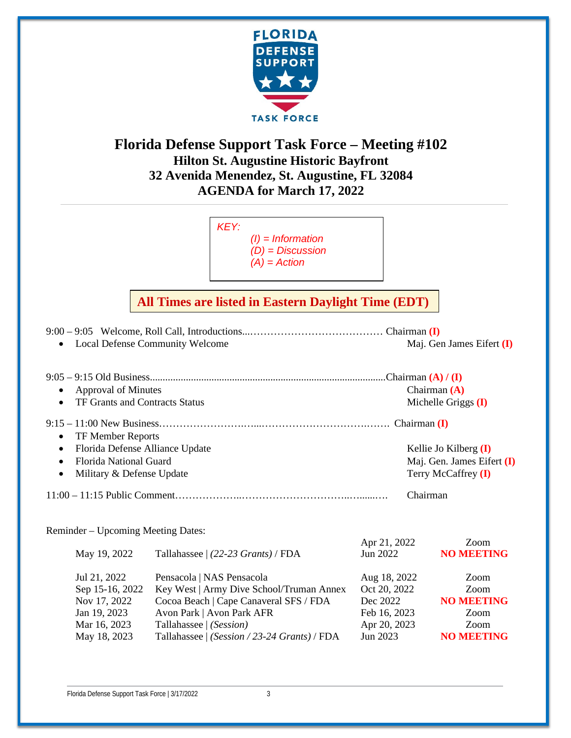# Florida Defense Support Task Force – Meeting #102

**Hilton St. Augustine Historic Bayfront**
**32 Avenida Menendez, St. Augustine, FL 32084**
**AGENDA for March 17, 2022**

*KEY:*
*(I) = Information*
*(D) = Discussion*
*(A) = Action*

**All Times are listed in Eastern Daylight Time (EDT)**

9:00 – 9:05 Welcome, Roll Call, Introductions...………………………………… Chairman **(I)**

- Local Defense Community Welcome — Maj. Gen James Eifert **(I)**

9:05 – 9:15 Old Business.........................................................................................Chairman **(A) / (I)**

- Approval of Minutes — Chairman **(A)**
- TF Grants and Contracts Status — Michelle Griggs **(I)**

9:15 – 11:00 New Business…………………….…...………………………….……. Chairman **(I)**

- TF Member Reports
- Florida Defense Alliance Update — Kellie Jo Kilberg **(I)**
- Florida National Guard — Maj. Gen. James Eifert **(I)**
- Military & Defense Update — Terry McCaffrey **(I)**

11:00 – 11:15 Public Comment………………..………………………..…......…. Chairman

Reminder – Upcoming Meeting Dates:

| Date | Location | Date | Location |
|---|---|---|---|
| | | Apr 21, 2022 | Zoom |
| May 19, 2022 | Tallahassee \| *(22-23 Grants)* / FDA | Jun 2022 | **NO MEETING** |
| Jul 21, 2022 | Pensacola \| NAS Pensacola | Aug 18, 2022 | Zoom |
| Sep 15-16, 2022 | Key West \| Army Dive School/Truman Annex | Oct 20, 2022 | Zoom |
| Nov 17, 2022 | Cocoa Beach \| Cape Canaveral SFS / FDA | Dec 2022 | **NO MEETING** |
| Jan 19, 2023 | Avon Park \| Avon Park AFR | Feb 16, 2023 | Zoom |
| Mar 16, 2023 | Tallahassee \| *(Session)* | Apr 20, 2023 | Zoom |
| May 18, 2023 | Tallahassee \| *(Session / 23-24 Grants)* / FDA | Jun 2023 | **NO MEETING** |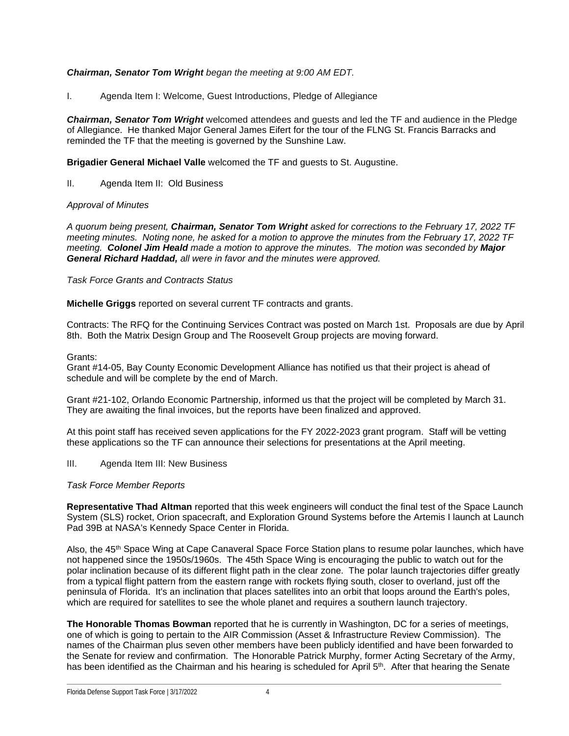***Chairman, Senator Tom Wright*** *began the meeting at 9:00 AM EDT.*

I. Agenda Item I: Welcome, Guest Introductions, Pledge of Allegiance

***Chairman, Senator Tom Wright*** welcomed attendees and guests and led the TF and audience in the Pledge of Allegiance. He thanked Major General James Eifert for the tour of the FLNG St. Francis Barracks and reminded the TF that the meeting is governed by the Sunshine Law.

**Brigadier General Michael Valle** welcomed the TF and guests to St. Augustine.

II. Agenda Item II: Old Business

*Approval of Minutes*

*A quorum being present,* ***Chairman, Senator Tom Wright*** *asked for corrections to the February 17, 2022 TF meeting minutes. Noting none, he asked for a motion to approve the minutes from the February 17, 2022 TF meeting.* ***Colonel Jim Heald*** *made a motion to approve the minutes. The motion was seconded by* ***Major General Richard Haddad,*** *all were in favor and the minutes were approved.*

*Task Force Grants and Contracts Status*

**Michelle Griggs** reported on several current TF contracts and grants.

Contracts: The RFQ for the Continuing Services Contract was posted on March 1st. Proposals are due by April 8th. Both the Matrix Design Group and The Roosevelt Group projects are moving forward.

Grants:
Grant #14-05, Bay County Economic Development Alliance has notified us that their project is ahead of schedule and will be complete by the end of March.

Grant #21-102, Orlando Economic Partnership, informed us that the project will be completed by March 31. They are awaiting the final invoices, but the reports have been finalized and approved.

At this point staff has received seven applications for the FY 2022-2023 grant program. Staff will be vetting these applications so the TF can announce their selections for presentations at the April meeting.

III. Agenda Item III: New Business

*Task Force Member Reports*

**Representative Thad Altman** reported that this week engineers will conduct the final test of the Space Launch System (SLS) rocket, Orion spacecraft, and Exploration Ground Systems before the Artemis I launch at Launch Pad 39B at NASA's Kennedy Space Center in Florida.

Also, the 45th Space Wing at Cape Canaveral Space Force Station plans to resume polar launches, which have not happened since the 1950s/1960s. The 45th Space Wing is encouraging the public to watch out for the polar inclination because of its different flight path in the clear zone. The polar launch trajectories differ greatly from a typical flight pattern from the eastern range with rockets flying south, closer to overland, just off the peninsula of Florida. It's an inclination that places satellites into an orbit that loops around the Earth's poles, which are required for satellites to see the whole planet and requires a southern launch trajectory.

**The Honorable Thomas Bowman** reported that he is currently in Washington, DC for a series of meetings, one of which is going to pertain to the AIR Commission (Asset & Infrastructure Review Commission). The names of the Chairman plus seven other members have been publicly identified and have been forwarded to the Senate for review and confirmation. The Honorable Patrick Murphy, former Acting Secretary of the Army, has been identified as the Chairman and his hearing is scheduled for April 5th. After that hearing the Senate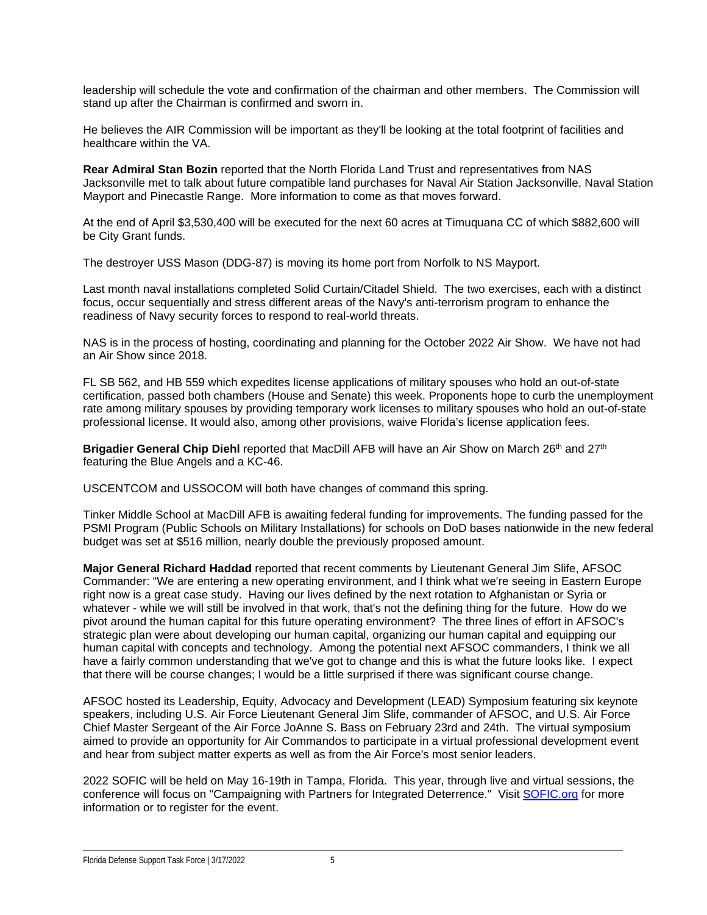leadership will schedule the vote and confirmation of the chairman and other members. The Commission will stand up after the Chairman is confirmed and sworn in.

He believes the AIR Commission will be important as they'll be looking at the total footprint of facilities and healthcare within the VA.

**Rear Admiral Stan Bozin** reported that the North Florida Land Trust and representatives from NAS Jacksonville met to talk about future compatible land purchases for Naval Air Station Jacksonville, Naval Station Mayport and Pinecastle Range. More information to come as that moves forward.

At the end of April $3,530,400 will be executed for the next 60 acres at Timuquana CC of which $882,600 will be City Grant funds.

The destroyer USS Mason (DDG-87) is moving its home port from Norfolk to NS Mayport.

Last month naval installations completed Solid Curtain/Citadel Shield. The two exercises, each with a distinct focus, occur sequentially and stress different areas of the Navy's anti-terrorism program to enhance the readiness of Navy security forces to respond to real-world threats.

NAS is in the process of hosting, coordinating and planning for the October 2022 Air Show. We have not had an Air Show since 2018.

FL SB 562, and HB 559 which expedites license applications of military spouses who hold an out-of-state certification, passed both chambers (House and Senate) this week. Proponents hope to curb the unemployment rate among military spouses by providing temporary work licenses to military spouses who hold an out-of-state professional license. It would also, among other provisions, waive Florida's license application fees.

**Brigadier General Chip Diehl** reported that MacDill AFB will have an Air Show on March 26th and 27th featuring the Blue Angels and a KC-46.

USCENTCOM and USSOCOM will both have changes of command this spring.

Tinker Middle School at MacDill AFB is awaiting federal funding for improvements. The funding passed for the PSMI Program (Public Schools on Military Installations) for schools on DoD bases nationwide in the new federal budget was set at $516 million, nearly double the previously proposed amount.

**Major General Richard Haddad** reported that recent comments by Lieutenant General Jim Slife, AFSOC Commander: "We are entering a new operating environment, and I think what we're seeing in Eastern Europe right now is a great case study. Having our lives defined by the next rotation to Afghanistan or Syria or whatever - while we will still be involved in that work, that's not the defining thing for the future. How do we pivot around the human capital for this future operating environment? The three lines of effort in AFSOC's strategic plan were about developing our human capital, organizing our human capital and equipping our human capital with concepts and technology. Among the potential next AFSOC commanders, I think we all have a fairly common understanding that we've got to change and this is what the future looks like. I expect that there will be course changes; I would be a little surprised if there was significant course change.

AFSOC hosted its Leadership, Equity, Advocacy and Development (LEAD) Symposium featuring six keynote speakers, including U.S. Air Force Lieutenant General Jim Slife, commander of AFSOC, and U.S. Air Force Chief Master Sergeant of the Air Force JoAnne S. Bass on February 23rd and 24th. The virtual symposium aimed to provide an opportunity for Air Commandos to participate in a virtual professional development event and hear from subject matter experts as well as from the Air Force's most senior leaders.

2022 SOFIC will be held on May 16-19th in Tampa, Florida. This year, through live and virtual sessions, the conference will focus on "Campaigning with Partners for Integrated Deterrence." Visit SOFIC.org for more information or to register for the event.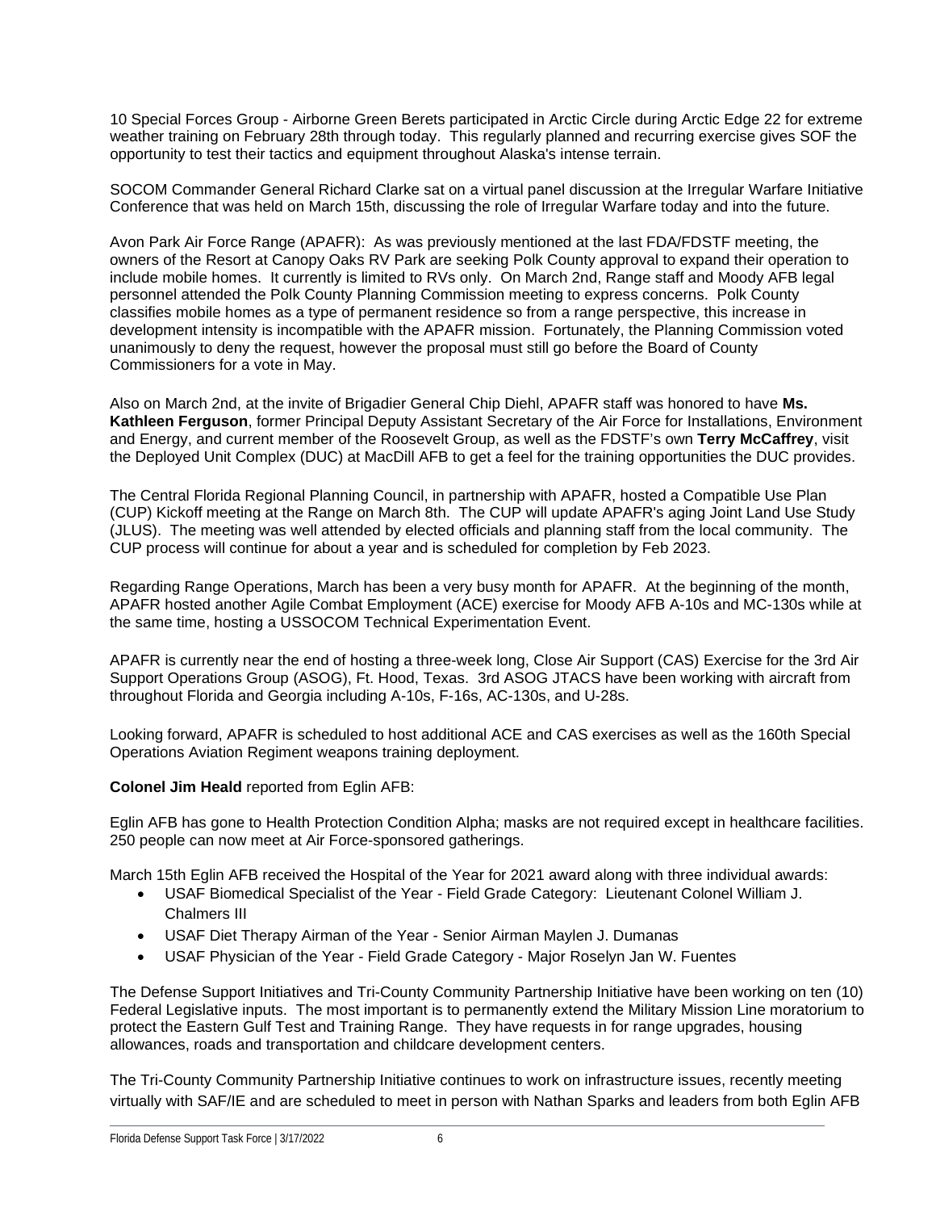10 Special Forces Group - Airborne Green Berets participated in Arctic Circle during Arctic Edge 22 for extreme weather training on February 28th through today. This regularly planned and recurring exercise gives SOF the opportunity to test their tactics and equipment throughout Alaska's intense terrain.

SOCOM Commander General Richard Clarke sat on a virtual panel discussion at the Irregular Warfare Initiative Conference that was held on March 15th, discussing the role of Irregular Warfare today and into the future.

Avon Park Air Force Range (APAFR): As was previously mentioned at the last FDA/FDSTF meeting, the owners of the Resort at Canopy Oaks RV Park are seeking Polk County approval to expand their operation to include mobile homes. It currently is limited to RVs only. On March 2nd, Range staff and Moody AFB legal personnel attended the Polk County Planning Commission meeting to express concerns. Polk County classifies mobile homes as a type of permanent residence so from a range perspective, this increase in development intensity is incompatible with the APAFR mission. Fortunately, the Planning Commission voted unanimously to deny the request, however the proposal must still go before the Board of County Commissioners for a vote in May.

Also on March 2nd, at the invite of Brigadier General Chip Diehl, APAFR staff was honored to have **Ms. Kathleen Ferguson**, former Principal Deputy Assistant Secretary of the Air Force for Installations, Environment and Energy, and current member of the Roosevelt Group, as well as the FDSTF's own **Terry McCaffrey**, visit the Deployed Unit Complex (DUC) at MacDill AFB to get a feel for the training opportunities the DUC provides.

The Central Florida Regional Planning Council, in partnership with APAFR, hosted a Compatible Use Plan (CUP) Kickoff meeting at the Range on March 8th. The CUP will update APAFR's aging Joint Land Use Study (JLUS). The meeting was well attended by elected officials and planning staff from the local community. The CUP process will continue for about a year and is scheduled for completion by Feb 2023.

Regarding Range Operations, March has been a very busy month for APAFR. At the beginning of the month, APAFR hosted another Agile Combat Employment (ACE) exercise for Moody AFB A-10s and MC-130s while at the same time, hosting a USSOCOM Technical Experimentation Event.

APAFR is currently near the end of hosting a three-week long, Close Air Support (CAS) Exercise for the 3rd Air Support Operations Group (ASOG), Ft. Hood, Texas. 3rd ASOG JTACS have been working with aircraft from throughout Florida and Georgia including A-10s, F-16s, AC-130s, and U-28s.

Looking forward, APAFR is scheduled to host additional ACE and CAS exercises as well as the 160th Special Operations Aviation Regiment weapons training deployment.

**Colonel Jim Heald** reported from Eglin AFB:

Eglin AFB has gone to Health Protection Condition Alpha; masks are not required except in healthcare facilities. 250 people can now meet at Air Force-sponsored gatherings.

March 15th Eglin AFB received the Hospital of the Year for 2021 award along with three individual awards:

- USAF Biomedical Specialist of the Year - Field Grade Category: Lieutenant Colonel William J. Chalmers III
- USAF Diet Therapy Airman of the Year - Senior Airman Maylen J. Dumanas
- USAF Physician of the Year - Field Grade Category - Major Roselyn Jan W. Fuentes

The Defense Support Initiatives and Tri-County Community Partnership Initiative have been working on ten (10) Federal Legislative inputs. The most important is to permanently extend the Military Mission Line moratorium to protect the Eastern Gulf Test and Training Range. They have requests in for range upgrades, housing allowances, roads and transportation and childcare development centers.

The Tri-County Community Partnership Initiative continues to work on infrastructure issues, recently meeting virtually with SAF/IE and are scheduled to meet in person with Nathan Sparks and leaders from both Eglin AFB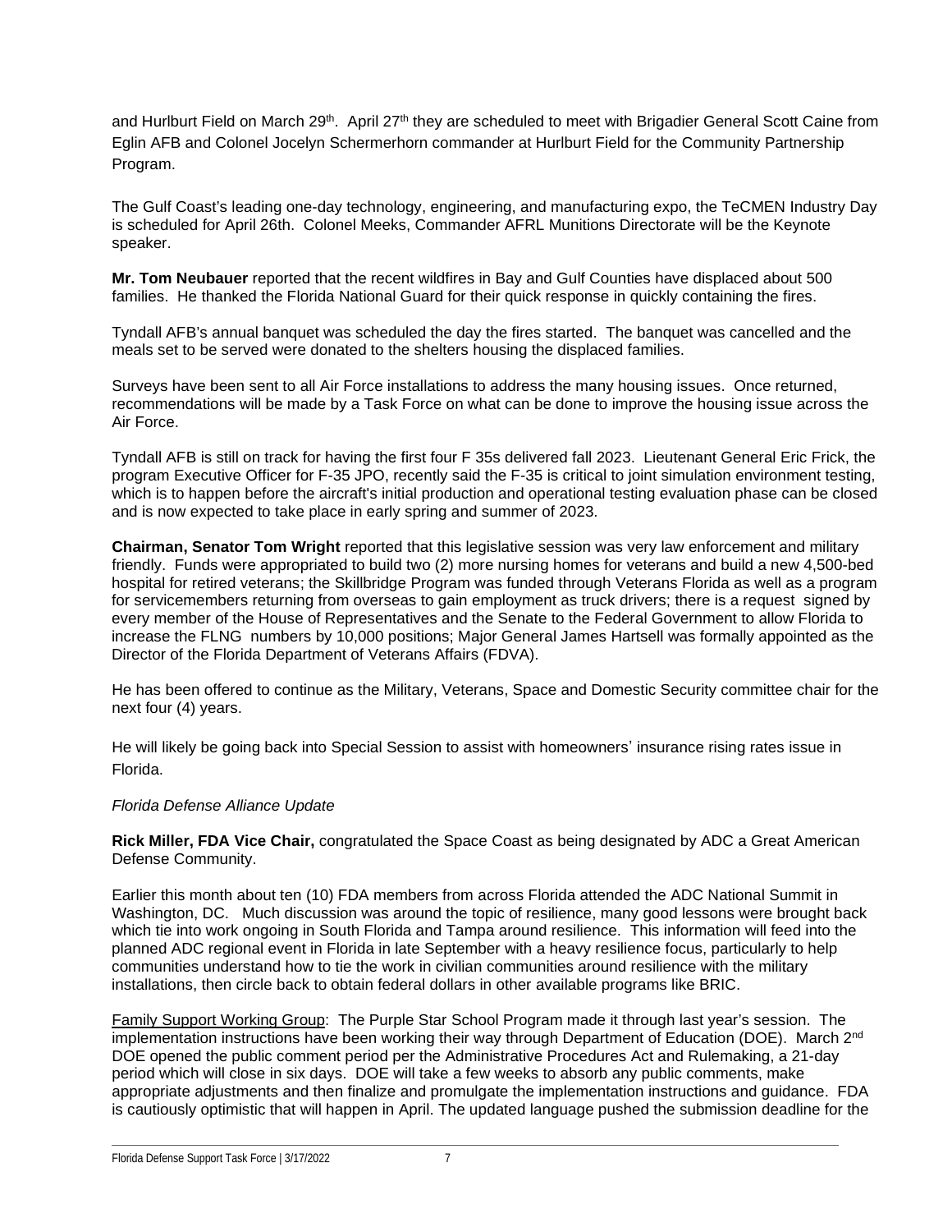and Hurlburt Field on March 29th. April 27th they are scheduled to meet with Brigadier General Scott Caine from Eglin AFB and Colonel Jocelyn Schermerhorn commander at Hurlburt Field for the Community Partnership Program.

The Gulf Coast's leading one-day technology, engineering, and manufacturing expo, the TeCMEN Industry Day is scheduled for April 26th. Colonel Meeks, Commander AFRL Munitions Directorate will be the Keynote speaker.

**Mr. Tom Neubauer** reported that the recent wildfires in Bay and Gulf Counties have displaced about 500 families. He thanked the Florida National Guard for their quick response in quickly containing the fires.

Tyndall AFB's annual banquet was scheduled the day the fires started. The banquet was cancelled and the meals set to be served were donated to the shelters housing the displaced families.

Surveys have been sent to all Air Force installations to address the many housing issues. Once returned, recommendations will be made by a Task Force on what can be done to improve the housing issue across the Air Force.

Tyndall AFB is still on track for having the first four F 35s delivered fall 2023. Lieutenant General Eric Frick, the program Executive Officer for F-35 JPO, recently said the F-35 is critical to joint simulation environment testing, which is to happen before the aircraft's initial production and operational testing evaluation phase can be closed and is now expected to take place in early spring and summer of 2023.

**Chairman, Senator Tom Wright** reported that this legislative session was very law enforcement and military friendly. Funds were appropriated to build two (2) more nursing homes for veterans and build a new 4,500-bed hospital for retired veterans; the Skillbridge Program was funded through Veterans Florida as well as a program for servicemembers returning from overseas to gain employment as truck drivers; there is a request signed by every member of the House of Representatives and the Senate to the Federal Government to allow Florida to increase the FLNG numbers by 10,000 positions; Major General James Hartsell was formally appointed as the Director of the Florida Department of Veterans Affairs (FDVA).

He has been offered to continue as the Military, Veterans, Space and Domestic Security committee chair for the next four (4) years.

He will likely be going back into Special Session to assist with homeowners' insurance rising rates issue in Florida.

*Florida Defense Alliance Update*

**Rick Miller, FDA Vice Chair,** congratulated the Space Coast as being designated by ADC a Great American Defense Community.

Earlier this month about ten (10) FDA members from across Florida attended the ADC National Summit in Washington, DC. Much discussion was around the topic of resilience, many good lessons were brought back which tie into work ongoing in South Florida and Tampa around resilience. This information will feed into the planned ADC regional event in Florida in late September with a heavy resilience focus, particularly to help communities understand how to tie the work in civilian communities around resilience with the military installations, then circle back to obtain federal dollars in other available programs like BRIC.

Family Support Working Group: The Purple Star School Program made it through last year's session. The implementation instructions have been working their way through Department of Education (DOE). March 2nd DOE opened the public comment period per the Administrative Procedures Act and Rulemaking, a 21-day period which will close in six days. DOE will take a few weeks to absorb any public comments, make appropriate adjustments and then finalize and promulgate the implementation instructions and guidance. FDA is cautiously optimistic that will happen in April. The updated language pushed the submission deadline for the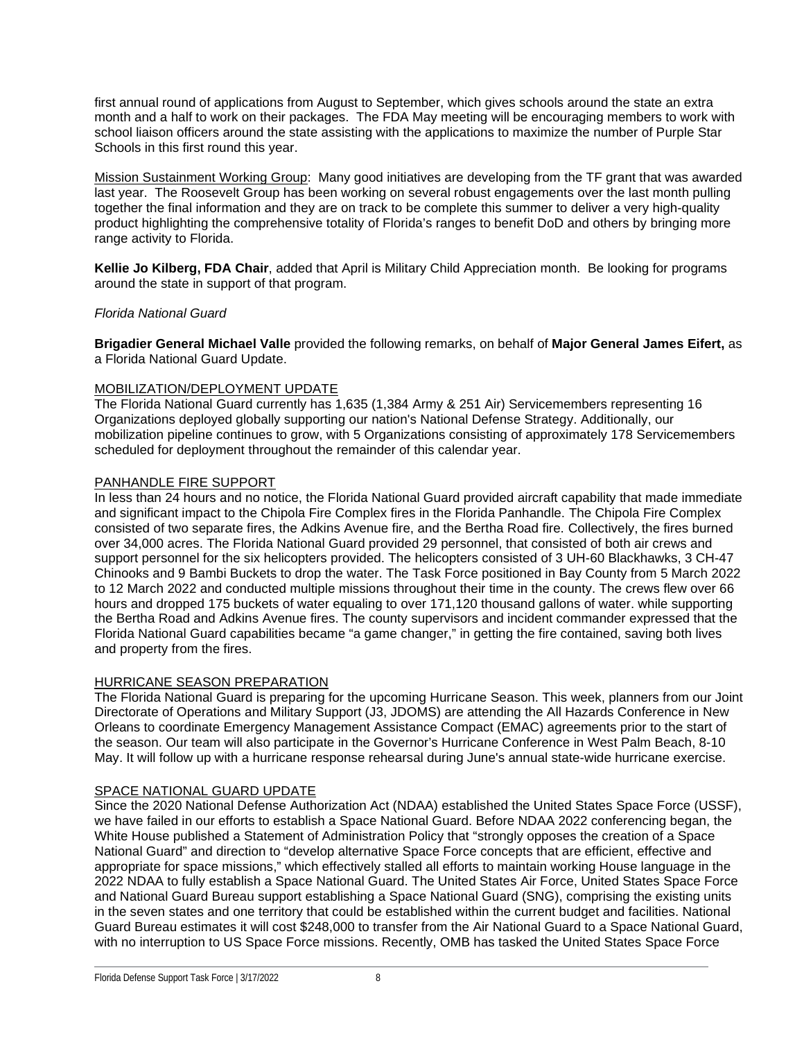first annual round of applications from August to September, which gives schools around the state an extra month and a half to work on their packages. The FDA May meeting will be encouraging members to work with school liaison officers around the state assisting with the applications to maximize the number of Purple Star Schools in this first round this year.

<u>Mission Sustainment Working Group</u>: Many good initiatives are developing from the TF grant that was awarded last year. The Roosevelt Group has been working on several robust engagements over the last month pulling together the final information and they are on track to be complete this summer to deliver a very high-quality product highlighting the comprehensive totality of Florida's ranges to benefit DoD and others by bringing more range activity to Florida.

**Kellie Jo Kilberg, FDA Chair**, added that April is Military Child Appreciation month. Be looking for programs around the state in support of that program.

*Florida National Guard*

**Brigadier General Michael Valle** provided the following remarks, on behalf of **Major General James Eifert,** as a Florida National Guard Update.

<u>MOBILIZATION/DEPLOYMENT UPDATE</u>

The Florida National Guard currently has 1,635 (1,384 Army & 251 Air) Servicemembers representing 16 Organizations deployed globally supporting our nation's National Defense Strategy. Additionally, our mobilization pipeline continues to grow, with 5 Organizations consisting of approximately 178 Servicemembers scheduled for deployment throughout the remainder of this calendar year.

<u>PANHANDLE FIRE SUPPORT</u>

In less than 24 hours and no notice, the Florida National Guard provided aircraft capability that made immediate and significant impact to the Chipola Fire Complex fires in the Florida Panhandle. The Chipola Fire Complex consisted of two separate fires, the Adkins Avenue fire, and the Bertha Road fire. Collectively, the fires burned over 34,000 acres. The Florida National Guard provided 29 personnel, that consisted of both air crews and support personnel for the six helicopters provided. The helicopters consisted of 3 UH-60 Blackhawks, 3 CH-47 Chinooks and 9 Bambi Buckets to drop the water. The Task Force positioned in Bay County from 5 March 2022 to 12 March 2022 and conducted multiple missions throughout their time in the county. The crews flew over 66 hours and dropped 175 buckets of water equaling to over 171,120 thousand gallons of water. while supporting the Bertha Road and Adkins Avenue fires. The county supervisors and incident commander expressed that the Florida National Guard capabilities became "a game changer," in getting the fire contained, saving both lives and property from the fires.

<u>HURRICANE SEASON PREPARATION</u>

The Florida National Guard is preparing for the upcoming Hurricane Season. This week, planners from our Joint Directorate of Operations and Military Support (J3, JDOMS) are attending the All Hazards Conference in New Orleans to coordinate Emergency Management Assistance Compact (EMAC) agreements prior to the start of the season. Our team will also participate in the Governor's Hurricane Conference in West Palm Beach, 8-10 May. It will follow up with a hurricane response rehearsal during June's annual state-wide hurricane exercise.

<u>SPACE NATIONAL GUARD UPDATE</u>

Since the 2020 National Defense Authorization Act (NDAA) established the United States Space Force (USSF), we have failed in our efforts to establish a Space National Guard. Before NDAA 2022 conferencing began, the White House published a Statement of Administration Policy that "strongly opposes the creation of a Space National Guard" and direction to "develop alternative Space Force concepts that are efficient, effective and appropriate for space missions," which effectively stalled all efforts to maintain working House language in the 2022 NDAA to fully establish a Space National Guard. The United States Air Force, United States Space Force and National Guard Bureau support establishing a Space National Guard (SNG), comprising the existing units in the seven states and one territory that could be established within the current budget and facilities. National Guard Bureau estimates it will cost $248,000 to transfer from the Air National Guard to a Space National Guard, with no interruption to US Space Force missions. Recently, OMB has tasked the United States Space Force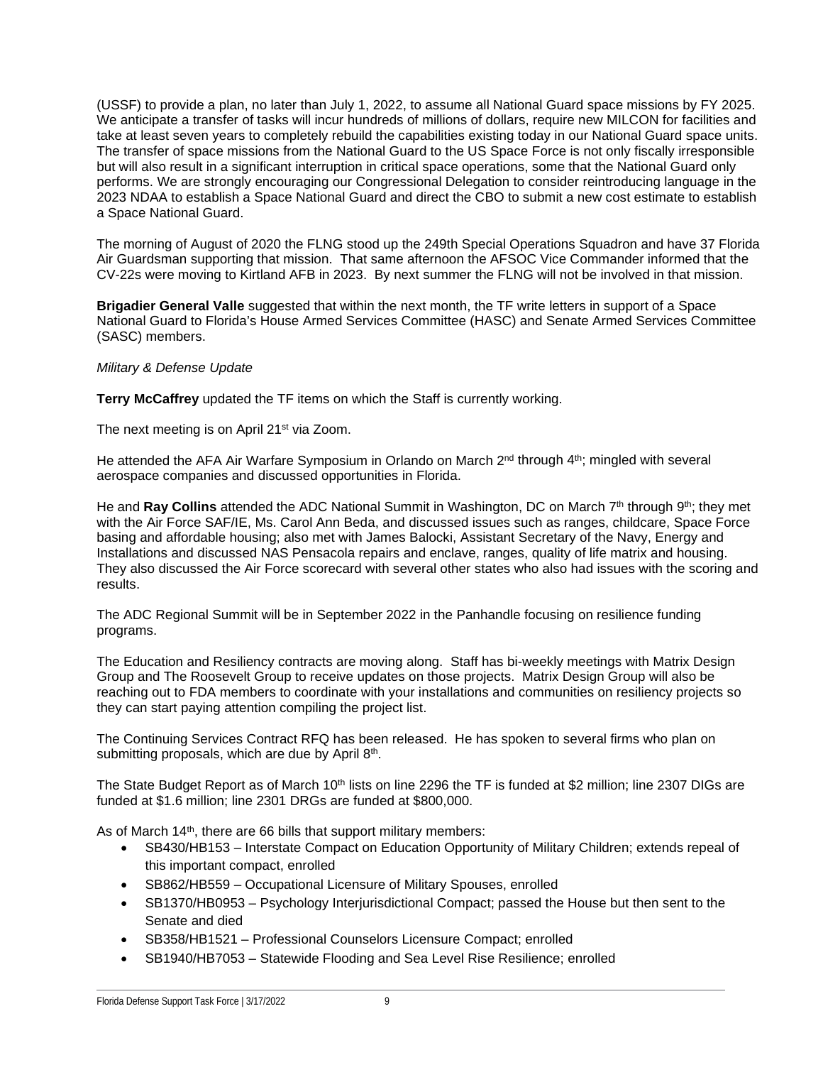(USSF) to provide a plan, no later than July 1, 2022, to assume all National Guard space missions by FY 2025. We anticipate a transfer of tasks will incur hundreds of millions of dollars, require new MILCON for facilities and take at least seven years to completely rebuild the capabilities existing today in our National Guard space units. The transfer of space missions from the National Guard to the US Space Force is not only fiscally irresponsible but will also result in a significant interruption in critical space operations, some that the National Guard only performs. We are strongly encouraging our Congressional Delegation to consider reintroducing language in the 2023 NDAA to establish a Space National Guard and direct the CBO to submit a new cost estimate to establish a Space National Guard.

The morning of August of 2020 the FLNG stood up the 249th Special Operations Squadron and have 37 Florida Air Guardsman supporting that mission. That same afternoon the AFSOC Vice Commander informed that the CV-22s were moving to Kirtland AFB in 2023. By next summer the FLNG will not be involved in that mission.

**Brigadier General Valle** suggested that within the next month, the TF write letters in support of a Space National Guard to Florida's House Armed Services Committee (HASC) and Senate Armed Services Committee (SASC) members.

*Military & Defense Update*

**Terry McCaffrey** updated the TF items on which the Staff is currently working.

The next meeting is on April 21st via Zoom.

He attended the AFA Air Warfare Symposium in Orlando on March 2nd through 4th; mingled with several aerospace companies and discussed opportunities in Florida.

He and **Ray Collins** attended the ADC National Summit in Washington, DC on March 7th through 9th; they met with the Air Force SAF/IE, Ms. Carol Ann Beda, and discussed issues such as ranges, childcare, Space Force basing and affordable housing; also met with James Balocki, Assistant Secretary of the Navy, Energy and Installations and discussed NAS Pensacola repairs and enclave, ranges, quality of life matrix and housing. They also discussed the Air Force scorecard with several other states who also had issues with the scoring and results.

The ADC Regional Summit will be in September 2022 in the Panhandle focusing on resilience funding programs.

The Education and Resiliency contracts are moving along. Staff has bi-weekly meetings with Matrix Design Group and The Roosevelt Group to receive updates on those projects. Matrix Design Group will also be reaching out to FDA members to coordinate with your installations and communities on resiliency projects so they can start paying attention compiling the project list.

The Continuing Services Contract RFQ has been released. He has spoken to several firms who plan on submitting proposals, which are due by April 8th.

The State Budget Report as of March 10th lists on line 2296 the TF is funded at $2 million; line 2307 DIGs are funded at $1.6 million; line 2301 DRGs are funded at $800,000.

As of March 14th, there are 66 bills that support military members:

- SB430/HB153 – Interstate Compact on Education Opportunity of Military Children; extends repeal of this important compact, enrolled
- SB862/HB559 – Occupational Licensure of Military Spouses, enrolled
- SB1370/HB0953 – Psychology Interjurisdictional Compact; passed the House but then sent to the Senate and died
- SB358/HB1521 – Professional Counselors Licensure Compact; enrolled
- SB1940/HB7053 – Statewide Flooding and Sea Level Rise Resilience; enrolled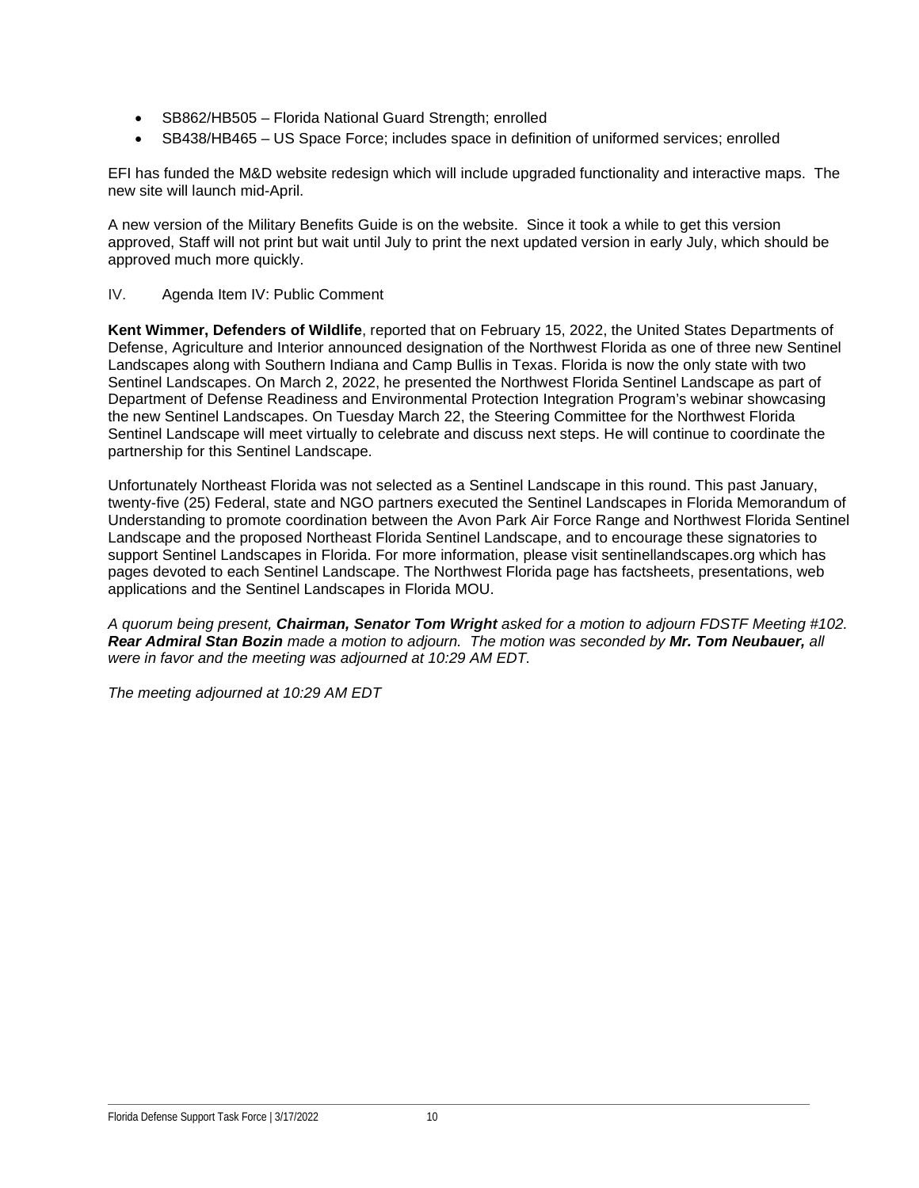- SB862/HB505 – Florida National Guard Strength; enrolled
- SB438/HB465 – US Space Force; includes space in definition of uniformed services; enrolled

EFI has funded the M&D website redesign which will include upgraded functionality and interactive maps. The new site will launch mid-April.

A new version of the Military Benefits Guide is on the website. Since it took a while to get this version approved, Staff will not print but wait until July to print the next updated version in early July, which should be approved much more quickly.

IV. Agenda Item IV: Public Comment

**Kent Wimmer, Defenders of Wildlife**, reported that on February 15, 2022, the United States Departments of Defense, Agriculture and Interior announced designation of the Northwest Florida as one of three new Sentinel Landscapes along with Southern Indiana and Camp Bullis in Texas. Florida is now the only state with two Sentinel Landscapes. On March 2, 2022, he presented the Northwest Florida Sentinel Landscape as part of Department of Defense Readiness and Environmental Protection Integration Program's webinar showcasing the new Sentinel Landscapes. On Tuesday March 22, the Steering Committee for the Northwest Florida Sentinel Landscape will meet virtually to celebrate and discuss next steps. He will continue to coordinate the partnership for this Sentinel Landscape.

Unfortunately Northeast Florida was not selected as a Sentinel Landscape in this round. This past January, twenty-five (25) Federal, state and NGO partners executed the Sentinel Landscapes in Florida Memorandum of Understanding to promote coordination between the Avon Park Air Force Range and Northwest Florida Sentinel Landscape and the proposed Northeast Florida Sentinel Landscape, and to encourage these signatories to support Sentinel Landscapes in Florida. For more information, please visit sentinellandscapes.org which has pages devoted to each Sentinel Landscape. The Northwest Florida page has factsheets, presentations, web applications and the Sentinel Landscapes in Florida MOU.

*A quorum being present, **Chairman, Senator Tom Wright** asked for a motion to adjourn FDSTF Meeting #102. **Rear Admiral Stan Bozin** made a motion to adjourn. The motion was seconded by **Mr. Tom Neubauer,** all were in favor and the meeting was adjourned at 10:29 AM EDT.*

*The meeting adjourned at 10:29 AM EDT*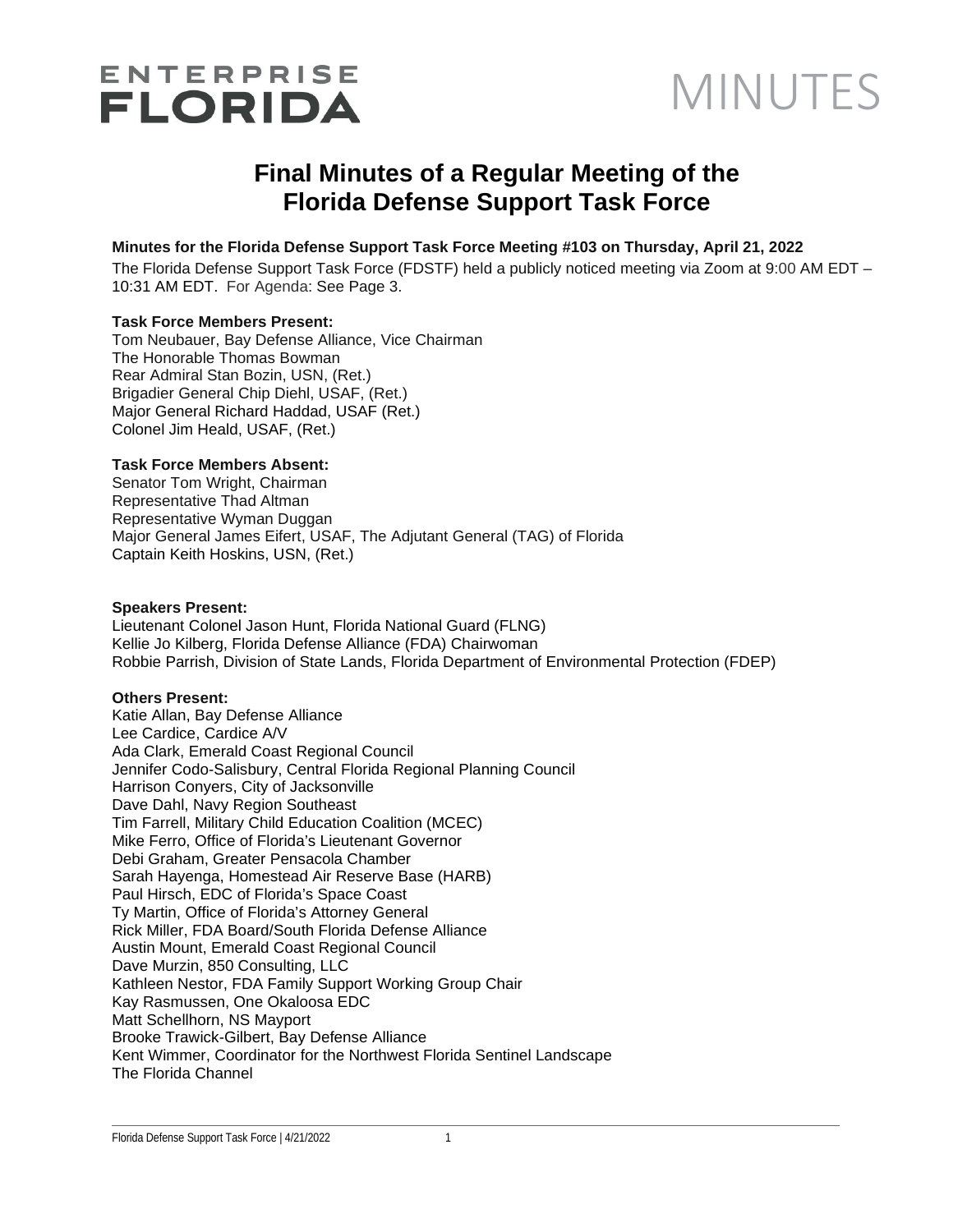ENTERPRISE FLORIDA

MINUTES

# Final Minutes of a Regular Meeting of the Florida Defense Support Task Force

**Minutes for the Florida Defense Support Task Force Meeting #103 on Thursday, April 21, 2022**

The Florida Defense Support Task Force (FDSTF) held a publicly noticed meeting via Zoom at 9:00 AM EDT – 10:31 AM EDT. For Agenda: See Page 3.

**Task Force Members Present:**

Tom Neubauer, Bay Defense Alliance, Vice Chairman
The Honorable Thomas Bowman
Rear Admiral Stan Bozin, USN, (Ret.)
Brigadier General Chip Diehl, USAF, (Ret.)
Major General Richard Haddad, USAF (Ret.)
Colonel Jim Heald, USAF, (Ret.)

**Task Force Members Absent:**

Senator Tom Wright, Chairman
Representative Thad Altman
Representative Wyman Duggan
Major General James Eifert, USAF, The Adjutant General (TAG) of Florida
Captain Keith Hoskins, USN, (Ret.)

**Speakers Present:**

Lieutenant Colonel Jason Hunt, Florida National Guard (FLNG)
Kellie Jo Kilberg, Florida Defense Alliance (FDA) Chairwoman
Robbie Parrish, Division of State Lands, Florida Department of Environmental Protection (FDEP)

**Others Present:**

Katie Allan, Bay Defense Alliance
Lee Cardice, Cardice A/V
Ada Clark, Emerald Coast Regional Council
Jennifer Codo-Salisbury, Central Florida Regional Planning Council
Harrison Conyers, City of Jacksonville
Dave Dahl, Navy Region Southeast
Tim Farrell, Military Child Education Coalition (MCEC)
Mike Ferro, Office of Florida's Lieutenant Governor
Debi Graham, Greater Pensacola Chamber
Sarah Hayenga, Homestead Air Reserve Base (HARB)
Paul Hirsch, EDC of Florida's Space Coast
Ty Martin, Office of Florida's Attorney General
Rick Miller, FDA Board/South Florida Defense Alliance
Austin Mount, Emerald Coast Regional Council
Dave Murzin, 850 Consulting, LLC
Kathleen Nestor, FDA Family Support Working Group Chair
Kay Rasmussen, One Okaloosa EDC
Matt Schellhorn, NS Mayport
Brooke Trawick-Gilbert, Bay Defense Alliance
Kent Wimmer, Coordinator for the Northwest Florida Sentinel Landscape
The Florida Channel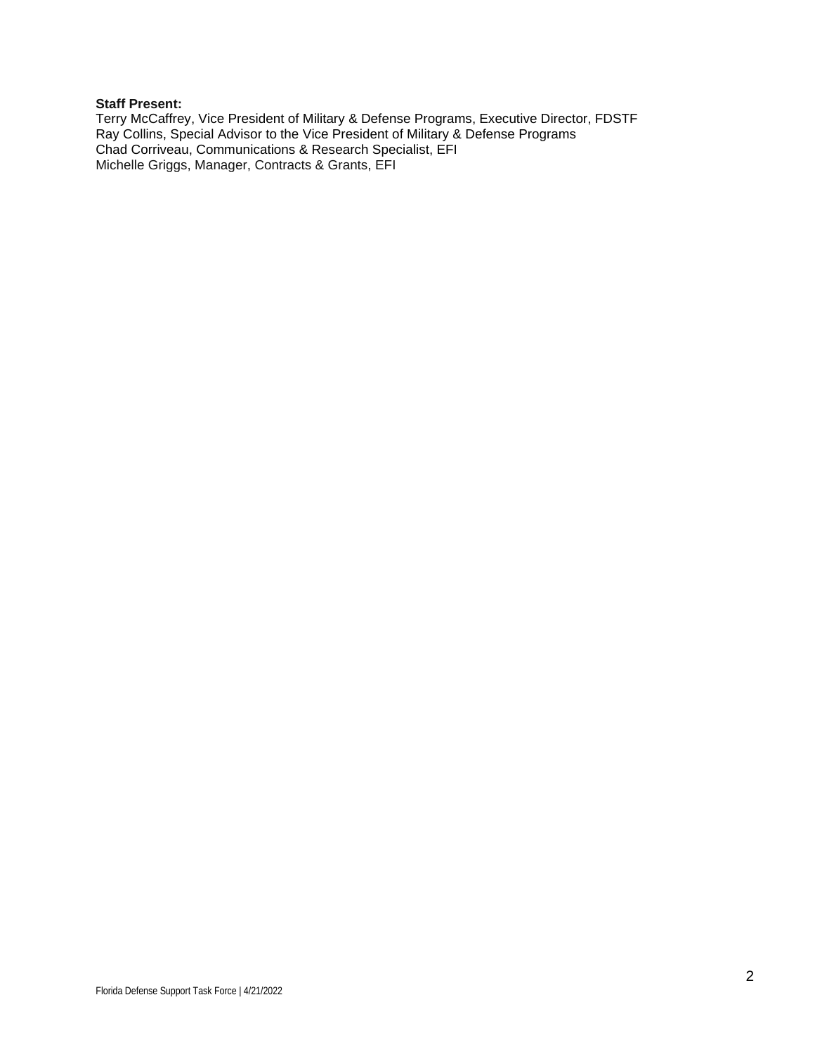**Staff Present:**
Terry McCaffrey, Vice President of Military & Defense Programs, Executive Director, FDSTF
Ray Collins, Special Advisor to the Vice President of Military & Defense Programs
Chad Corriveau, Communications & Research Specialist, EFI
Michelle Griggs, Manager, Contracts & Grants, EFI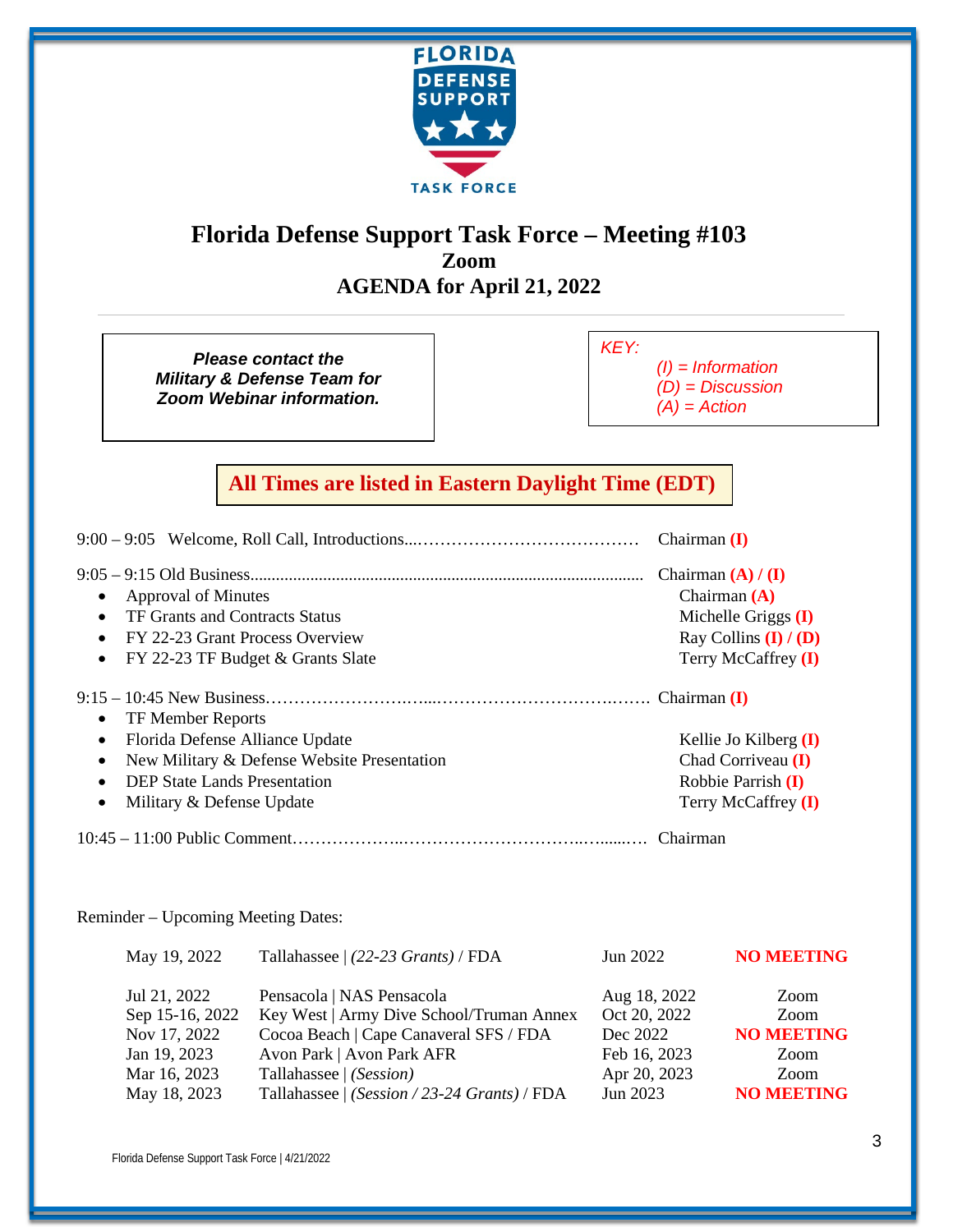# Florida Defense Support Task Force – Meeting #103

**Zoom**

**AGENDA for April 21, 2022**

***Please contact the Military & Defense Team for Zoom Webinar information.***

*KEY:*
*(I) = Information*
*(D) = Discussion*
*(A) = Action*

**All Times are listed in Eastern Daylight Time (EDT)**

9:00 – 9:05 Welcome, Roll Call, Introductions...………………………………… Chairman **(I)**

9:05 – 9:15 Old Business........................................................................................ Chairman **(A) / (I)**

- Approval of Minutes — Chairman **(A)**
- TF Grants and Contracts Status — Michelle Griggs **(I)**
- FY 22-23 Grant Process Overview — Ray Collins **(I) / (D)**
- FY 22-23 TF Budget & Grants Slate — Terry McCaffrey **(I)**

9:15 – 10:45 New Business……………………….…...……………………………..……. Chairman **(I)**

- TF Member Reports
- Florida Defense Alliance Update — Kellie Jo Kilberg **(I)**
- New Military & Defense Website Presentation — Chad Corriveau **(I)**
- DEP State Lands Presentation — Robbie Parrish **(I)**
- Military & Defense Update — Terry McCaffrey **(I)**

10:45 – 11:00 Public Comment………………..………………………..….......…. Chairman

Reminder – Upcoming Meeting Dates:

| | | | |
|---|---|---|---|
| May 19, 2022 | Tallahassee \| *(22-23 Grants)* / FDA | Jun 2022 | **NO MEETING** |
| Jul 21, 2022 | Pensacola \| NAS Pensacola | Aug 18, 2022 | Zoom |
| Sep 15-16, 2022 | Key West \| Army Dive School/Truman Annex | Oct 20, 2022 | Zoom |
| Nov 17, 2022 | Cocoa Beach \| Cape Canaveral SFS / FDA | Dec 2022 | **NO MEETING** |
| Jan 19, 2023 | Avon Park \| Avon Park AFR | Feb 16, 2023 | Zoom |
| Mar 16, 2023 | Tallahassee \| *(Session)* | Apr 20, 2023 | Zoom |
| May 18, 2023 | Tallahassee \| *(Session / 23-24 Grants)* / FDA | Jun 2023 | **NO MEETING** |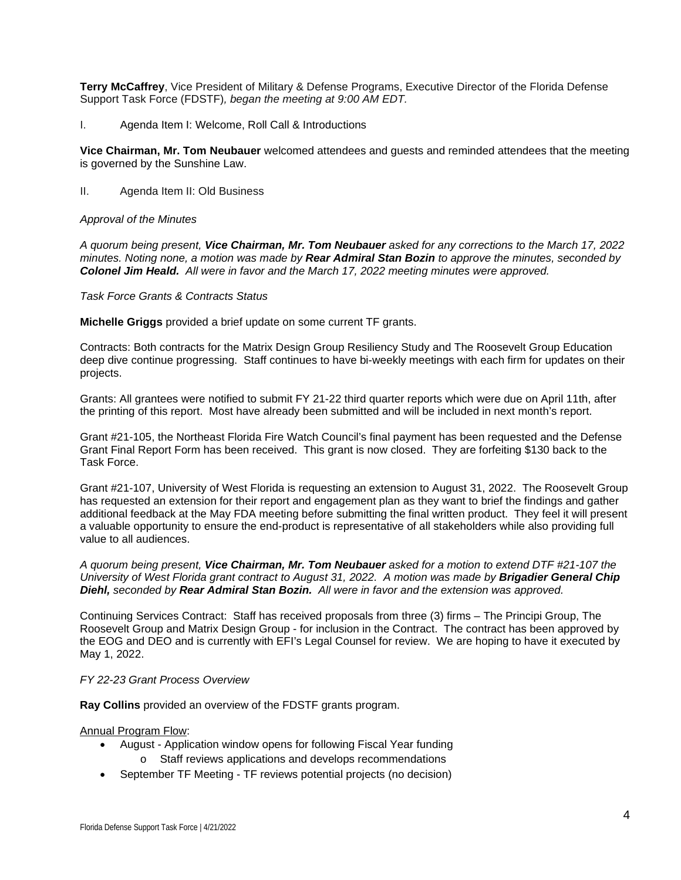**Terry McCaffrey**, Vice President of Military & Defense Programs, Executive Director of the Florida Defense Support Task Force (FDSTF)*, began the meeting at 9:00 AM EDT.*

I. Agenda Item I: Welcome, Roll Call & Introductions

**Vice Chairman, Mr. Tom Neubauer** welcomed attendees and guests and reminded attendees that the meeting is governed by the Sunshine Law.

II. Agenda Item II: Old Business

*Approval of the Minutes*

*A quorum being present, **Vice Chairman, Mr. Tom Neubauer** asked for any corrections to the March 17, 2022 minutes. Noting none, a motion was made by **Rear Admiral Stan Bozin** to approve the minutes, seconded by **Colonel Jim Heald.** All were in favor and the March 17, 2022 meeting minutes were approved.*

*Task Force Grants & Contracts Status*

**Michelle Griggs** provided a brief update on some current TF grants.

Contracts: Both contracts for the Matrix Design Group Resiliency Study and The Roosevelt Group Education deep dive continue progressing. Staff continues to have bi-weekly meetings with each firm for updates on their projects.

Grants: All grantees were notified to submit FY 21-22 third quarter reports which were due on April 11th, after the printing of this report. Most have already been submitted and will be included in next month's report.

Grant #21-105, the Northeast Florida Fire Watch Council's final payment has been requested and the Defense Grant Final Report Form has been received. This grant is now closed. They are forfeiting $130 back to the Task Force.

Grant #21-107, University of West Florida is requesting an extension to August 31, 2022. The Roosevelt Group has requested an extension for their report and engagement plan as they want to brief the findings and gather additional feedback at the May FDA meeting before submitting the final written product. They feel it will present a valuable opportunity to ensure the end-product is representative of all stakeholders while also providing full value to all audiences.

*A quorum being present, **Vice Chairman, Mr. Tom Neubauer** asked for a motion to extend DTF #21-107 the University of West Florida grant contract to August 31, 2022. A motion was made by **Brigadier General Chip Diehl,** seconded by **Rear Admiral Stan Bozin.** All were in favor and the extension was approved.*

Continuing Services Contract: Staff has received proposals from three (3) firms – The Principi Group, The Roosevelt Group and Matrix Design Group - for inclusion in the Contract. The contract has been approved by the EOG and DEO and is currently with EFI's Legal Counsel for review. We are hoping to have it executed by May 1, 2022.

*FY 22-23 Grant Process Overview*

**Ray Collins** provided an overview of the FDSTF grants program.

Annual Program Flow:

- August - Application window opens for following Fiscal Year funding
  - Staff reviews applications and develops recommendations
- September TF Meeting - TF reviews potential projects (no decision)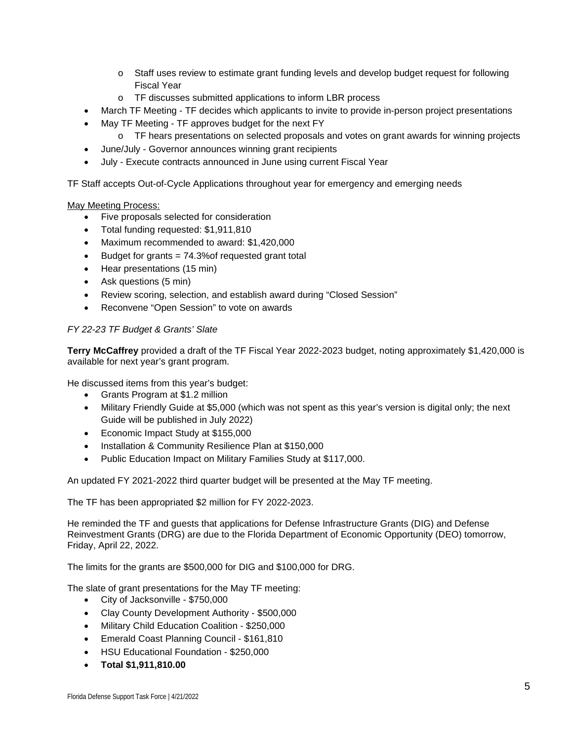- Staff uses review to estimate grant funding levels and develop budget request for following Fiscal Year
  - TF discusses submitted applications to inform LBR process
- March TF Meeting - TF decides which applicants to invite to provide in-person project presentations
- May TF Meeting - TF approves budget for the next FY
  - TF hears presentations on selected proposals and votes on grant awards for winning projects
- June/July - Governor announces winning grant recipients
- July - Execute contracts announced in June using current Fiscal Year

TF Staff accepts Out-of-Cycle Applications throughout year for emergency and emerging needs

<u>May Meeting Process:</u>

- Five proposals selected for consideration
- Total funding requested: $1,911,810
- Maximum recommended to award: $1,420,000
- Budget for grants = 74.3%of requested grant total
- Hear presentations (15 min)
- Ask questions (5 min)
- Review scoring, selection, and establish award during "Closed Session"
- Reconvene "Open Session" to vote on awards

*FY 22-23 TF Budget & Grants' Slate*

**Terry McCaffrey** provided a draft of the TF Fiscal Year 2022-2023 budget, noting approximately $1,420,000 is available for next year's grant program.

He discussed items from this year's budget:

- Grants Program at $1.2 million
- Military Friendly Guide at $5,000 (which was not spent as this year's version is digital only; the next Guide will be published in July 2022)
- Economic Impact Study at $155,000
- Installation & Community Resilience Plan at $150,000
- Public Education Impact on Military Families Study at $117,000.

An updated FY 2021-2022 third quarter budget will be presented at the May TF meeting.

The TF has been appropriated $2 million for FY 2022-2023.

He reminded the TF and guests that applications for Defense Infrastructure Grants (DIG) and Defense Reinvestment Grants (DRG) are due to the Florida Department of Economic Opportunity (DEO) tomorrow, Friday, April 22, 2022.

The limits for the grants are $500,000 for DIG and $100,000 for DRG.

The slate of grant presentations for the May TF meeting:

- City of Jacksonville - $750,000
- Clay County Development Authority - $500,000
- Military Child Education Coalition - $250,000
- Emerald Coast Planning Council - $161,810
- HSU Educational Foundation - $250,000
- **Total $1,911,810.00**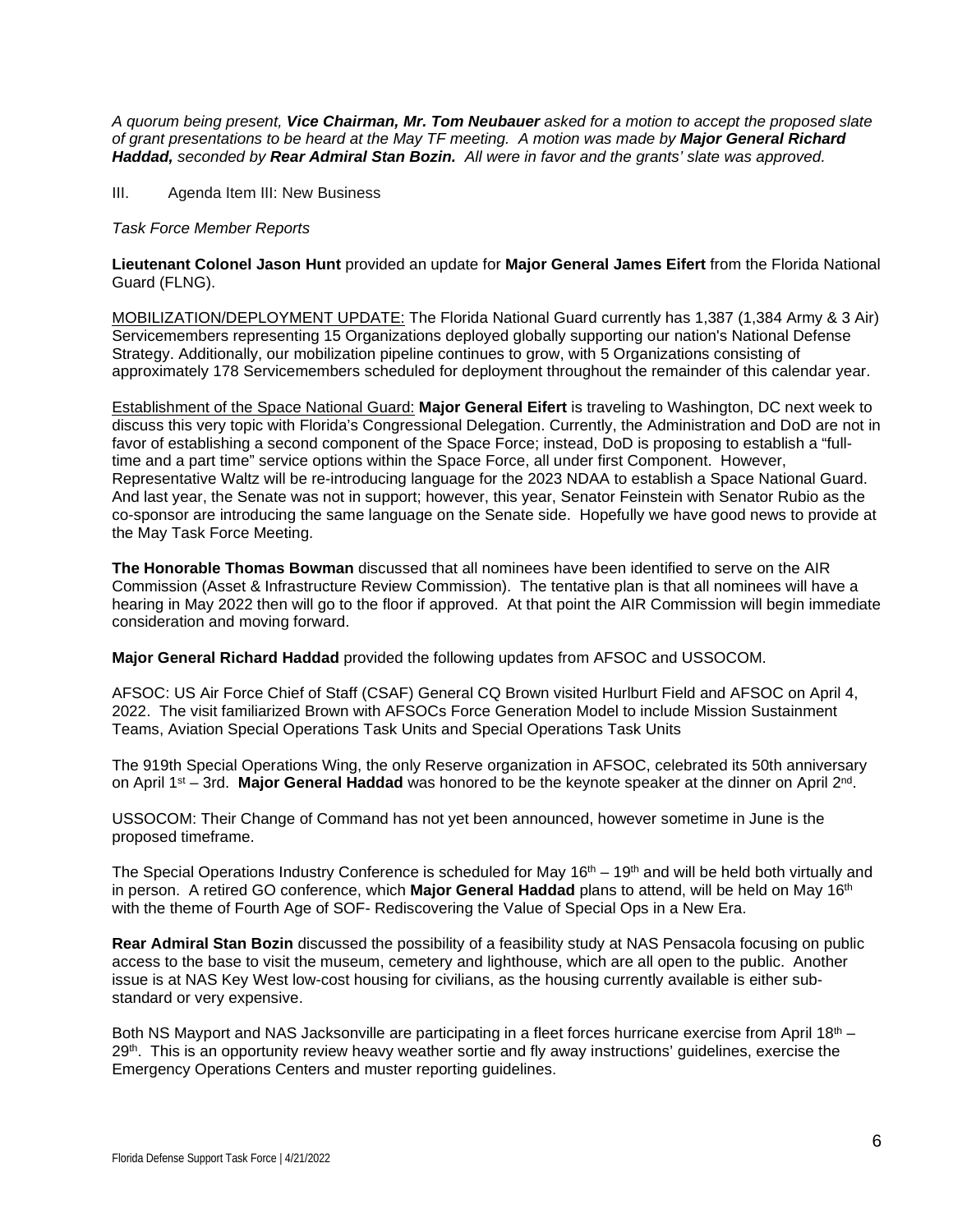*A quorum being present, **Vice Chairman, Mr. Tom Neubauer** asked for a motion to accept the proposed slate of grant presentations to be heard at the May TF meeting. A motion was made by **Major General Richard Haddad,** seconded by **Rear Admiral Stan Bozin.** All were in favor and the grants' slate was approved.*

III. Agenda Item III: New Business

*Task Force Member Reports*

**Lieutenant Colonel Jason Hunt** provided an update for **Major General James Eifert** from the Florida National Guard (FLNG).

MOBILIZATION/DEPLOYMENT UPDATE: The Florida National Guard currently has 1,387 (1,384 Army & 3 Air) Servicemembers representing 15 Organizations deployed globally supporting our nation's National Defense Strategy. Additionally, our mobilization pipeline continues to grow, with 5 Organizations consisting of approximately 178 Servicemembers scheduled for deployment throughout the remainder of this calendar year.

Establishment of the Space National Guard: **Major General Eifert** is traveling to Washington, DC next week to discuss this very topic with Florida's Congressional Delegation. Currently, the Administration and DoD are not in favor of establishing a second component of the Space Force; instead, DoD is proposing to establish a "full-time and a part time" service options within the Space Force, all under first Component. However, Representative Waltz will be re-introducing language for the 2023 NDAA to establish a Space National Guard. And last year, the Senate was not in support; however, this year, Senator Feinstein with Senator Rubio as the co-sponsor are introducing the same language on the Senate side. Hopefully we have good news to provide at the May Task Force Meeting.

**The Honorable Thomas Bowman** discussed that all nominees have been identified to serve on the AIR Commission (Asset & Infrastructure Review Commission). The tentative plan is that all nominees will have a hearing in May 2022 then will go to the floor if approved. At that point the AIR Commission will begin immediate consideration and moving forward.

**Major General Richard Haddad** provided the following updates from AFSOC and USSOCOM.

AFSOC: US Air Force Chief of Staff (CSAF) General CQ Brown visited Hurlburt Field and AFSOC on April 4, 2022. The visit familiarized Brown with AFSOCs Force Generation Model to include Mission Sustainment Teams, Aviation Special Operations Task Units and Special Operations Task Units

The 919th Special Operations Wing, the only Reserve organization in AFSOC, celebrated its 50th anniversary on April 1st – 3rd. **Major General Haddad** was honored to be the keynote speaker at the dinner on April 2nd.

USSOCOM: Their Change of Command has not yet been announced, however sometime in June is the proposed timeframe.

The Special Operations Industry Conference is scheduled for May 16th – 19th and will be held both virtually and in person. A retired GO conference, which **Major General Haddad** plans to attend, will be held on May 16th with the theme of Fourth Age of SOF- Rediscovering the Value of Special Ops in a New Era.

**Rear Admiral Stan Bozin** discussed the possibility of a feasibility study at NAS Pensacola focusing on public access to the base to visit the museum, cemetery and lighthouse, which are all open to the public. Another issue is at NAS Key West low-cost housing for civilians, as the housing currently available is either sub-standard or very expensive.

Both NS Mayport and NAS Jacksonville are participating in a fleet forces hurricane exercise from April 18th – 29th. This is an opportunity review heavy weather sortie and fly away instructions' guidelines, exercise the Emergency Operations Centers and muster reporting guidelines.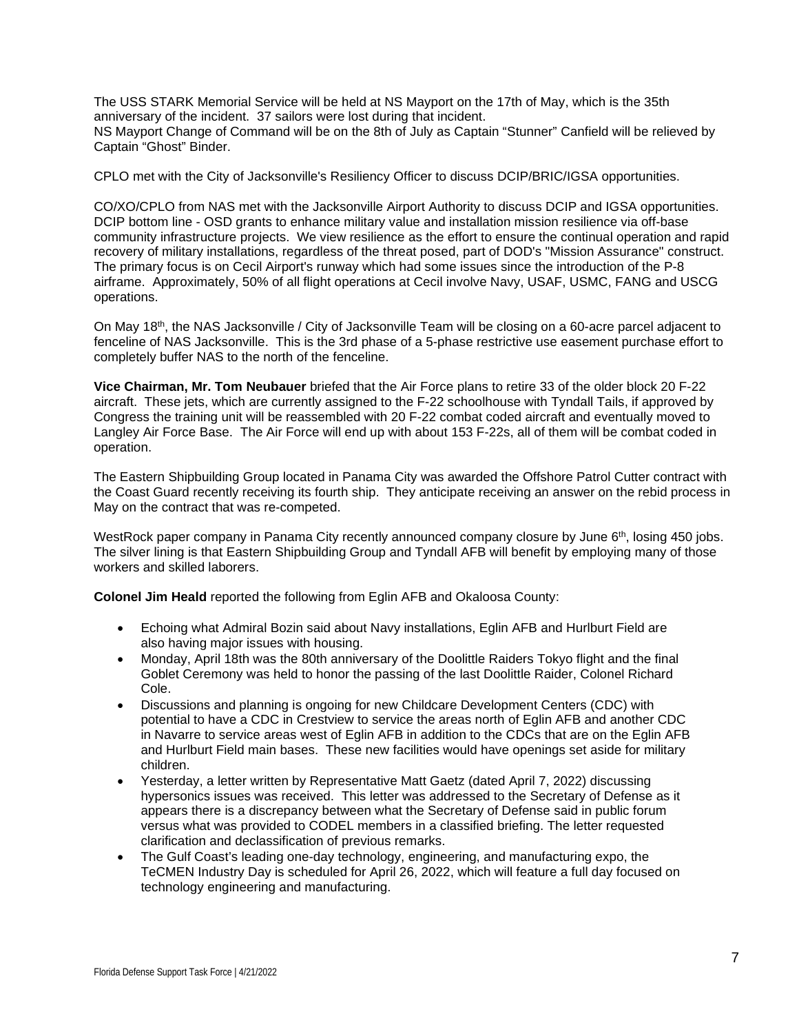The USS STARK Memorial Service will be held at NS Mayport on the 17th of May, which is the 35th anniversary of the incident. 37 sailors were lost during that incident.
NS Mayport Change of Command will be on the 8th of July as Captain “Stunner” Canfield will be relieved by Captain “Ghost” Binder.

CPLO met with the City of Jacksonville's Resiliency Officer to discuss DCIP/BRIC/IGSA opportunities.

CO/XO/CPLO from NAS met with the Jacksonville Airport Authority to discuss DCIP and IGSA opportunities. DCIP bottom line - OSD grants to enhance military value and installation mission resilience via off-base community infrastructure projects. We view resilience as the effort to ensure the continual operation and rapid recovery of military installations, regardless of the threat posed, part of DOD's "Mission Assurance" construct. The primary focus is on Cecil Airport's runway which had some issues since the introduction of the P-8 airframe. Approximately, 50% of all flight operations at Cecil involve Navy, USAF, USMC, FANG and USCG operations.

On May 18th, the NAS Jacksonville / City of Jacksonville Team will be closing on a 60-acre parcel adjacent to fenceline of NAS Jacksonville. This is the 3rd phase of a 5-phase restrictive use easement purchase effort to completely buffer NAS to the north of the fenceline.

**Vice Chairman, Mr. Tom Neubauer** briefed that the Air Force plans to retire 33 of the older block 20 F-22 aircraft. These jets, which are currently assigned to the F-22 schoolhouse with Tyndall Tails, if approved by Congress the training unit will be reassembled with 20 F-22 combat coded aircraft and eventually moved to Langley Air Force Base. The Air Force will end up with about 153 F-22s, all of them will be combat coded in operation.

The Eastern Shipbuilding Group located in Panama City was awarded the Offshore Patrol Cutter contract with the Coast Guard recently receiving its fourth ship. They anticipate receiving an answer on the rebid process in May on the contract that was re-competed.

WestRock paper company in Panama City recently announced company closure by June 6th, losing 450 jobs. The silver lining is that Eastern Shipbuilding Group and Tyndall AFB will benefit by employing many of those workers and skilled laborers.

**Colonel Jim Heald** reported the following from Eglin AFB and Okaloosa County:

- Echoing what Admiral Bozin said about Navy installations, Eglin AFB and Hurlburt Field are also having major issues with housing.
- Monday, April 18th was the 80th anniversary of the Doolittle Raiders Tokyo flight and the final Goblet Ceremony was held to honor the passing of the last Doolittle Raider, Colonel Richard Cole.
- Discussions and planning is ongoing for new Childcare Development Centers (CDC) with potential to have a CDC in Crestview to service the areas north of Eglin AFB and another CDC in Navarre to service areas west of Eglin AFB in addition to the CDCs that are on the Eglin AFB and Hurlburt Field main bases. These new facilities would have openings set aside for military children.
- Yesterday, a letter written by Representative Matt Gaetz (dated April 7, 2022) discussing hypersonics issues was received. This letter was addressed to the Secretary of Defense as it appears there is a discrepancy between what the Secretary of Defense said in public forum versus what was provided to CODEL members in a classified briefing. The letter requested clarification and declassification of previous remarks.
- The Gulf Coast’s leading one-day technology, engineering, and manufacturing expo, the TeCMEN Industry Day is scheduled for April 26, 2022, which will feature a full day focused on technology engineering and manufacturing.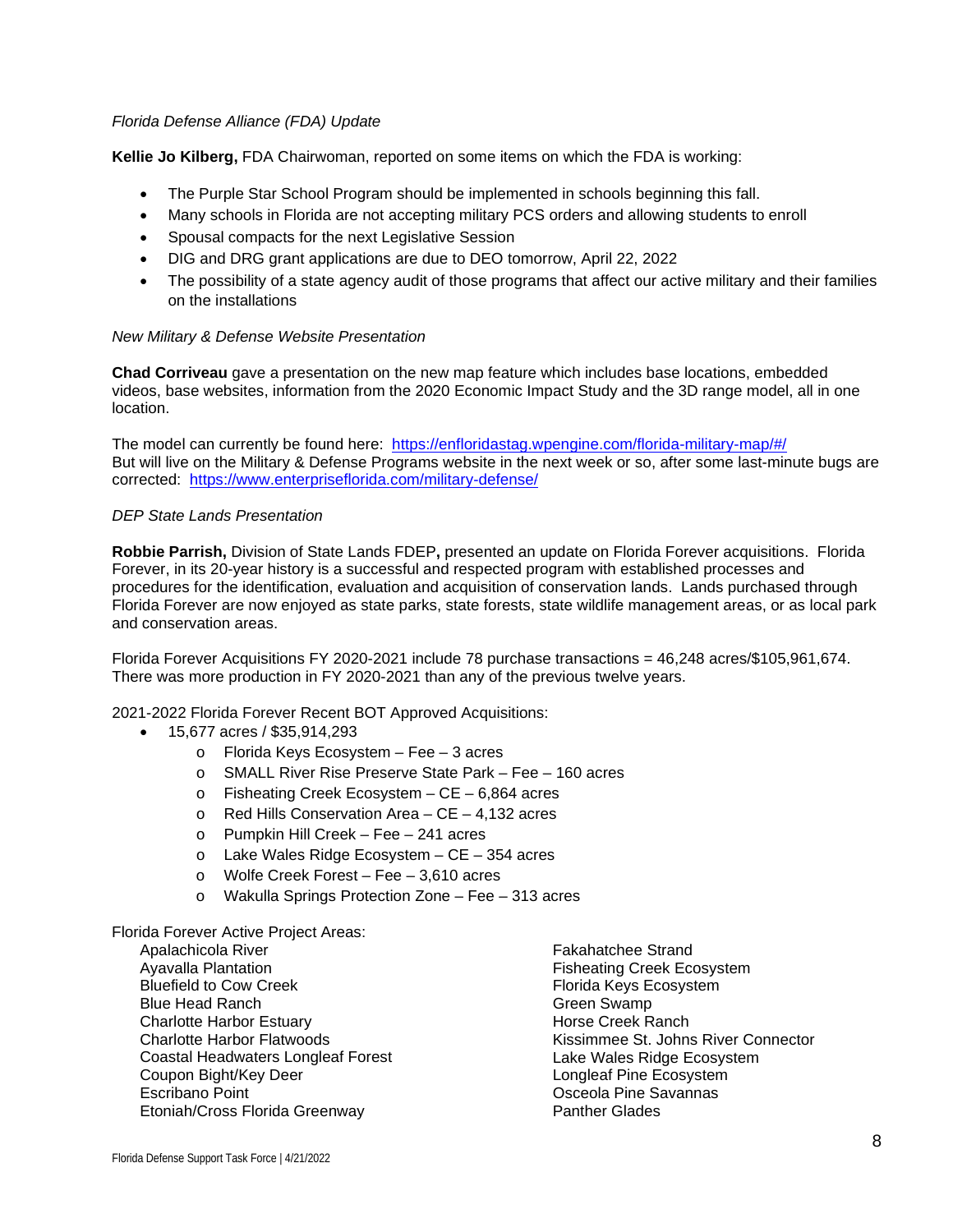*Florida Defense Alliance (FDA) Update*

**Kellie Jo Kilberg,** FDA Chairwoman, reported on some items on which the FDA is working:

- The Purple Star School Program should be implemented in schools beginning this fall.
- Many schools in Florida are not accepting military PCS orders and allowing students to enroll
- Spousal compacts for the next Legislative Session
- DIG and DRG grant applications are due to DEO tomorrow, April 22, 2022
- The possibility of a state agency audit of those programs that affect our active military and their families on the installations

*New Military & Defense Website Presentation*

**Chad Corriveau** gave a presentation on the new map feature which includes base locations, embedded videos, base websites, information from the 2020 Economic Impact Study and the 3D range model, all in one location.

The model can currently be found here: https://enfloridastag.wpengine.com/florida-military-map/#/
But will live on the Military & Defense Programs website in the next week or so, after some last-minute bugs are corrected: https://www.enterpriseflorida.com/military-defense/

*DEP State Lands Presentation*

**Robbie Parrish,** Division of State Lands FDEP**,** presented an update on Florida Forever acquisitions. Florida Forever, in its 20-year history is a successful and respected program with established processes and procedures for the identification, evaluation and acquisition of conservation lands. Lands purchased through Florida Forever are now enjoyed as state parks, state forests, state wildlife management areas, or as local park and conservation areas.

Florida Forever Acquisitions FY 2020-2021 include 78 purchase transactions = 46,248 acres/$105,961,674. There was more production in FY 2020-2021 than any of the previous twelve years.

2021-2022 Florida Forever Recent BOT Approved Acquisitions:

- 15,677 acres / $35,914,293
  - Florida Keys Ecosystem – Fee – 3 acres
  - SMALL River Rise Preserve State Park – Fee – 160 acres
  - Fisheating Creek Ecosystem – CE – 6,864 acres
  - Red Hills Conservation Area – CE – 4,132 acres
  - Pumpkin Hill Creek – Fee – 241 acres
  - Lake Wales Ridge Ecosystem – CE – 354 acres
  - Wolfe Creek Forest – Fee – 3,610 acres
  - Wakulla Springs Protection Zone – Fee – 313 acres

Florida Forever Active Project Areas:

Apalachicola River
Ayavalla Plantation
Bluefield to Cow Creek
Blue Head Ranch
Charlotte Harbor Estuary
Charlotte Harbor Flatwoods
Coastal Headwaters Longleaf Forest
Coupon Bight/Key Deer
Escribano Point
Etoniah/Cross Florida Greenway
Fakahatchee Strand
Fisheating Creek Ecosystem
Florida Keys Ecosystem
Green Swamp
Horse Creek Ranch
Kissimmee St. Johns River Connector
Lake Wales Ridge Ecosystem
Longleaf Pine Ecosystem
Osceola Pine Savannas
Panther Glades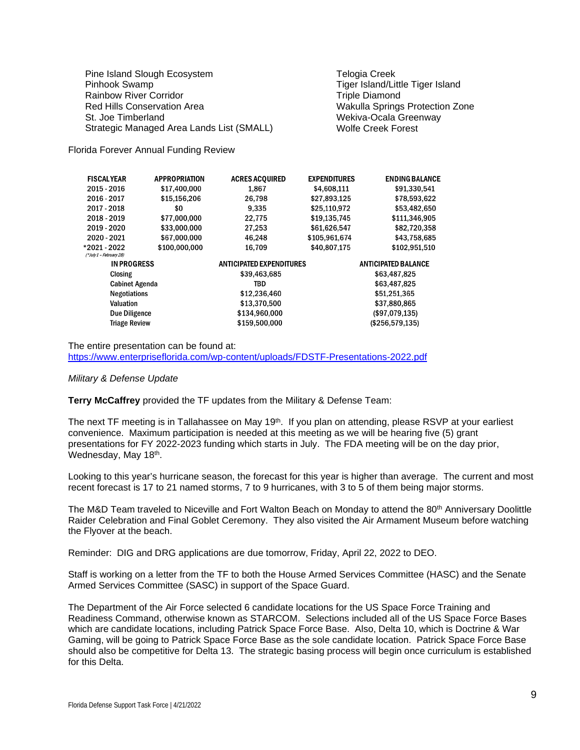Pine Island Slough Ecosystem
Pinhook Swamp
Rainbow River Corridor
Red Hills Conservation Area
St. Joe Timberland
Strategic Managed Area Lands List (SMALL)
Telogia Creek
Tiger Island/Little Tiger Island
Triple Diamond
Wakulla Springs Protection Zone
Wekiva-Ocala Greenway
Wolfe Creek Forest

Florida Forever Annual Funding Review

| FISCAL YEAR | APPROPRIATION | ACRES ACQUIRED | EXPENDITURES | ENDING BALANCE |
|---|---|---|---|---|
| 2015 - 2016 | $17,400,000 | 1,867 | $4,608,111 | $91,330,541 |
| 2016 - 2017 | $15,156,206 | 26,798 | $27,893,125 | $78,593,622 |
| 2017 - 2018 | $0 | 9,335 | $25,110,972 | $53,482,650 |
| 2018 - 2019 | $77,000,000 | 22,775 | $19,135,745 | $111,346,905 |
| 2019 - 2020 | $33,000,000 | 27,253 | $61,626,547 | $82,720,358 |
| 2020 - 2021 | $67,000,000 | 46,248 | $105,961,674 | $43,758,685 |
| *2021 - 2022 (*July 1 – February 28) | $100,000,000 | 16,709 | $40,807,175 | $102,951,510 |

| IN PROGRESS | ANTICIPATED EXPENDITURES | ANTICIPATED BALANCE |
|---|---|---|
| Closing | $39,463,685 | $63,487,825 |
| Cabinet Agenda | TBD | $63,487,825 |
| Negotiations | $12,236,460 | $51,251,365 |
| Valuation | $13,370,500 | $37,880,865 |
| Due Diligence | $134,960,000 | ($97,079,135) |
| Triage Review | $159,500,000 | ($256,579,135) |

The entire presentation can be found at:
https://www.enterpriseflorida.com/wp-content/uploads/FDSTF-Presentations-2022.pdf

*Military & Defense Update*

**Terry McCaffrey** provided the TF updates from the Military & Defense Team:

The next TF meeting is in Tallahassee on May 19th. If you plan on attending, please RSVP at your earliest convenience. Maximum participation is needed at this meeting as we will be hearing five (5) grant presentations for FY 2022-2023 funding which starts in July. The FDA meeting will be on the day prior, Wednesday, May 18th.

Looking to this year's hurricane season, the forecast for this year is higher than average. The current and most recent forecast is 17 to 21 named storms, 7 to 9 hurricanes, with 3 to 5 of them being major storms.

The M&D Team traveled to Niceville and Fort Walton Beach on Monday to attend the 80th Anniversary Doolittle Raider Celebration and Final Goblet Ceremony. They also visited the Air Armament Museum before watching the Flyover at the beach.

Reminder: DIG and DRG applications are due tomorrow, Friday, April 22, 2022 to DEO.

Staff is working on a letter from the TF to both the House Armed Services Committee (HASC) and the Senate Armed Services Committee (SASC) in support of the Space Guard.

The Department of the Air Force selected 6 candidate locations for the US Space Force Training and Readiness Command, otherwise known as STARCOM. Selections included all of the US Space Force Bases which are candidate locations, including Patrick Space Force Base. Also, Delta 10, which is Doctrine & War Gaming, will be going to Patrick Space Force Base as the sole candidate location. Patrick Space Force Base should also be competitive for Delta 13. The strategic basing process will begin once curriculum is established for this Delta.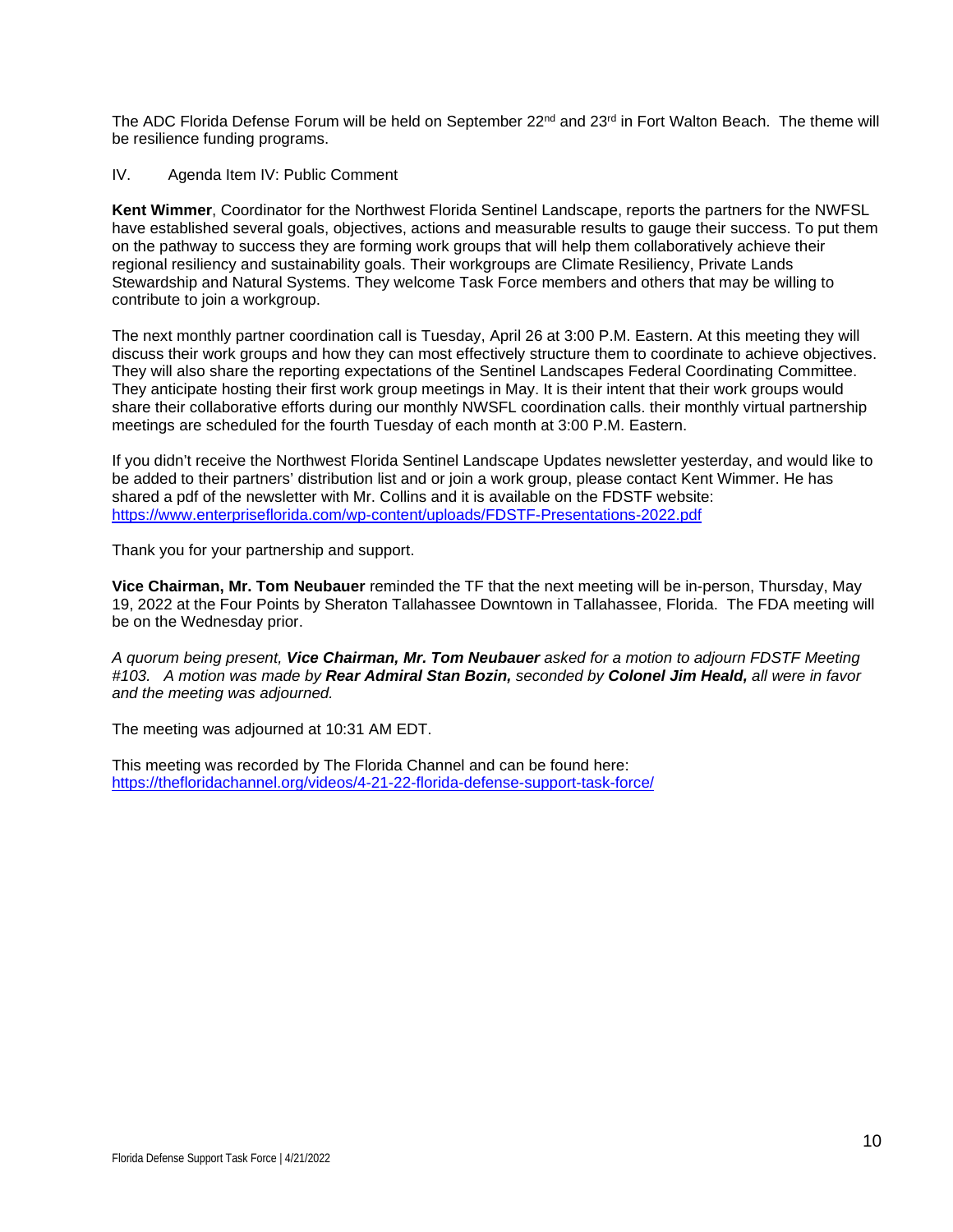The ADC Florida Defense Forum will be held on September 22nd and 23rd in Fort Walton Beach. The theme will be resilience funding programs.

IV. Agenda Item IV: Public Comment

**Kent Wimmer**, Coordinator for the Northwest Florida Sentinel Landscape, reports the partners for the NWFSL have established several goals, objectives, actions and measurable results to gauge their success. To put them on the pathway to success they are forming work groups that will help them collaboratively achieve their regional resiliency and sustainability goals. Their workgroups are Climate Resiliency, Private Lands Stewardship and Natural Systems. They welcome Task Force members and others that may be willing to contribute to join a workgroup.

The next monthly partner coordination call is Tuesday, April 26 at 3:00 P.M. Eastern. At this meeting they will discuss their work groups and how they can most effectively structure them to coordinate to achieve objectives. They will also share the reporting expectations of the Sentinel Landscapes Federal Coordinating Committee. They anticipate hosting their first work group meetings in May. It is their intent that their work groups would share their collaborative efforts during our monthly NWSFL coordination calls. their monthly virtual partnership meetings are scheduled for the fourth Tuesday of each month at 3:00 P.M. Eastern.

If you didn't receive the Northwest Florida Sentinel Landscape Updates newsletter yesterday, and would like to be added to their partners' distribution list and or join a work group, please contact Kent Wimmer. He has shared a pdf of the newsletter with Mr. Collins and it is available on the FDSTF website: https://www.enterpriseflorida.com/wp-content/uploads/FDSTF-Presentations-2022.pdf

Thank you for your partnership and support.

**Vice Chairman, Mr. Tom Neubauer** reminded the TF that the next meeting will be in-person, Thursday, May 19, 2022 at the Four Points by Sheraton Tallahassee Downtown in Tallahassee, Florida. The FDA meeting will be on the Wednesday prior.

*A quorum being present, **Vice Chairman, Mr. Tom Neubauer** asked for a motion to adjourn FDSTF Meeting #103. A motion was made by **Rear Admiral Stan Bozin,** seconded by **Colonel Jim Heald,** all were in favor and the meeting was adjourned.*

The meeting was adjourned at 10:31 AM EDT.

This meeting was recorded by The Florida Channel and can be found here: https://thefloridachannel.org/videos/4-21-22-florida-defense-support-task-force/